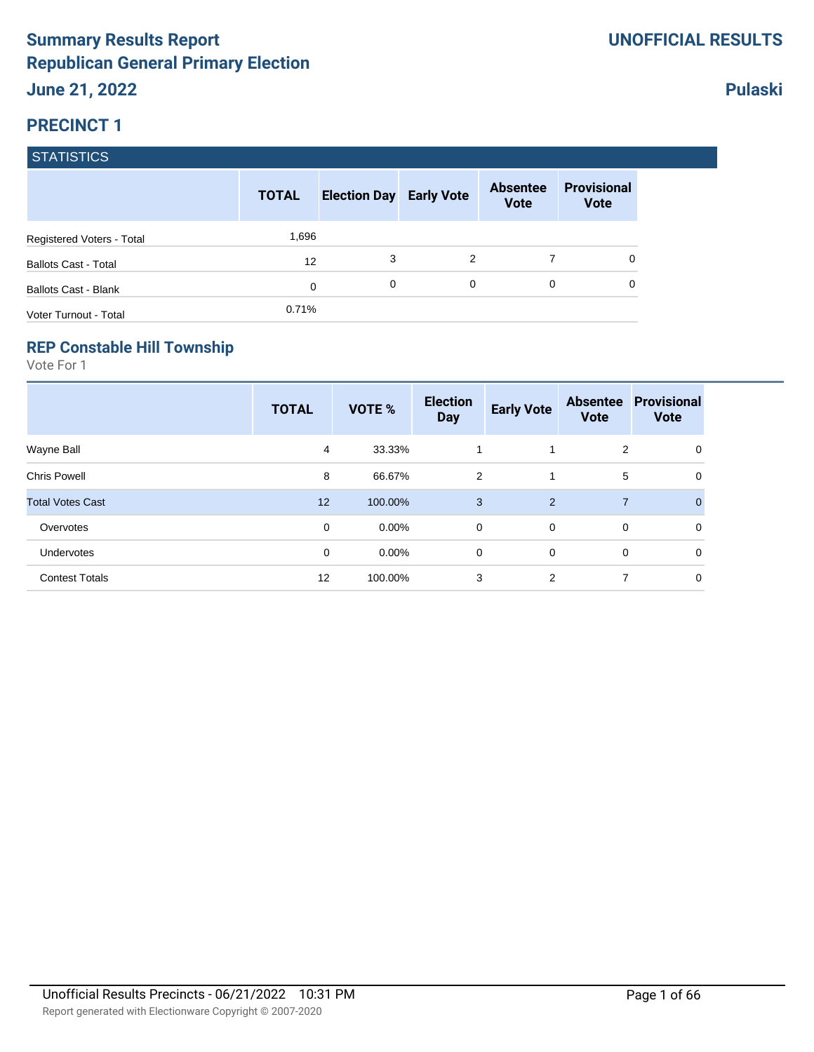# Summary Results Report
# Republican General Primary Election
## June 21, 2022

**UNOFFICIAL RESULTS**

**Pulaski**

## PRECINCT 1

### STATISTICS

| | TOTAL | Election Day | Early Vote | Absentee Vote | Provisional Vote |
|---|---|---|---|---|---|
| Registered Voters - Total | 1,696 | | | | |
| Ballots Cast - Total | 12 | 3 | 2 | 7 | 0 |
| Ballots Cast - Blank | 0 | 0 | 0 | 0 | 0 |
| Voter Turnout - Total | 0.71% | | | | |

### REP Constable Hill Township

Vote For 1

| | TOTAL | VOTE % | Election Day | Early Vote | Absentee Vote | Provisional Vote |
|---|---|---|---|---|---|---|
| Wayne Ball | 4 | 33.33% | 1 | 1 | 2 | 0 |
| Chris Powell | 8 | 66.67% | 2 | 1 | 5 | 0 |
| Total Votes Cast | 12 | 100.00% | 3 | 2 | 7 | 0 |
| Overvotes | 0 | 0.00% | 0 | 0 | 0 | 0 |
| Undervotes | 0 | 0.00% | 0 | 0 | 0 | 0 |
| Contest Totals | 12 | 100.00% | 3 | 2 | 7 | 0 |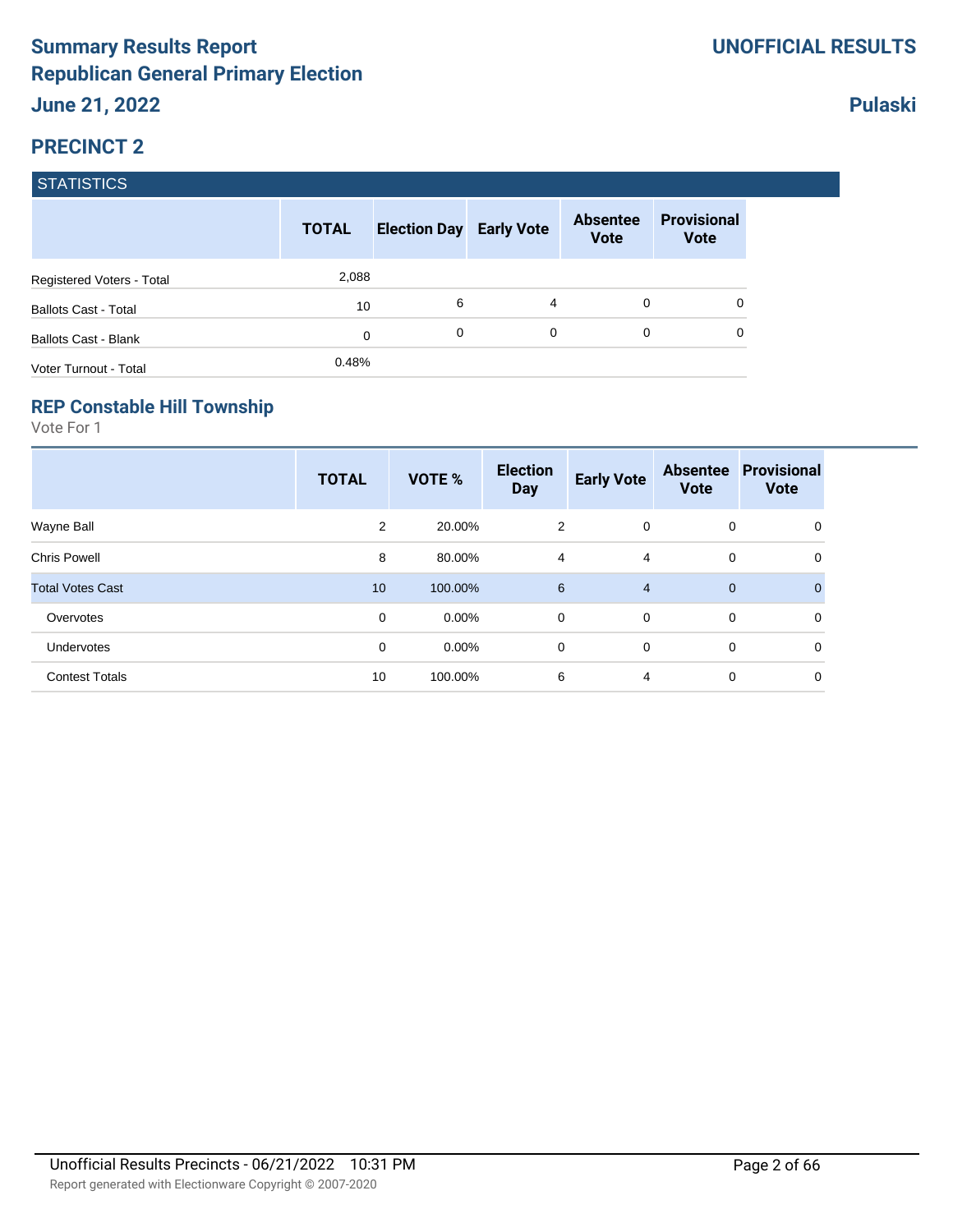# Summary Results Report
## Republican General Primary Election

**June 21, 2022**

**UNOFFICIAL RESULTS**

**Pulaski**

## PRECINCT 2

### STATISTICS

| | TOTAL | Election Day | Early Vote | Absentee Vote | Provisional Vote |
|---|---|---|---|---|---|
| Registered Voters - Total | 2,088 | | | | |
| Ballots Cast - Total | 10 | 6 | 4 | 0 | 0 |
| Ballots Cast - Blank | 0 | 0 | 0 | 0 | 0 |
| Voter Turnout - Total | 0.48% | | | | |

### REP Constable Hill Township

Vote For 1

| | TOTAL | VOTE % | Election Day | Early Vote | Absentee Vote | Provisional Vote |
|---|---|---|---|---|---|---|
| Wayne Ball | 2 | 20.00% | 2 | 0 | 0 | 0 |
| Chris Powell | 8 | 80.00% | 4 | 4 | 0 | 0 |
| Total Votes Cast | 10 | 100.00% | 6 | 4 | 0 | 0 |
| Overvotes | 0 | 0.00% | 0 | 0 | 0 | 0 |
| Undervotes | 0 | 0.00% | 0 | 0 | 0 | 0 |
| Contest Totals | 10 | 100.00% | 6 | 4 | 0 | 0 |

Unofficial Results Precincts - 06/21/2022 10:31 PM

Report generated with Electionware Copyright © 2007-2020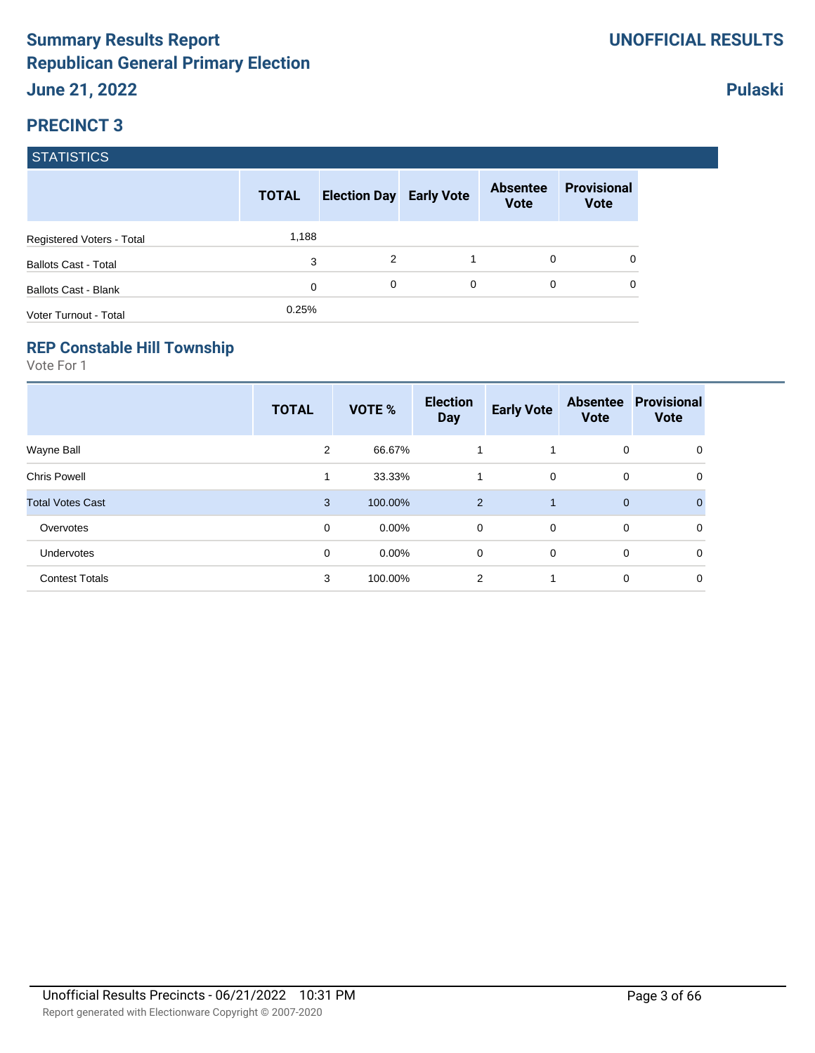# Summary Results Report
# Republican General Primary Election
## June 21, 2022

**UNOFFICIAL RESULTS**

**Pulaski**

## PRECINCT 3

### STATISTICS

| | TOTAL | Election Day | Early Vote | Absentee Vote | Provisional Vote |
|---|---|---|---|---|---|
| Registered Voters - Total | 1,188 | | | | |
| Ballots Cast - Total | 3 | 2 | 1 | 0 | 0 |
| Ballots Cast - Blank | 0 | 0 | 0 | 0 | 0 |
| Voter Turnout - Total | 0.25% | | | | |

### REP Constable Hill Township

Vote For 1

| | TOTAL | VOTE % | Election Day | Early Vote | Absentee Vote | Provisional Vote |
|---|---|---|---|---|---|---|
| Wayne Ball | 2 | 66.67% | 1 | 1 | 0 | 0 |
| Chris Powell | 1 | 33.33% | 1 | 0 | 0 | 0 |
| Total Votes Cast | 3 | 100.00% | 2 | 1 | 0 | 0 |
| Overvotes | 0 | 0.00% | 0 | 0 | 0 | 0 |
| Undervotes | 0 | 0.00% | 0 | 0 | 0 | 0 |
| Contest Totals | 3 | 100.00% | 2 | 1 | 0 | 0 |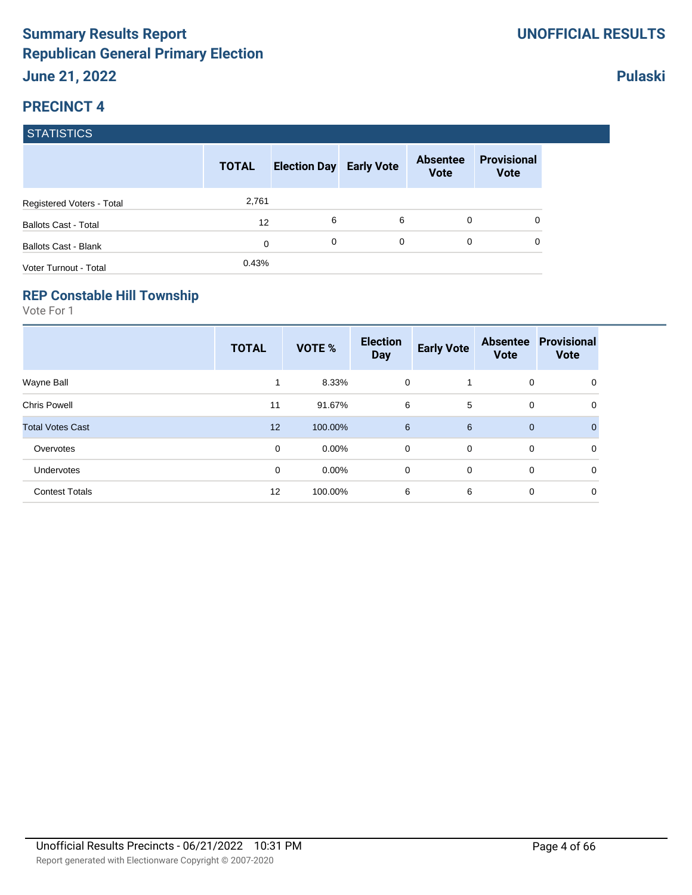# Summary Results Report

## Republican General Primary Election

**June 21, 2022**

**UNOFFICIAL RESULTS**

**Pulaski**

## PRECINCT 4

### STATISTICS

| | TOTAL | Election Day | Early Vote | Absentee Vote | Provisional Vote |
|---|---|---|---|---|---|
| Registered Voters - Total | 2,761 | | | | |
| Ballots Cast - Total | 12 | 6 | 6 | 0 | 0 |
| Ballots Cast - Blank | 0 | 0 | 0 | 0 | 0 |
| Voter Turnout - Total | 0.43% | | | | |

### REP Constable Hill Township

Vote For 1

| | TOTAL | VOTE % | Election Day | Early Vote | Absentee Vote | Provisional Vote |
|---|---|---|---|---|---|---|
| Wayne Ball | 1 | 8.33% | 0 | 1 | 0 | 0 |
| Chris Powell | 11 | 91.67% | 6 | 5 | 0 | 0 |
| Total Votes Cast | 12 | 100.00% | 6 | 6 | 0 | 0 |
| Overvotes | 0 | 0.00% | 0 | 0 | 0 | 0 |
| Undervotes | 0 | 0.00% | 0 | 0 | 0 | 0 |
| Contest Totals | 12 | 100.00% | 6 | 6 | 0 | 0 |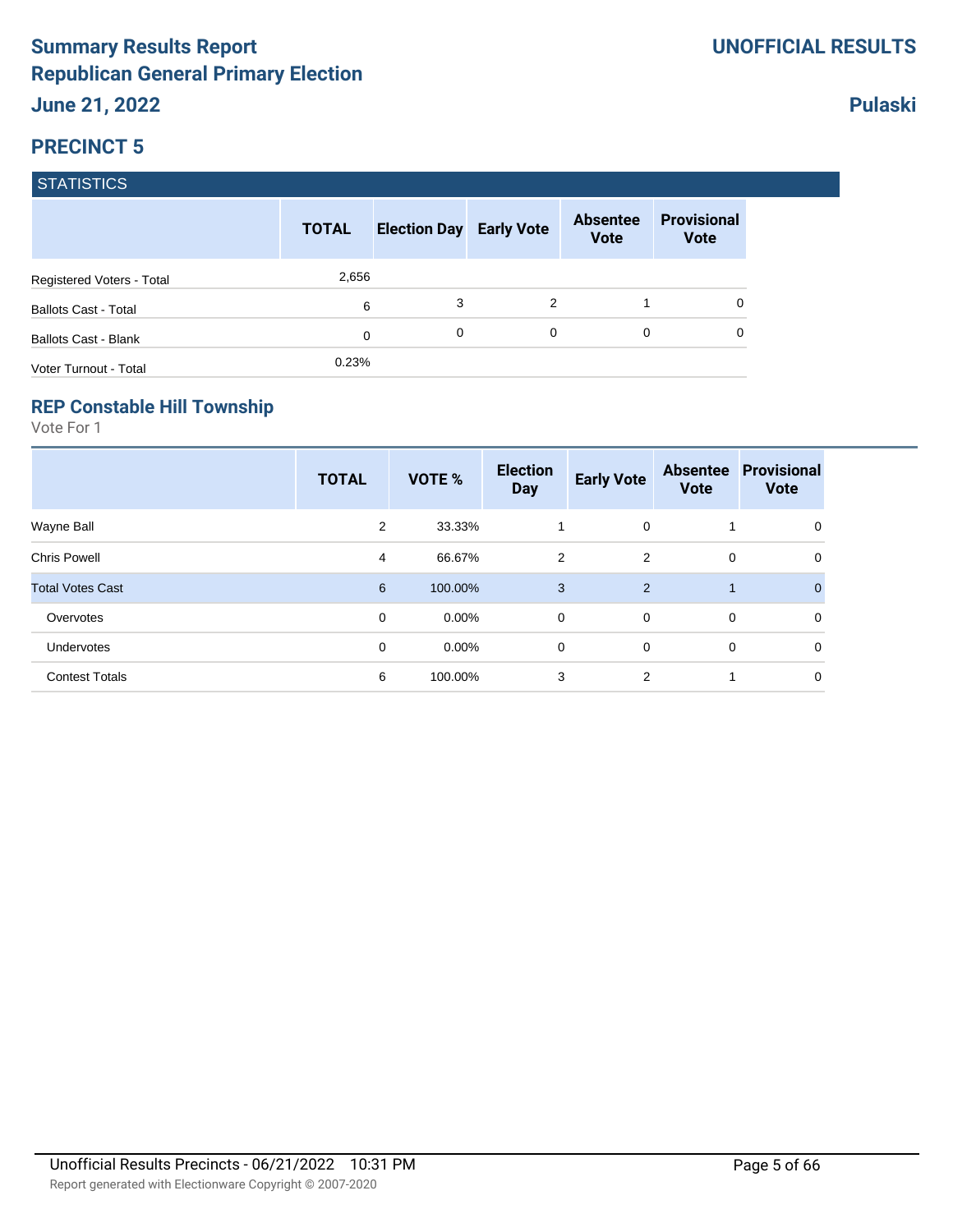# Summary Results Report
# Republican General Primary Election
# June 21, 2022

**UNOFFICIAL RESULTS**

**Pulaski**

## PRECINCT 5

### STATISTICS

| | TOTAL | Election Day | Early Vote | Absentee Vote | Provisional Vote |
|---|---|---|---|---|---|
| Registered Voters - Total | 2,656 | | | | |
| Ballots Cast - Total | 6 | 3 | 2 | 1 | 0 |
| Ballots Cast - Blank | 0 | 0 | 0 | 0 | 0 |
| Voter Turnout - Total | 0.23% | | | | |

### REP Constable Hill Township

Vote For 1

| | TOTAL | VOTE % | Election Day | Early Vote | Absentee Vote | Provisional Vote |
|---|---|---|---|---|---|---|
| Wayne Ball | 2 | 33.33% | 1 | 0 | 1 | 0 |
| Chris Powell | 4 | 66.67% | 2 | 2 | 0 | 0 |
| Total Votes Cast | 6 | 100.00% | 3 | 2 | 1 | 0 |
| Overvotes | 0 | 0.00% | 0 | 0 | 0 | 0 |
| Undervotes | 0 | 0.00% | 0 | 0 | 0 | 0 |
| Contest Totals | 6 | 100.00% | 3 | 2 | 1 | 0 |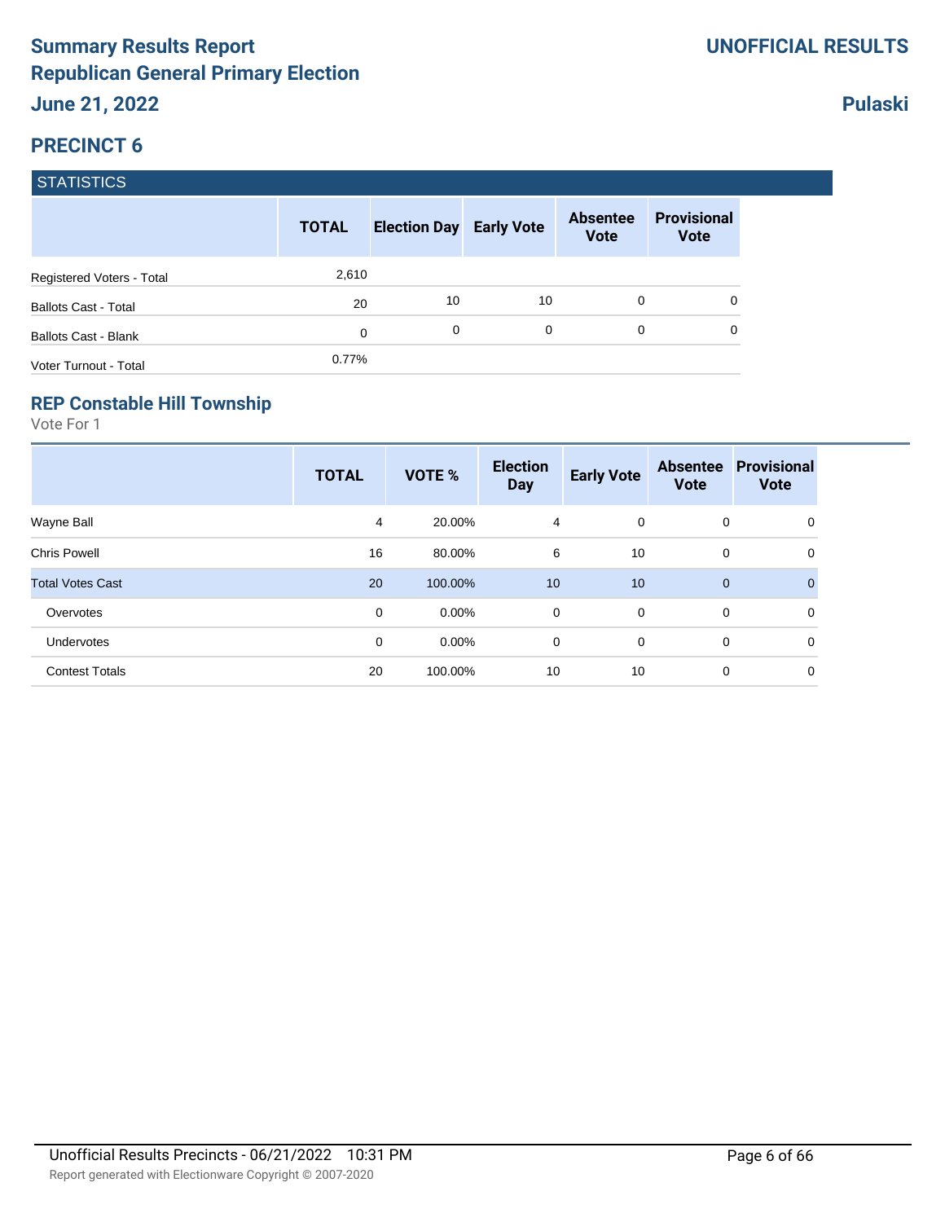# Summary Results Report
## Republican General Primary Election
### June 21, 2022

**UNOFFICIAL RESULTS**

**Pulaski**

## PRECINCT 6

| STATISTICS | TOTAL | Election Day | Early Vote | Absentee Vote | Provisional Vote |
|---|---|---|---|---|---|
| Registered Voters - Total | 2,610 | | | | |
| Ballots Cast - Total | 20 | 10 | 10 | 0 | 0 |
| Ballots Cast - Blank | 0 | 0 | 0 | 0 | 0 |
| Voter Turnout - Total | 0.77% | | | | |

### REP Constable Hill Township

Vote For 1

| | TOTAL | VOTE % | Election Day | Early Vote | Absentee Vote | Provisional Vote |
|---|---|---|---|---|---|---|
| Wayne Ball | 4 | 20.00% | 4 | 0 | 0 | 0 |
| Chris Powell | 16 | 80.00% | 6 | 10 | 0 | 0 |
| Total Votes Cast | 20 | 100.00% | 10 | 10 | 0 | 0 |
| Overvotes | 0 | 0.00% | 0 | 0 | 0 | 0 |
| Undervotes | 0 | 0.00% | 0 | 0 | 0 | 0 |
| Contest Totals | 20 | 100.00% | 10 | 10 | 0 | 0 |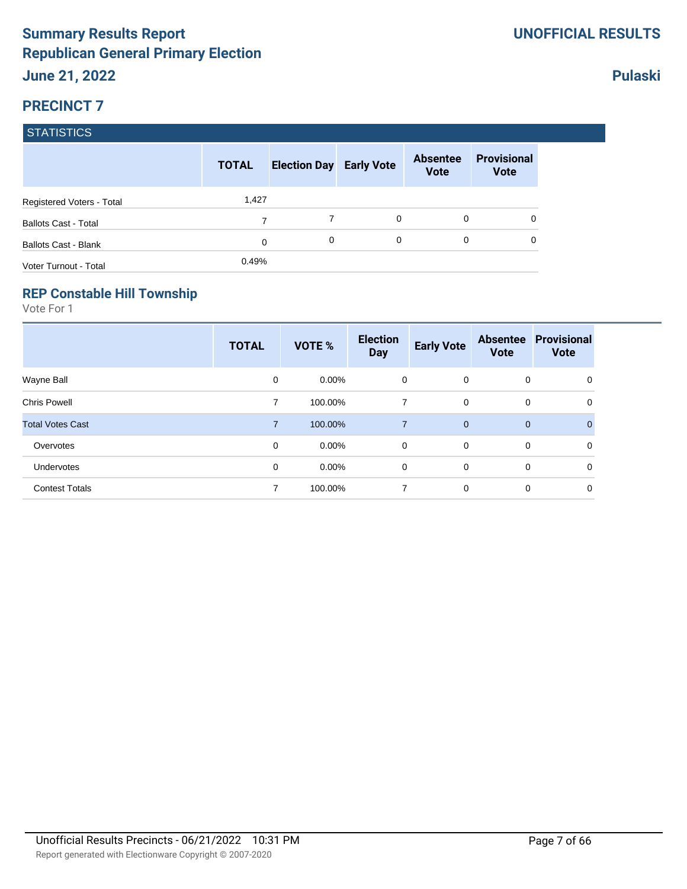# Summary Results Report
# Republican General Primary Election
## June 21, 2022

**UNOFFICIAL RESULTS**

**Pulaski**

## PRECINCT 7

### STATISTICS

| | TOTAL | Election Day | Early Vote | Absentee Vote | Provisional Vote |
|---|---|---|---|---|---|
| Registered Voters - Total | 1,427 | | | | |
| Ballots Cast - Total | 7 | 7 | 0 | 0 | 0 |
| Ballots Cast - Blank | 0 | 0 | 0 | 0 | 0 |
| Voter Turnout - Total | 0.49% | | | | |

### REP Constable Hill Township

Vote For 1

| | TOTAL | VOTE % | Election Day | Early Vote | Absentee Vote | Provisional Vote |
|---|---|---|---|---|---|---|
| Wayne Ball | 0 | 0.00% | 0 | 0 | 0 | 0 |
| Chris Powell | 7 | 100.00% | 7 | 0 | 0 | 0 |
| Total Votes Cast | 7 | 100.00% | 7 | 0 | 0 | 0 |
| Overvotes | 0 | 0.00% | 0 | 0 | 0 | 0 |
| Undervotes | 0 | 0.00% | 0 | 0 | 0 | 0 |
| Contest Totals | 7 | 100.00% | 7 | 0 | 0 | 0 |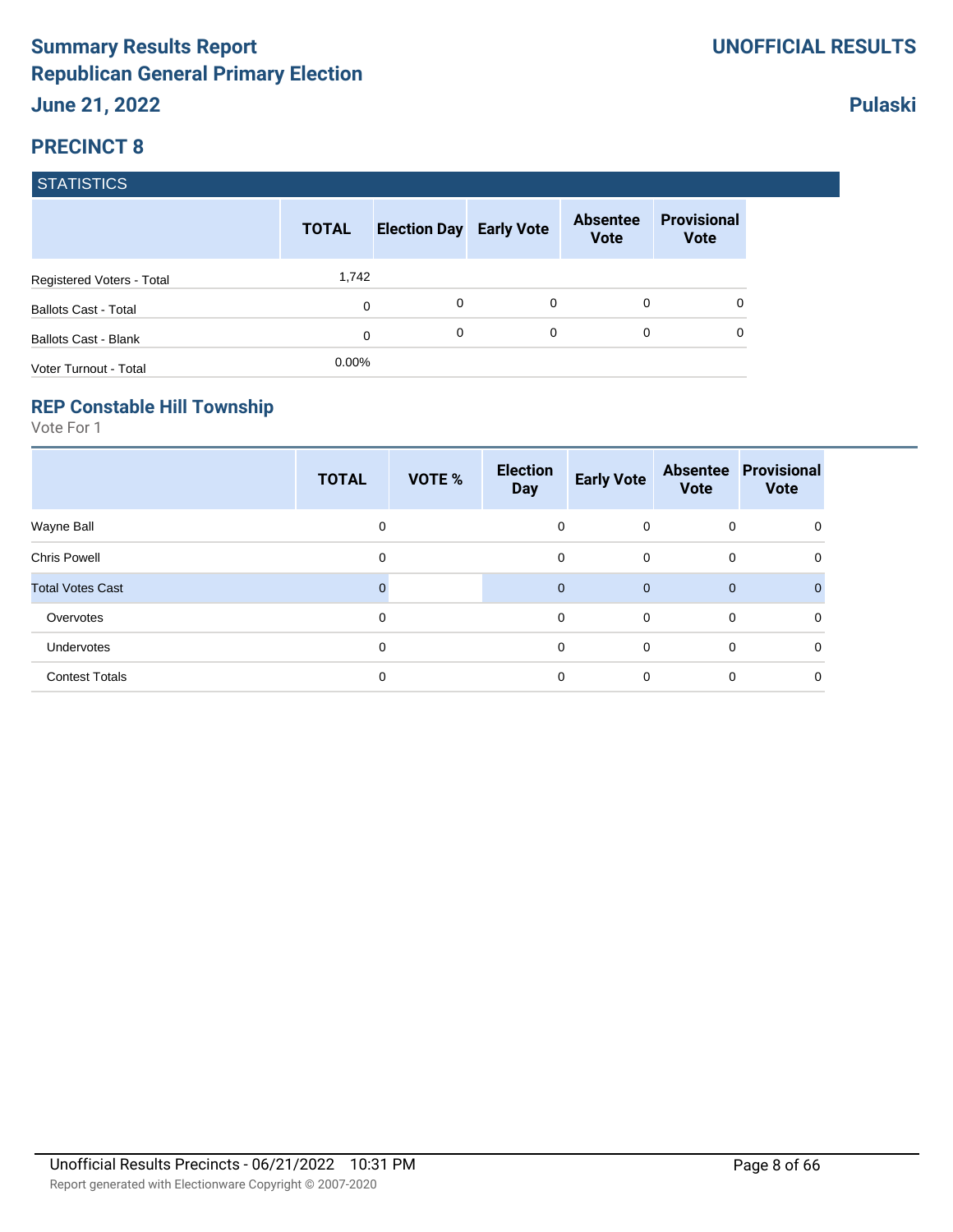# Summary Results Report
## Republican General Primary Election
### June 21, 2022

**UNOFFICIAL RESULTS**

**Pulaski**

## PRECINCT 8

### STATISTICS

| | TOTAL | Election Day | Early Vote | Absentee Vote | Provisional Vote |
|---|---|---|---|---|---|
| Registered Voters - Total | 1,742 | | | | |
| Ballots Cast - Total | 0 | 0 | 0 | 0 | 0 |
| Ballots Cast - Blank | 0 | 0 | 0 | 0 | 0 |
| Voter Turnout - Total | 0.00% | | | | |

### REP Constable Hill Township

Vote For 1

| | TOTAL | VOTE % | Election Day | Early Vote | Absentee Vote | Provisional Vote |
|---|---|---|---|---|---|---|
| Wayne Ball | 0 | | 0 | 0 | 0 | 0 |
| Chris Powell | 0 | | 0 | 0 | 0 | 0 |
| Total Votes Cast | 0 | | 0 | 0 | 0 | 0 |
| Overvotes | 0 | | 0 | 0 | 0 | 0 |
| Undervotes | 0 | | 0 | 0 | 0 | 0 |
| Contest Totals | 0 | | 0 | 0 | 0 | 0 |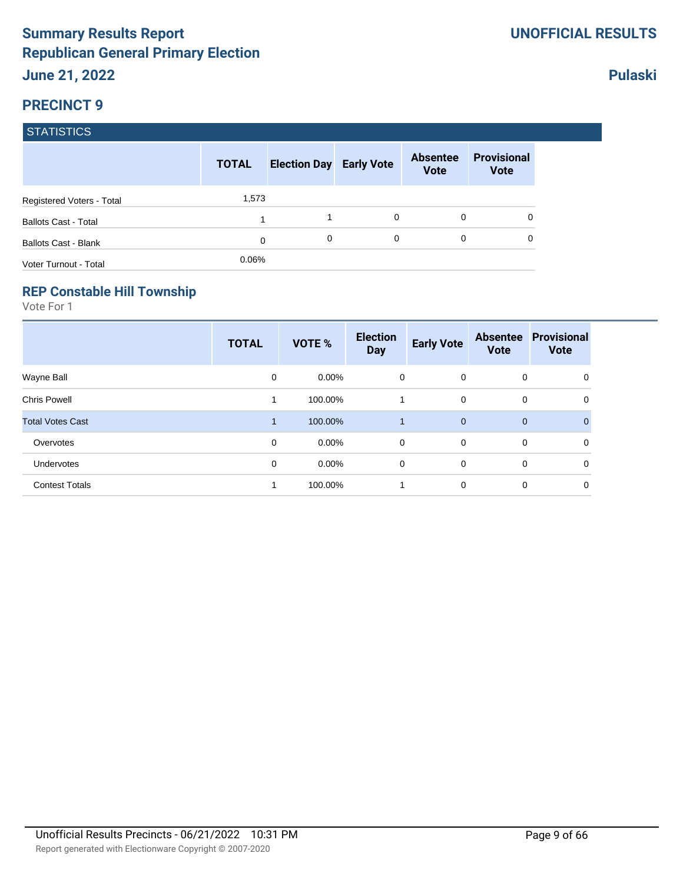# Summary Results Report
# Republican General Primary Election
## June 21, 2022

**UNOFFICIAL RESULTS**

**Pulaski**

## PRECINCT 9

### STATISTICS

| | TOTAL | Election Day | Early Vote | Absentee Vote | Provisional Vote |
|---|---|---|---|---|---|
| Registered Voters - Total | 1,573 | | | | |
| Ballots Cast - Total | 1 | 1 | 0 | 0 | 0 |
| Ballots Cast - Blank | 0 | 0 | 0 | 0 | 0 |
| Voter Turnout - Total | 0.06% | | | | |

### REP Constable Hill Township

Vote For 1

| | TOTAL | VOTE % | Election Day | Early Vote | Absentee Vote | Provisional Vote |
|---|---|---|---|---|---|---|
| Wayne Ball | 0 | 0.00% | 0 | 0 | 0 | 0 |
| Chris Powell | 1 | 100.00% | 1 | 0 | 0 | 0 |
| Total Votes Cast | 1 | 100.00% | 1 | 0 | 0 | 0 |
| Overvotes | 0 | 0.00% | 0 | 0 | 0 | 0 |
| Undervotes | 0 | 0.00% | 0 | 0 | 0 | 0 |
| Contest Totals | 1 | 100.00% | 1 | 0 | 0 | 0 |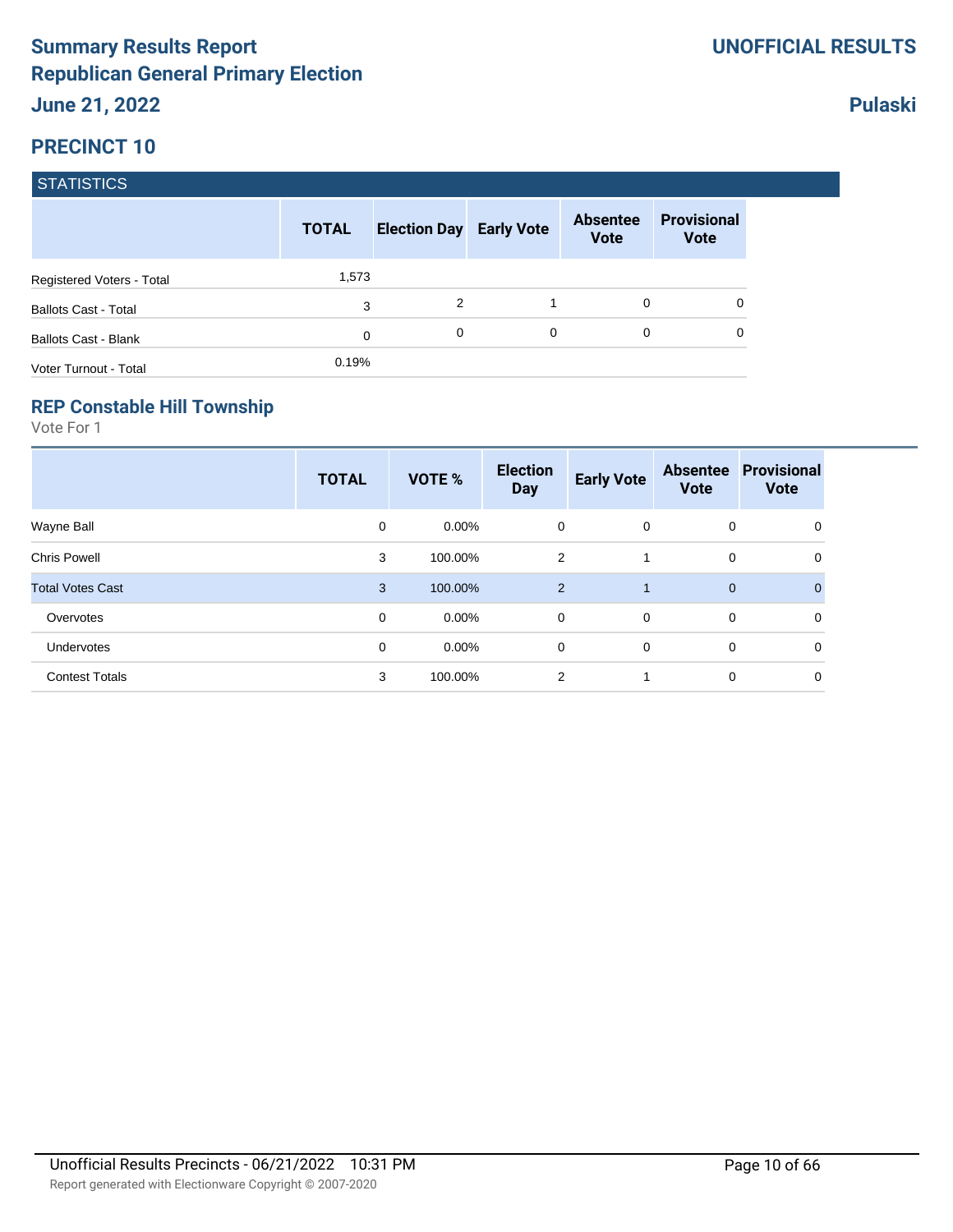# Summary Results Report
# Republican General Primary Election
## June 21, 2022

**UNOFFICIAL RESULTS**

**Pulaski**

## PRECINCT 10

### STATISTICS

| | TOTAL | Election Day | Early Vote | Absentee Vote | Provisional Vote |
|---|---|---|---|---|---|
| Registered Voters - Total | 1,573 | | | | |
| Ballots Cast - Total | 3 | 2 | 1 | 0 | 0 |
| Ballots Cast - Blank | 0 | 0 | 0 | 0 | 0 |
| Voter Turnout - Total | 0.19% | | | | |

### REP Constable Hill Township

Vote For 1

| | TOTAL | VOTE % | Election Day | Early Vote | Absentee Vote | Provisional Vote |
|---|---|---|---|---|---|---|
| Wayne Ball | 0 | 0.00% | 0 | 0 | 0 | 0 |
| Chris Powell | 3 | 100.00% | 2 | 1 | 0 | 0 |
| Total Votes Cast | 3 | 100.00% | 2 | 1 | 0 | 0 |
| Overvotes | 0 | 0.00% | 0 | 0 | 0 | 0 |
| Undervotes | 0 | 0.00% | 0 | 0 | 0 | 0 |
| Contest Totals | 3 | 100.00% | 2 | 1 | 0 | 0 |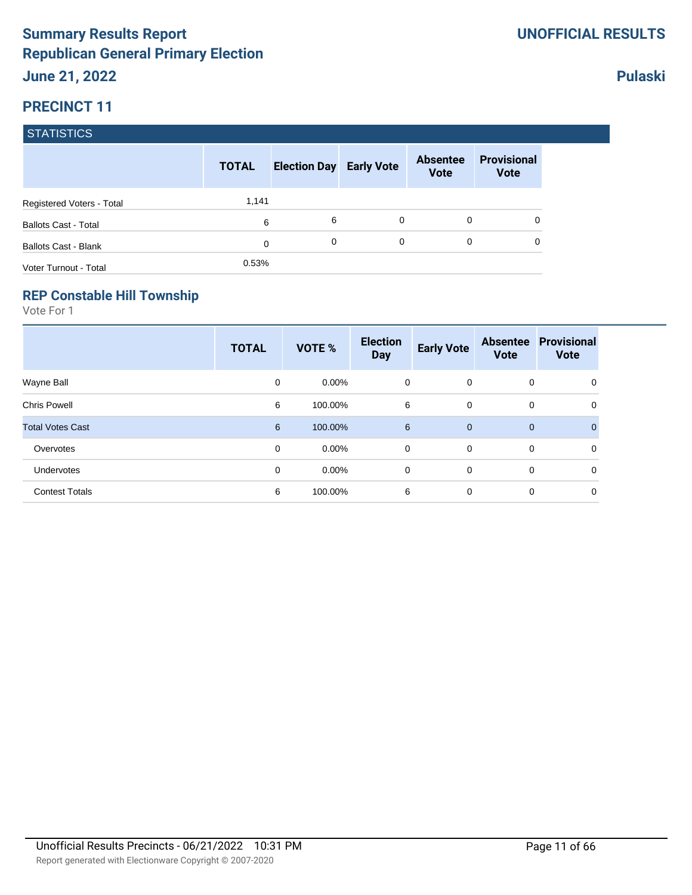# Summary Results Report
# Republican General Primary Election
## June 21, 2022

**UNOFFICIAL RESULTS**

**Pulaski**

## PRECINCT 11

### STATISTICS

| | TOTAL | Election Day | Early Vote | Absentee Vote | Provisional Vote |
|---|---|---|---|---|---|
| Registered Voters - Total | 1,141 | | | | |
| Ballots Cast - Total | 6 | 6 | 0 | 0 | 0 |
| Ballots Cast - Blank | 0 | 0 | 0 | 0 | 0 |
| Voter Turnout - Total | 0.53% | | | | |

### REP Constable Hill Township

Vote For 1

| | TOTAL | VOTE % | Election Day | Early Vote | Absentee Vote | Provisional Vote |
|---|---|---|---|---|---|---|
| Wayne Ball | 0 | 0.00% | 0 | 0 | 0 | 0 |
| Chris Powell | 6 | 100.00% | 6 | 0 | 0 | 0 |
| Total Votes Cast | 6 | 100.00% | 6 | 0 | 0 | 0 |
| Overvotes | 0 | 0.00% | 0 | 0 | 0 | 0 |
| Undervotes | 0 | 0.00% | 0 | 0 | 0 | 0 |
| Contest Totals | 6 | 100.00% | 6 | 0 | 0 | 0 |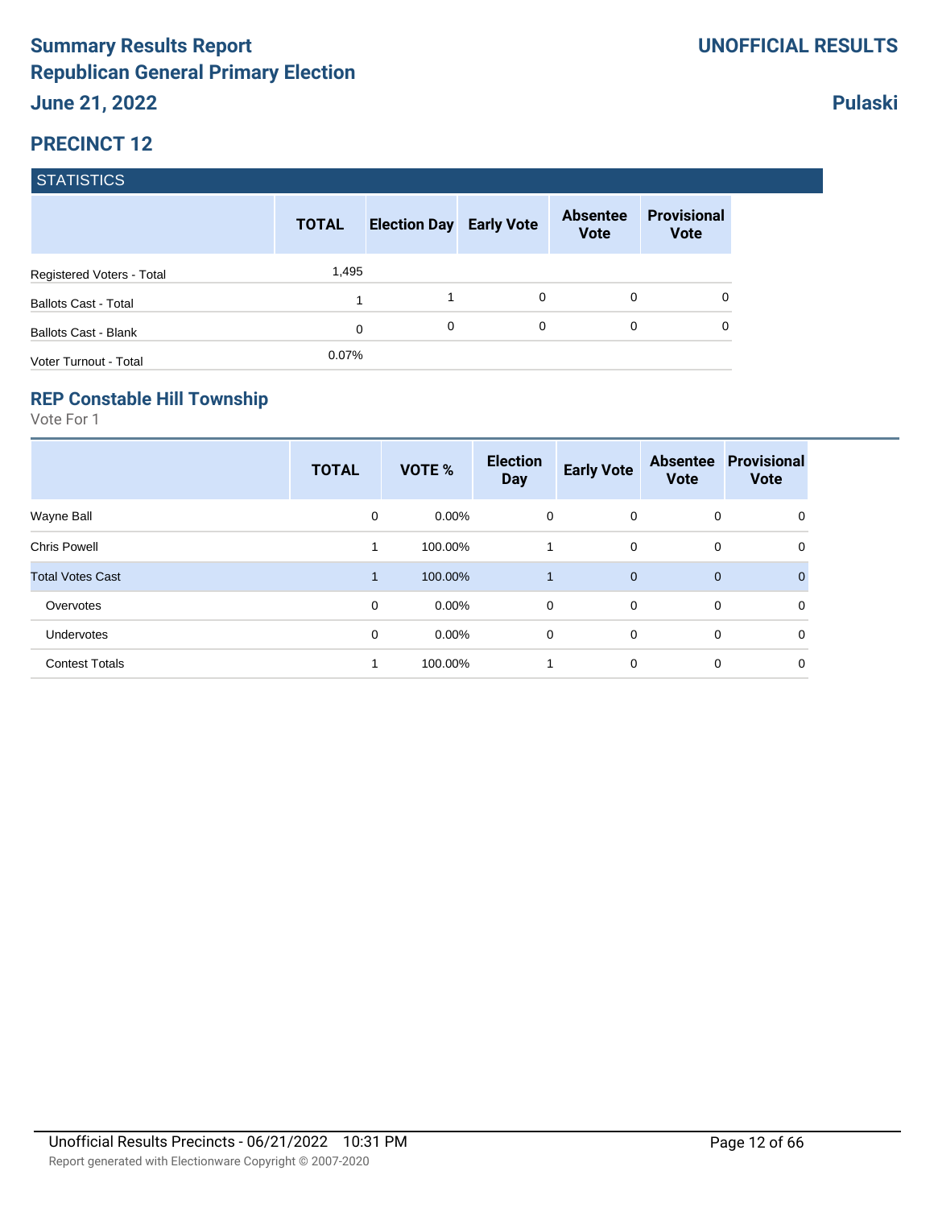# Summary Results Report
# Republican General Primary Election
## June 21, 2022

**UNOFFICIAL RESULTS**

**Pulaski**

## PRECINCT 12

### STATISTICS

| | TOTAL | Election Day | Early Vote | Absentee Vote | Provisional Vote |
|---|---|---|---|---|---|
| Registered Voters - Total | 1,495 | | | | |
| Ballots Cast - Total | 1 | 1 | 0 | 0 | 0 |
| Ballots Cast - Blank | 0 | 0 | 0 | 0 | 0 |
| Voter Turnout - Total | 0.07% | | | | |

### REP Constable Hill Township

Vote For 1

| | TOTAL | VOTE % | Election Day | Early Vote | Absentee Vote | Provisional Vote |
|---|---|---|---|---|---|---|
| Wayne Ball | 0 | 0.00% | 0 | 0 | 0 | 0 |
| Chris Powell | 1 | 100.00% | 1 | 0 | 0 | 0 |
| Total Votes Cast | 1 | 100.00% | 1 | 0 | 0 | 0 |
| Overvotes | 0 | 0.00% | 0 | 0 | 0 | 0 |
| Undervotes | 0 | 0.00% | 0 | 0 | 0 | 0 |
| Contest Totals | 1 | 100.00% | 1 | 0 | 0 | 0 |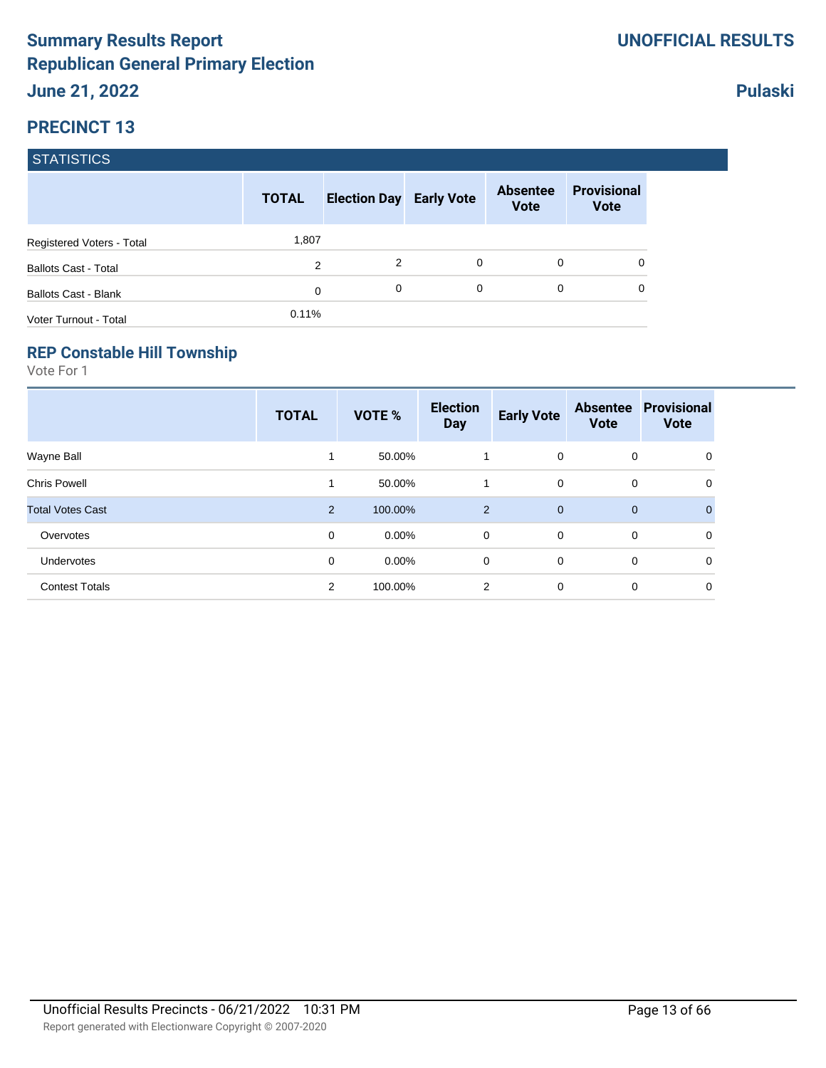# Summary Results Report
# Republican General Primary Election
## June 21, 2022

**UNOFFICIAL RESULTS**

**Pulaski**

## PRECINCT 13

### STATISTICS

| | TOTAL | Election Day | Early Vote | Absentee Vote | Provisional Vote |
|---|---|---|---|---|---|
| Registered Voters - Total | 1,807 | | | | |
| Ballots Cast - Total | 2 | 2 | 0 | 0 | 0 |
| Ballots Cast - Blank | 0 | 0 | 0 | 0 | 0 |
| Voter Turnout - Total | 0.11% | | | | |

### REP Constable Hill Township

Vote For 1

| | TOTAL | VOTE % | Election Day | Early Vote | Absentee Vote | Provisional Vote |
|---|---|---|---|---|---|---|
| Wayne Ball | 1 | 50.00% | 1 | 0 | 0 | 0 |
| Chris Powell | 1 | 50.00% | 1 | 0 | 0 | 0 |
| Total Votes Cast | 2 | 100.00% | 2 | 0 | 0 | 0 |
| Overvotes | 0 | 0.00% | 0 | 0 | 0 | 0 |
| Undervotes | 0 | 0.00% | 0 | 0 | 0 | 0 |
| Contest Totals | 2 | 100.00% | 2 | 0 | 0 | 0 |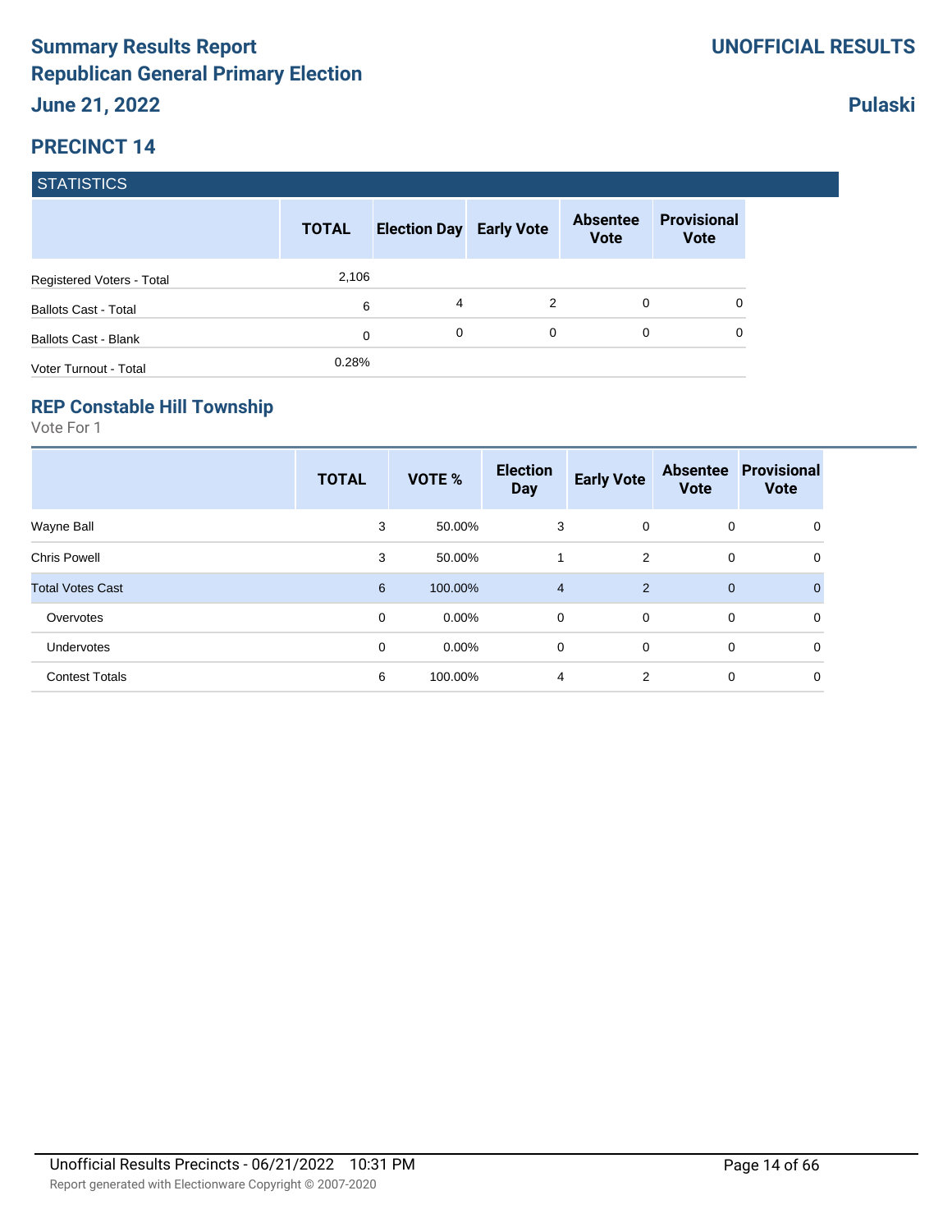# Summary Results Report
# Republican General Primary Election
## June 21, 2022

**UNOFFICIAL RESULTS**

**Pulaski**

## PRECINCT 14

### STATISTICS

| | TOTAL | Election Day | Early Vote | Absentee Vote | Provisional Vote |
|---|---|---|---|---|---|
| Registered Voters - Total | 2,106 | | | | |
| Ballots Cast - Total | 6 | 4 | 2 | 0 | 0 |
| Ballots Cast - Blank | 0 | 0 | 0 | 0 | 0 |
| Voter Turnout - Total | 0.28% | | | | |

### REP Constable Hill Township

Vote For 1

| | TOTAL | VOTE % | Election Day | Early Vote | Absentee Vote | Provisional Vote |
|---|---|---|---|---|---|---|
| Wayne Ball | 3 | 50.00% | 3 | 0 | 0 | 0 |
| Chris Powell | 3 | 50.00% | 1 | 2 | 0 | 0 |
| Total Votes Cast | 6 | 100.00% | 4 | 2 | 0 | 0 |
| Overvotes | 0 | 0.00% | 0 | 0 | 0 | 0 |
| Undervotes | 0 | 0.00% | 0 | 0 | 0 | 0 |
| Contest Totals | 6 | 100.00% | 4 | 2 | 0 | 0 |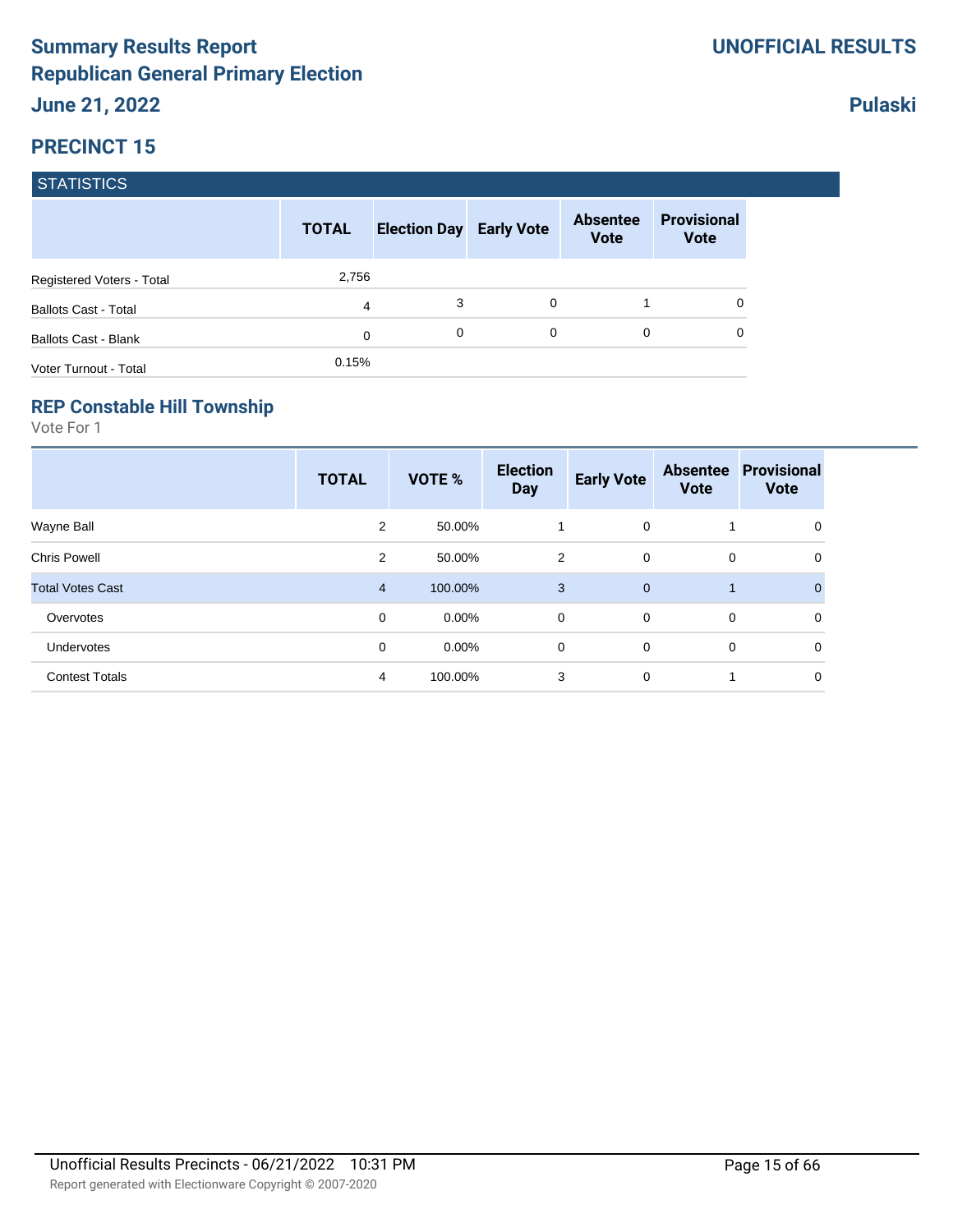# Summary Results Report
## Republican General Primary Election
## June 21, 2022

**UNOFFICIAL RESULTS**

**Pulaski**

## PRECINCT 15

### STATISTICS

| | TOTAL | Election Day | Early Vote | Absentee Vote | Provisional Vote |
|---|---|---|---|---|---|
| Registered Voters - Total | 2,756 | | | | |
| Ballots Cast - Total | 4 | 3 | 0 | 1 | 0 |
| Ballots Cast - Blank | 0 | 0 | 0 | 0 | 0 |
| Voter Turnout - Total | 0.15% | | | | |

### REP Constable Hill Township

Vote For 1

| | TOTAL | VOTE % | Election Day | Early Vote | Absentee Vote | Provisional Vote |
|---|---|---|---|---|---|---|
| Wayne Ball | 2 | 50.00% | 1 | 0 | 1 | 0 |
| Chris Powell | 2 | 50.00% | 2 | 0 | 0 | 0 |
| Total Votes Cast | 4 | 100.00% | 3 | 0 | 1 | 0 |
| Overvotes | 0 | 0.00% | 0 | 0 | 0 | 0 |
| Undervotes | 0 | 0.00% | 0 | 0 | 0 | 0 |
| Contest Totals | 4 | 100.00% | 3 | 0 | 1 | 0 |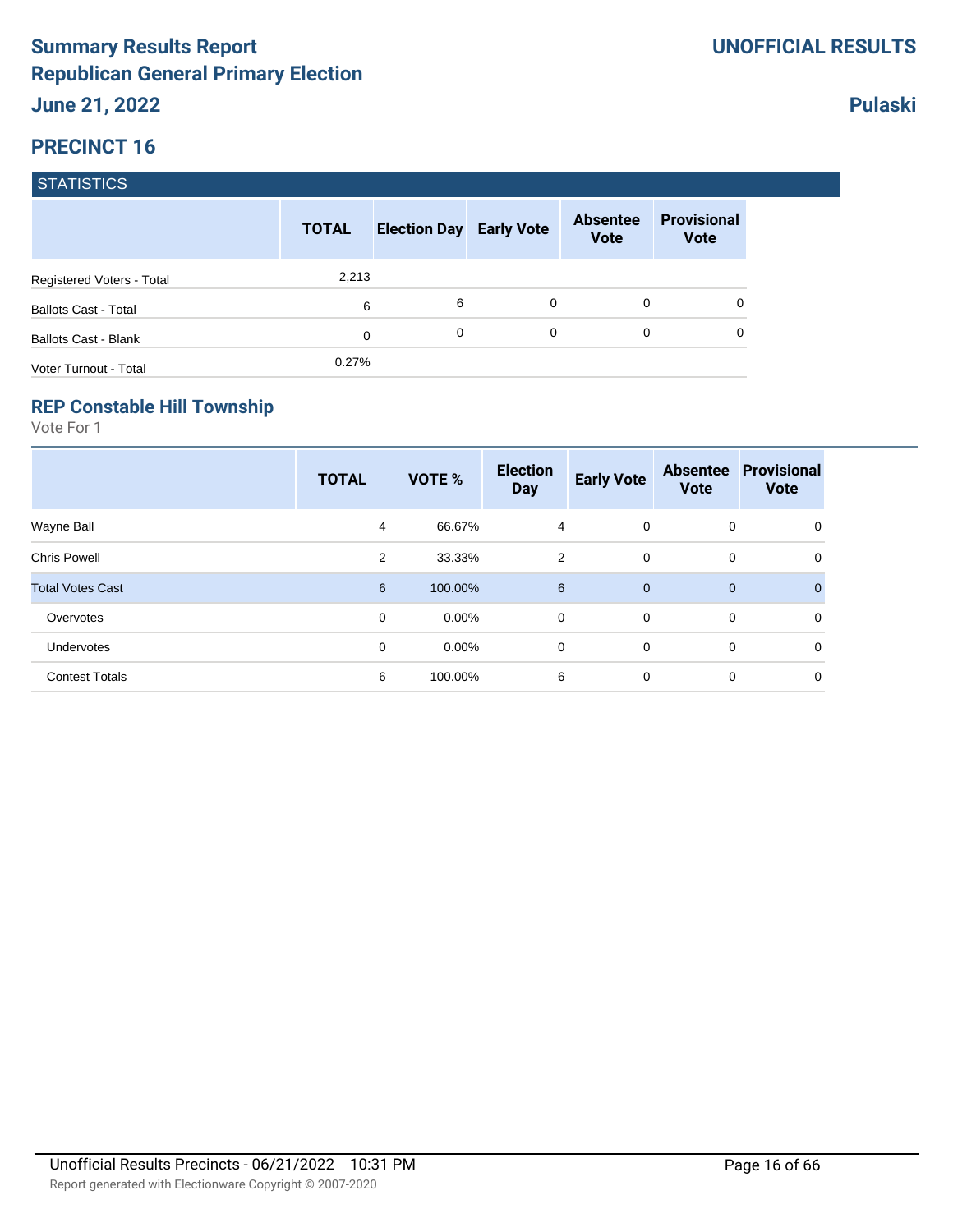# Summary Results Report
# Republican General Primary Election
# June 21, 2022

**UNOFFICIAL RESULTS**

**Pulaski**

## PRECINCT 16

### STATISTICS

| | TOTAL | Election Day | Early Vote | Absentee Vote | Provisional Vote |
|---|---|---|---|---|---|
| Registered Voters - Total | 2,213 | | | | |
| Ballots Cast - Total | 6 | 6 | 0 | 0 | 0 |
| Ballots Cast - Blank | 0 | 0 | 0 | 0 | 0 |
| Voter Turnout - Total | 0.27% | | | | |

### REP Constable Hill Township

Vote For 1

| | TOTAL | VOTE % | Election Day | Early Vote | Absentee Vote | Provisional Vote |
|---|---|---|---|---|---|---|
| Wayne Ball | 4 | 66.67% | 4 | 0 | 0 | 0 |
| Chris Powell | 2 | 33.33% | 2 | 0 | 0 | 0 |
| Total Votes Cast | 6 | 100.00% | 6 | 0 | 0 | 0 |
| Overvotes | 0 | 0.00% | 0 | 0 | 0 | 0 |
| Undervotes | 0 | 0.00% | 0 | 0 | 0 | 0 |
| Contest Totals | 6 | 100.00% | 6 | 0 | 0 | 0 |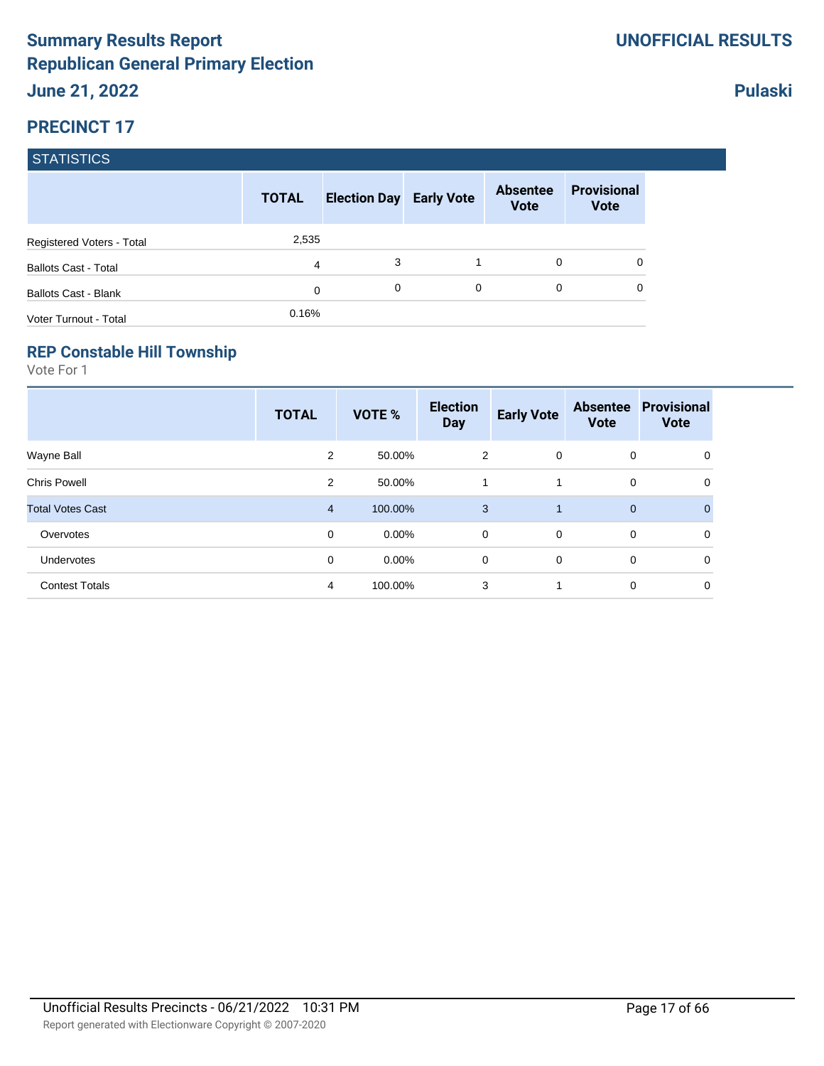# Summary Results Report

## Republican General Primary Election

**June 21, 2022**

**UNOFFICIAL RESULTS**

**Pulaski**

## PRECINCT 17

### STATISTICS

| | TOTAL | Election Day | Early Vote | Absentee Vote | Provisional Vote |
|---|---|---|---|---|---|
| Registered Voters - Total | 2,535 | | | | |
| Ballots Cast - Total | 4 | 3 | 1 | 0 | 0 |
| Ballots Cast - Blank | 0 | 0 | 0 | 0 | 0 |
| Voter Turnout - Total | 0.16% | | | | |

### REP Constable Hill Township

Vote For 1

| | TOTAL | VOTE % | Election Day | Early Vote | Absentee Vote | Provisional Vote |
|---|---|---|---|---|---|---|
| Wayne Ball | 2 | 50.00% | 2 | 0 | 0 | 0 |
| Chris Powell | 2 | 50.00% | 1 | 1 | 0 | 0 |
| Total Votes Cast | 4 | 100.00% | 3 | 1 | 0 | 0 |
| Overvotes | 0 | 0.00% | 0 | 0 | 0 | 0 |
| Undervotes | 0 | 0.00% | 0 | 0 | 0 | 0 |
| Contest Totals | 4 | 100.00% | 3 | 1 | 0 | 0 |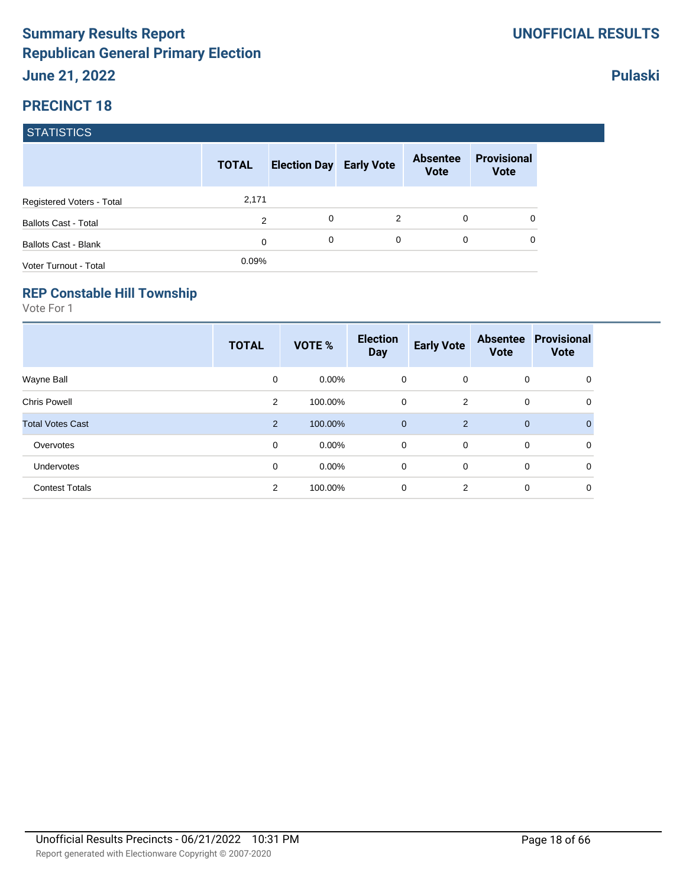# Summary Results Report
# Republican General Primary Election
## June 21, 2022

**UNOFFICIAL RESULTS**

**Pulaski**

## PRECINCT 18

### STATISTICS

| | TOTAL | Election Day | Early Vote | Absentee Vote | Provisional Vote |
|---|---|---|---|---|---|
| Registered Voters - Total | 2,171 | | | | |
| Ballots Cast - Total | 2 | 0 | 2 | 0 | 0 |
| Ballots Cast - Blank | 0 | 0 | 0 | 0 | 0 |
| Voter Turnout - Total | 0.09% | | | | |

### REP Constable Hill Township

Vote For 1

| | TOTAL | VOTE % | Election Day | Early Vote | Absentee Vote | Provisional Vote |
|---|---|---|---|---|---|---|
| Wayne Ball | 0 | 0.00% | 0 | 0 | 0 | 0 |
| Chris Powell | 2 | 100.00% | 0 | 2 | 0 | 0 |
| Total Votes Cast | 2 | 100.00% | 0 | 2 | 0 | 0 |
| Overvotes | 0 | 0.00% | 0 | 0 | 0 | 0 |
| Undervotes | 0 | 0.00% | 0 | 0 | 0 | 0 |
| Contest Totals | 2 | 100.00% | 0 | 2 | 0 | 0 |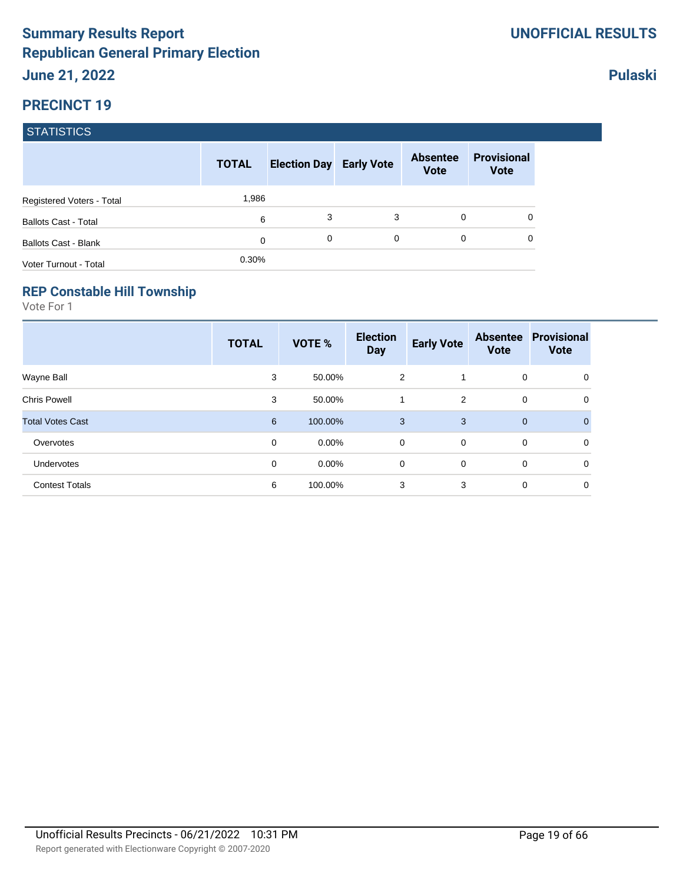# Summary Results Report

**UNOFFICIAL RESULTS**

## Republican General Primary Election

**June 21, 2022**

**Pulaski**

## PRECINCT 19

### STATISTICS

| | TOTAL | Election Day | Early Vote | Absentee Vote | Provisional Vote |
|---|---|---|---|---|---|
| Registered Voters - Total | 1,986 | | | | |
| Ballots Cast - Total | 6 | 3 | 3 | 0 | 0 |
| Ballots Cast - Blank | 0 | 0 | 0 | 0 | 0 |
| Voter Turnout - Total | 0.30% | | | | |

### REP Constable Hill Township

Vote For 1

| | TOTAL | VOTE % | Election Day | Early Vote | Absentee Vote | Provisional Vote |
|---|---|---|---|---|---|---|
| Wayne Ball | 3 | 50.00% | 2 | 1 | 0 | 0 |
| Chris Powell | 3 | 50.00% | 1 | 2 | 0 | 0 |
| Total Votes Cast | 6 | 100.00% | 3 | 3 | 0 | 0 |
| Overvotes | 0 | 0.00% | 0 | 0 | 0 | 0 |
| Undervotes | 0 | 0.00% | 0 | 0 | 0 | 0 |
| Contest Totals | 6 | 100.00% | 3 | 3 | 0 | 0 |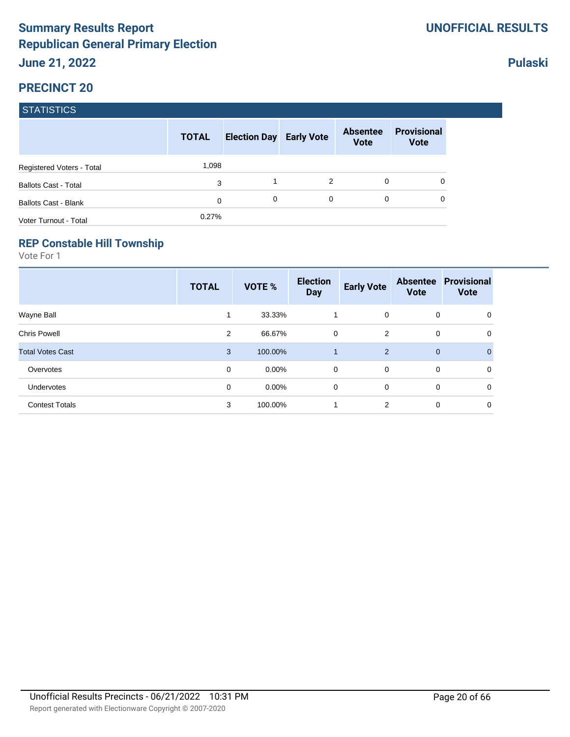# Summary Results Report
## Republican General Primary Election
**June 21, 2022**

**UNOFFICIAL RESULTS**

**Pulaski**

## PRECINCT 20

### STATISTICS

| | TOTAL | Election Day | Early Vote | Absentee Vote | Provisional Vote |
|---|---|---|---|---|---|
| Registered Voters - Total | 1,098 | | | | |
| Ballots Cast - Total | 3 | 1 | 2 | 0 | 0 |
| Ballots Cast - Blank | 0 | 0 | 0 | 0 | 0 |
| Voter Turnout - Total | 0.27% | | | | |

### REP Constable Hill Township

Vote For 1

| | TOTAL | VOTE % | Election Day | Early Vote | Absentee Vote | Provisional Vote |
|---|---|---|---|---|---|---|
| Wayne Ball | 1 | 33.33% | 1 | 0 | 0 | 0 |
| Chris Powell | 2 | 66.67% | 0 | 2 | 0 | 0 |
| Total Votes Cast | 3 | 100.00% | 1 | 2 | 0 | 0 |
| Overvotes | 0 | 0.00% | 0 | 0 | 0 | 0 |
| Undervotes | 0 | 0.00% | 0 | 0 | 0 | 0 |
| Contest Totals | 3 | 100.00% | 1 | 2 | 0 | 0 |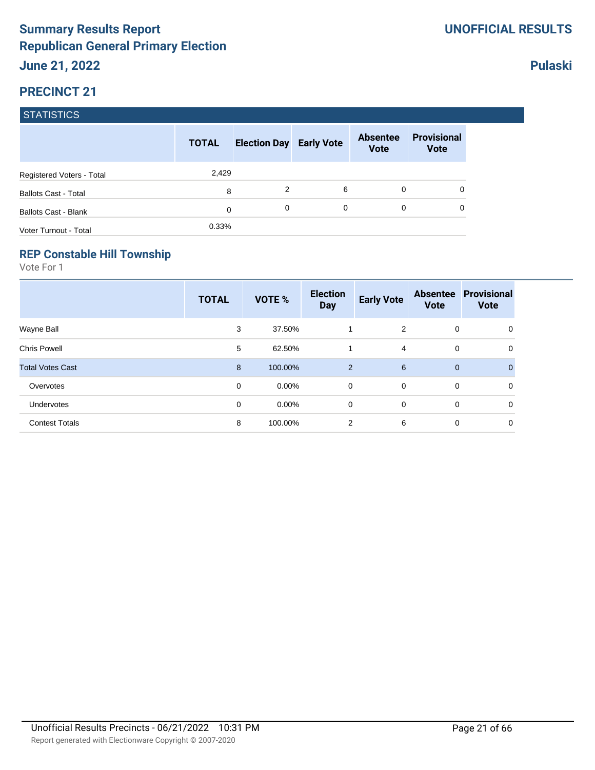# Summary Results Report
## Republican General Primary Election
## June 21, 2022

**UNOFFICIAL RESULTS**

**Pulaski**

## PRECINCT 21

### STATISTICS

| | TOTAL | Election Day | Early Vote | Absentee Vote | Provisional Vote |
|---|---|---|---|---|---|
| Registered Voters - Total | 2,429 | | | | |
| Ballots Cast - Total | 8 | 2 | 6 | 0 | 0 |
| Ballots Cast - Blank | 0 | 0 | 0 | 0 | 0 |
| Voter Turnout - Total | 0.33% | | | | |

### REP Constable Hill Township

Vote For 1

| | TOTAL | VOTE % | Election Day | Early Vote | Absentee Vote | Provisional Vote |
|---|---|---|---|---|---|---|
| Wayne Ball | 3 | 37.50% | 1 | 2 | 0 | 0 |
| Chris Powell | 5 | 62.50% | 1 | 4 | 0 | 0 |
| Total Votes Cast | 8 | 100.00% | 2 | 6 | 0 | 0 |
| Overvotes | 0 | 0.00% | 0 | 0 | 0 | 0 |
| Undervotes | 0 | 0.00% | 0 | 0 | 0 | 0 |
| Contest Totals | 8 | 100.00% | 2 | 6 | 0 | 0 |

Unofficial Results Precincts - 06/21/2022 10:31 PM

Report generated with Electionware Copyright © 2007-2020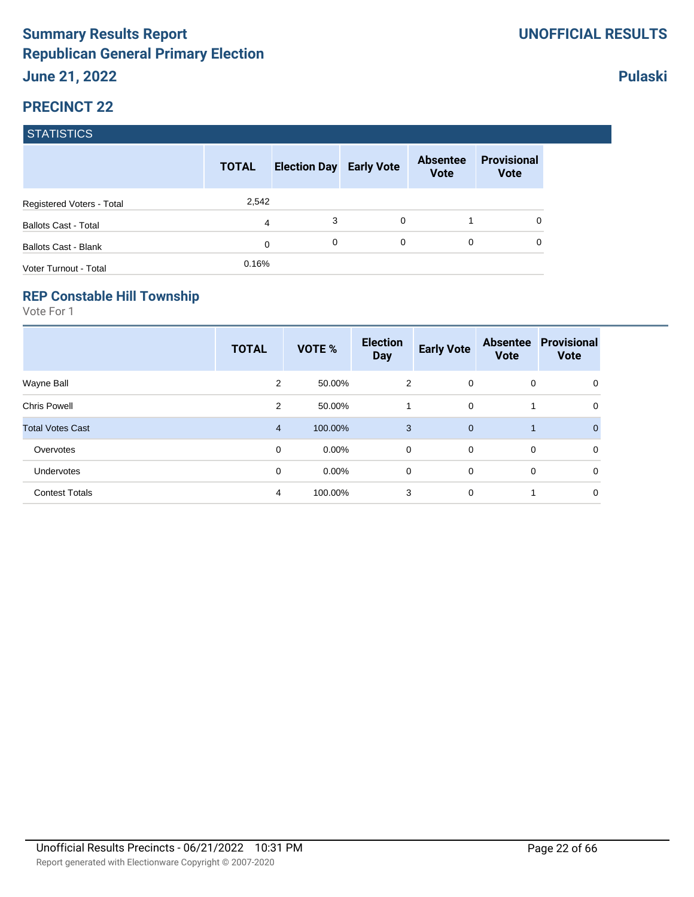# Summary Results Report
# Republican General Primary Election
## June 21, 2022

**UNOFFICIAL RESULTS**

**Pulaski**

## PRECINCT 22

### STATISTICS

| | TOTAL | Election Day | Early Vote | Absentee Vote | Provisional Vote |
|---|---|---|---|---|---|
| Registered Voters - Total | 2,542 | | | | |
| Ballots Cast - Total | 4 | 3 | 0 | 1 | 0 |
| Ballots Cast - Blank | 0 | 0 | 0 | 0 | 0 |
| Voter Turnout - Total | 0.16% | | | | |

### REP Constable Hill Township

Vote For 1

| | TOTAL | VOTE % | Election Day | Early Vote | Absentee Vote | Provisional Vote |
|---|---|---|---|---|---|---|
| Wayne Ball | 2 | 50.00% | 2 | 0 | 0 | 0 |
| Chris Powell | 2 | 50.00% | 1 | 0 | 1 | 0 |
| Total Votes Cast | 4 | 100.00% | 3 | 0 | 1 | 0 |
| Overvotes | 0 | 0.00% | 0 | 0 | 0 | 0 |
| Undervotes | 0 | 0.00% | 0 | 0 | 0 | 0 |
| Contest Totals | 4 | 100.00% | 3 | 0 | 1 | 0 |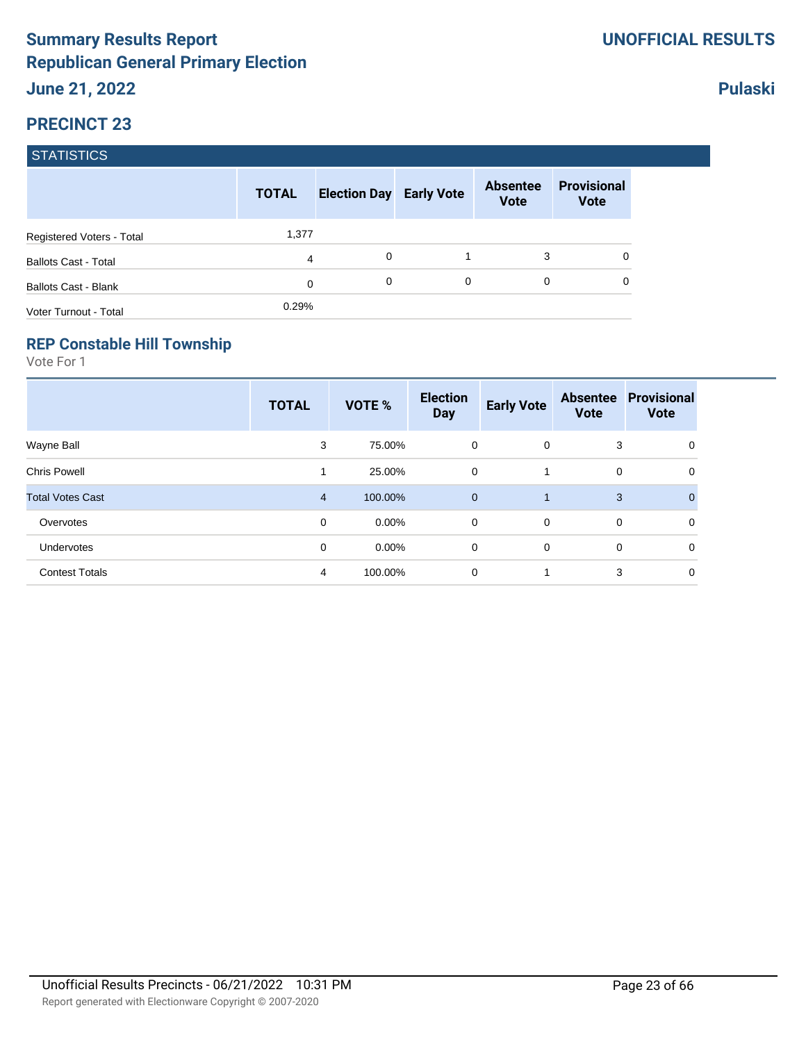# Summary Results Report
# Republican General Primary Election

**UNOFFICIAL RESULTS**

**June 21, 2022**

**Pulaski**

## PRECINCT 23

### STATISTICS

| | TOTAL | Election Day | Early Vote | Absentee Vote | Provisional Vote |
|---|---|---|---|---|---|
| Registered Voters - Total | 1,377 | | | | |
| Ballots Cast - Total | 4 | 0 | 1 | 3 | 0 |
| Ballots Cast - Blank | 0 | 0 | 0 | 0 | 0 |
| Voter Turnout - Total | 0.29% | | | | |

### REP Constable Hill Township

Vote For 1

| | TOTAL | VOTE % | Election Day | Early Vote | Absentee Vote | Provisional Vote |
|---|---|---|---|---|---|---|
| Wayne Ball | 3 | 75.00% | 0 | 0 | 3 | 0 |
| Chris Powell | 1 | 25.00% | 0 | 1 | 0 | 0 |
| Total Votes Cast | 4 | 100.00% | 0 | 1 | 3 | 0 |
| Overvotes | 0 | 0.00% | 0 | 0 | 0 | 0 |
| Undervotes | 0 | 0.00% | 0 | 0 | 0 | 0 |
| Contest Totals | 4 | 100.00% | 0 | 1 | 3 | 0 |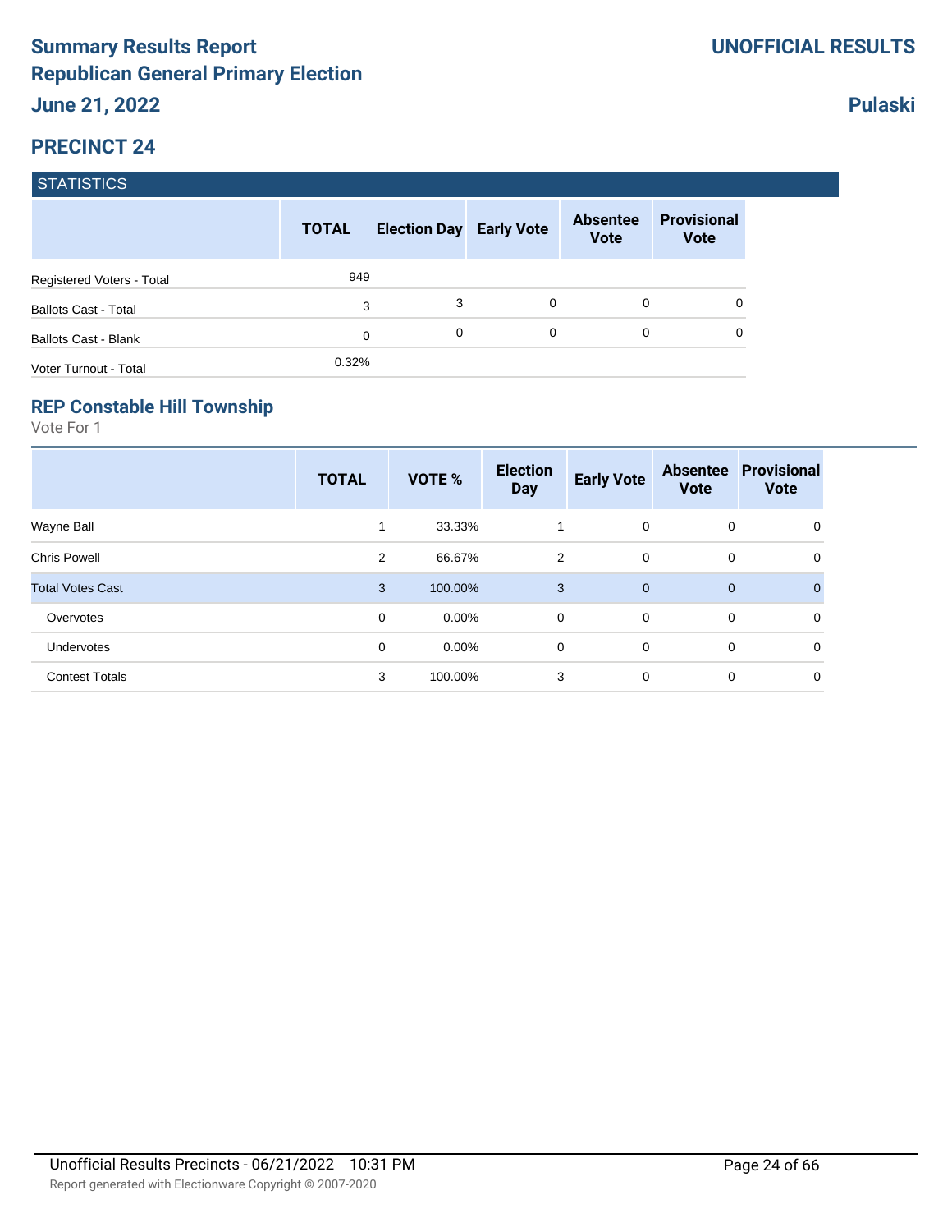# Summary Results Report

## Republican General Primary Election

**June 21, 2022**

**UNOFFICIAL RESULTS**

**Pulaski**

## PRECINCT 24

### STATISTICS

| | TOTAL | Election Day | Early Vote | Absentee Vote | Provisional Vote |
|---|---|---|---|---|---|
| Registered Voters - Total | 949 | | | | |
| Ballots Cast - Total | 3 | 3 | 0 | 0 | 0 |
| Ballots Cast - Blank | 0 | 0 | 0 | 0 | 0 |
| Voter Turnout - Total | 0.32% | | | | |

### REP Constable Hill Township

Vote For 1

| | TOTAL | VOTE % | Election Day | Early Vote | Absentee Vote | Provisional Vote |
|---|---|---|---|---|---|---|
| Wayne Ball | 1 | 33.33% | 1 | 0 | 0 | 0 |
| Chris Powell | 2 | 66.67% | 2 | 0 | 0 | 0 |
| Total Votes Cast | 3 | 100.00% | 3 | 0 | 0 | 0 |
| Overvotes | 0 | 0.00% | 0 | 0 | 0 | 0 |
| Undervotes | 0 | 0.00% | 0 | 0 | 0 | 0 |
| Contest Totals | 3 | 100.00% | 3 | 0 | 0 | 0 |

Unofficial Results Precincts - 06/21/2022 10:31 PM

Report generated with Electionware Copyright © 2007-2020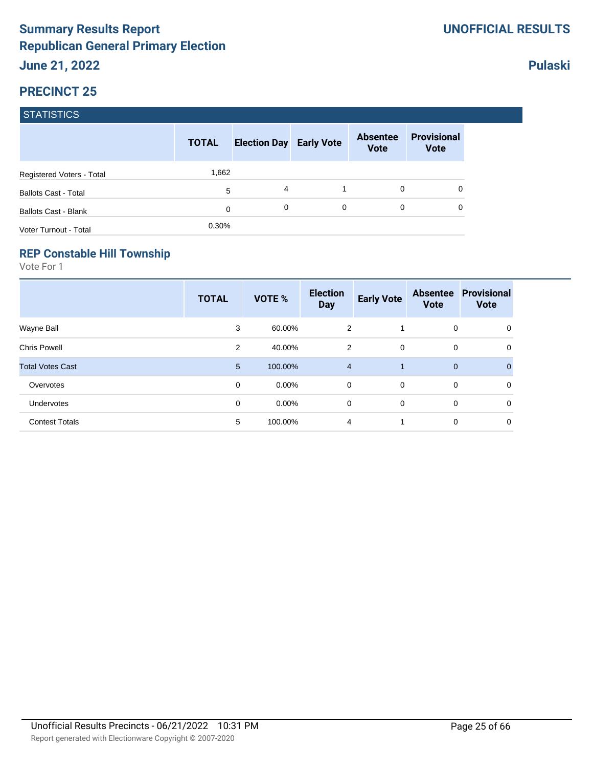# Summary Results Report
# Republican General Primary Election
## June 21, 2022

**UNOFFICIAL RESULTS**

**Pulaski**

## PRECINCT 25

### STATISTICS

| | TOTAL | Election Day | Early Vote | Absentee Vote | Provisional Vote |
|---|---|---|---|---|---|
| Registered Voters - Total | 1,662 | | | | |
| Ballots Cast - Total | 5 | 4 | 1 | 0 | 0 |
| Ballots Cast - Blank | 0 | 0 | 0 | 0 | 0 |
| Voter Turnout - Total | 0.30% | | | | |

### REP Constable Hill Township

Vote For 1

| | TOTAL | VOTE % | Election Day | Early Vote | Absentee Vote | Provisional Vote |
|---|---|---|---|---|---|---|
| Wayne Ball | 3 | 60.00% | 2 | 1 | 0 | 0 |
| Chris Powell | 2 | 40.00% | 2 | 0 | 0 | 0 |
| Total Votes Cast | 5 | 100.00% | 4 | 1 | 0 | 0 |
| Overvotes | 0 | 0.00% | 0 | 0 | 0 | 0 |
| Undervotes | 0 | 0.00% | 0 | 0 | 0 | 0 |
| Contest Totals | 5 | 100.00% | 4 | 1 | 0 | 0 |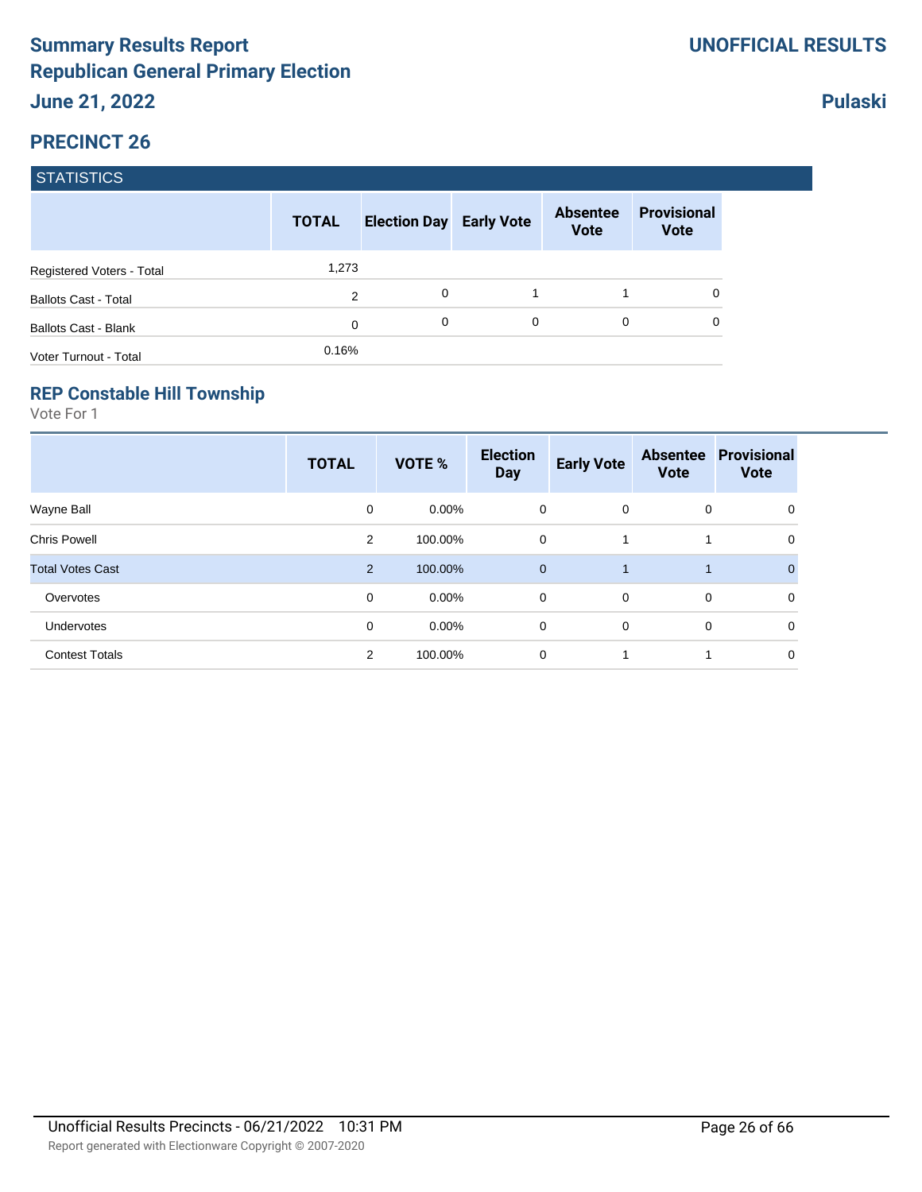# Summary Results Report
## Republican General Primary Election

**UNOFFICIAL RESULTS**

**June 21, 2022**

**Pulaski**

## PRECINCT 26

### STATISTICS

| | TOTAL | Election Day | Early Vote | Absentee Vote | Provisional Vote |
|---|---|---|---|---|---|
| Registered Voters - Total | 1,273 | | | | |
| Ballots Cast - Total | 2 | 0 | 1 | 1 | 0 |
| Ballots Cast - Blank | 0 | 0 | 0 | 0 | 0 |
| Voter Turnout - Total | 0.16% | | | | |

### REP Constable Hill Township

Vote For 1

| | TOTAL | VOTE % | Election Day | Early Vote | Absentee Vote | Provisional Vote |
|---|---|---|---|---|---|---|
| Wayne Ball | 0 | 0.00% | 0 | 0 | 0 | 0 |
| Chris Powell | 2 | 100.00% | 0 | 1 | 1 | 0 |
| Total Votes Cast | 2 | 100.00% | 0 | 1 | 1 | 0 |
| Overvotes | 0 | 0.00% | 0 | 0 | 0 | 0 |
| Undervotes | 0 | 0.00% | 0 | 0 | 0 | 0 |
| Contest Totals | 2 | 100.00% | 0 | 1 | 1 | 0 |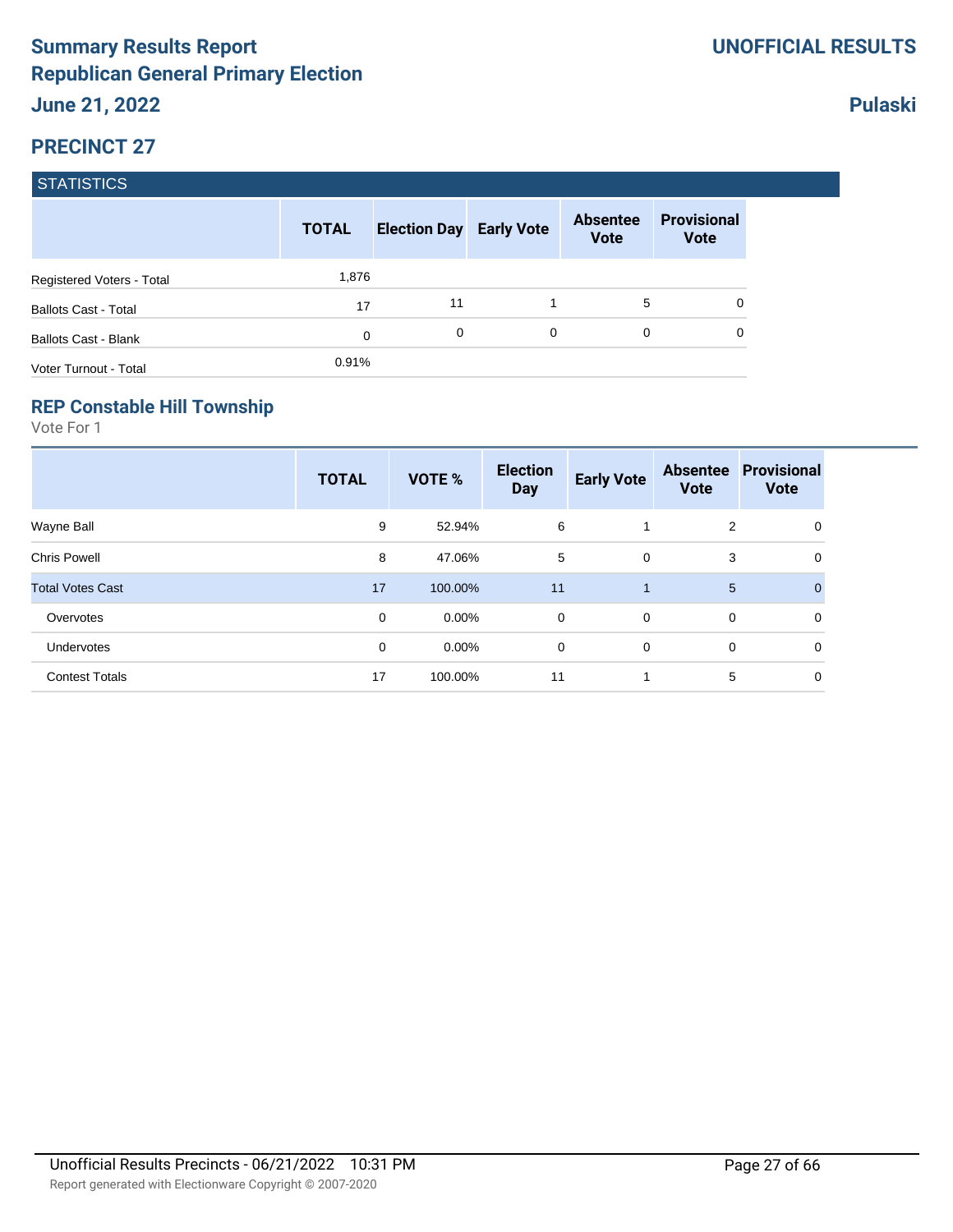# Summary Results Report

## Republican General Primary Election

**June 21, 2022**

**UNOFFICIAL RESULTS**

**Pulaski**

## PRECINCT 27

### STATISTICS

| | TOTAL | Election Day | Early Vote | Absentee Vote | Provisional Vote |
|---|---|---|---|---|---|
| Registered Voters - Total | 1,876 | | | | |
| Ballots Cast - Total | 17 | 11 | 1 | 5 | 0 |
| Ballots Cast - Blank | 0 | 0 | 0 | 0 | 0 |
| Voter Turnout - Total | 0.91% | | | | |

### REP Constable Hill Township

Vote For 1

| | TOTAL | VOTE % | Election Day | Early Vote | Absentee Vote | Provisional Vote |
|---|---|---|---|---|---|---|
| Wayne Ball | 9 | 52.94% | 6 | 1 | 2 | 0 |
| Chris Powell | 8 | 47.06% | 5 | 0 | 3 | 0 |
| Total Votes Cast | 17 | 100.00% | 11 | 1 | 5 | 0 |
| Overvotes | 0 | 0.00% | 0 | 0 | 0 | 0 |
| Undervotes | 0 | 0.00% | 0 | 0 | 0 | 0 |
| Contest Totals | 17 | 100.00% | 11 | 1 | 5 | 0 |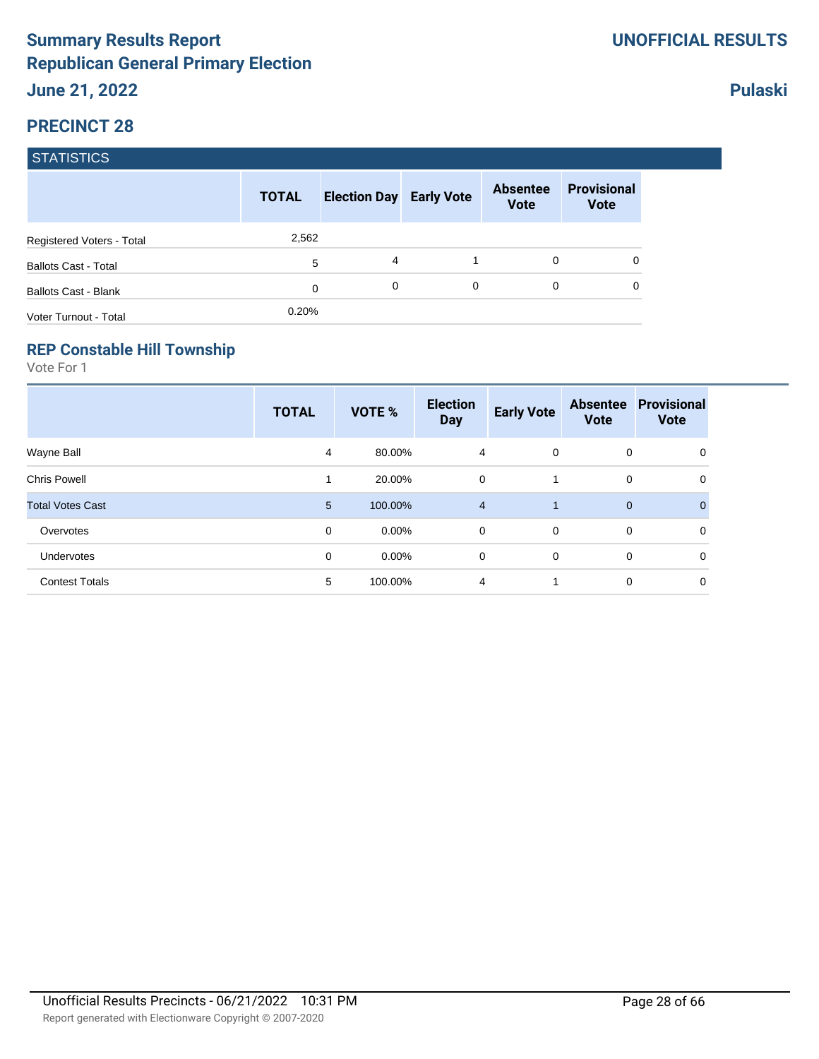# Summary Results Report
## Republican General Primary Election
### June 21, 2022

**UNOFFICIAL RESULTS**

**Pulaski**

## PRECINCT 28

**STATISTICS**

| | TOTAL | Election Day | Early Vote | Absentee Vote | Provisional Vote |
|---|---|---|---|---|---|
| Registered Voters - Total | 2,562 | | | | |
| Ballots Cast - Total | 5 | 4 | 1 | 0 | 0 |
| Ballots Cast - Blank | 0 | 0 | 0 | 0 | 0 |
| Voter Turnout - Total | 0.20% | | | | |

### REP Constable Hill Township

Vote For 1

| | TOTAL | VOTE % | Election Day | Early Vote | Absentee Vote | Provisional Vote |
|---|---|---|---|---|---|---|
| Wayne Ball | 4 | 80.00% | 4 | 0 | 0 | 0 |
| Chris Powell | 1 | 20.00% | 0 | 1 | 0 | 0 |
| Total Votes Cast | 5 | 100.00% | 4 | 1 | 0 | 0 |
| Overvotes | 0 | 0.00% | 0 | 0 | 0 | 0 |
| Undervotes | 0 | 0.00% | 0 | 0 | 0 | 0 |
| Contest Totals | 5 | 100.00% | 4 | 1 | 0 | 0 |

Unofficial Results Precincts - 06/21/2022 10:31 PM

Report generated with Electionware Copyright © 2007-2020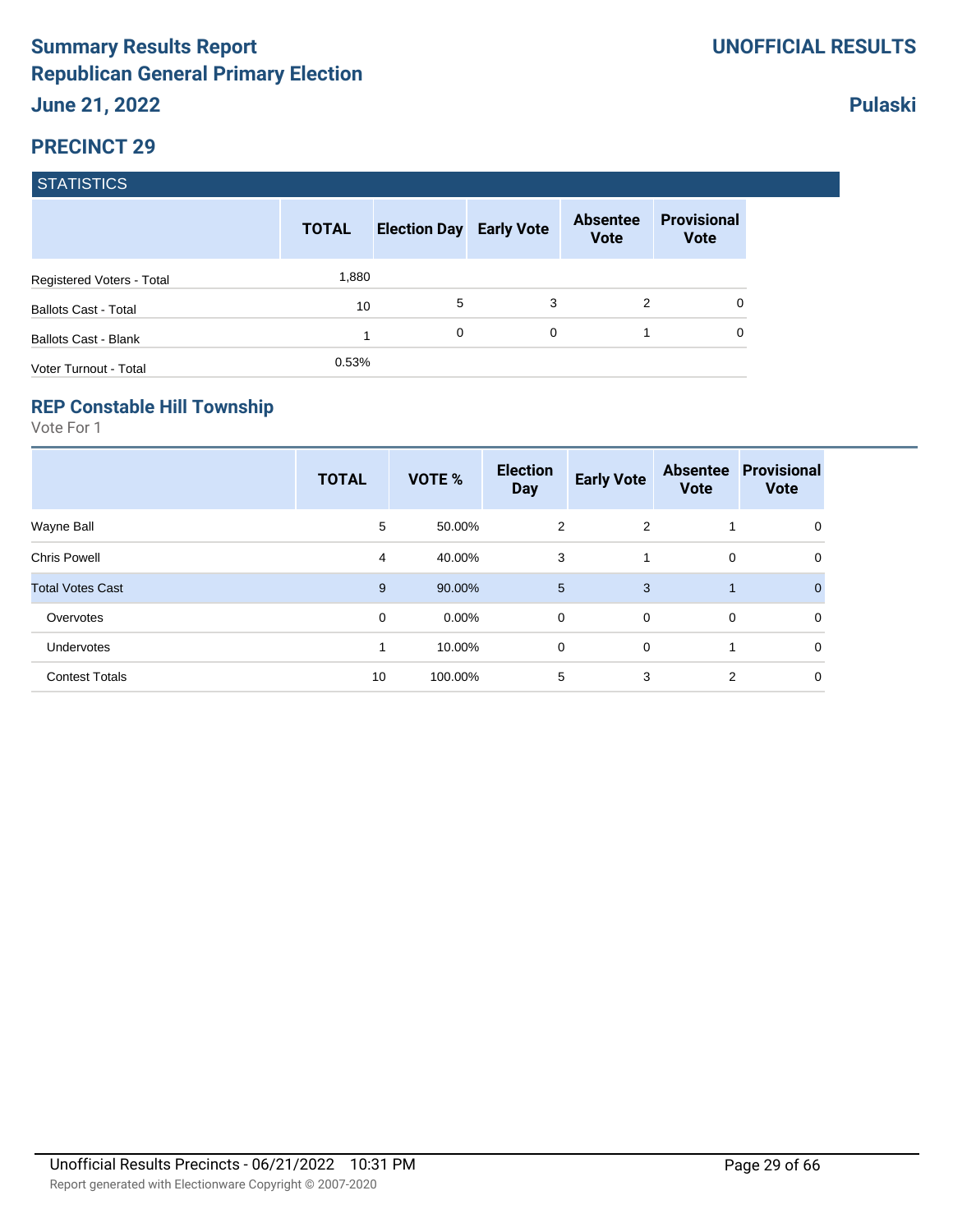# Summary Results Report
# Republican General Primary Election
## June 21, 2022

**UNOFFICIAL RESULTS**

**Pulaski**

## PRECINCT 29

### STATISTICS

| | TOTAL | Election Day | Early Vote | Absentee Vote | Provisional Vote |
|---|---|---|---|---|---|
| Registered Voters - Total | 1,880 | | | | |
| Ballots Cast - Total | 10 | 5 | 3 | 2 | 0 |
| Ballots Cast - Blank | 1 | 0 | 0 | 1 | 0 |
| Voter Turnout - Total | 0.53% | | | | |

### REP Constable Hill Township

Vote For 1

| | TOTAL | VOTE % | Election Day | Early Vote | Absentee Vote | Provisional Vote |
|---|---|---|---|---|---|---|
| Wayne Ball | 5 | 50.00% | 2 | 2 | 1 | 0 |
| Chris Powell | 4 | 40.00% | 3 | 1 | 0 | 0 |
| Total Votes Cast | 9 | 90.00% | 5 | 3 | 1 | 0 |
| Overvotes | 0 | 0.00% | 0 | 0 | 0 | 0 |
| Undervotes | 1 | 10.00% | 0 | 0 | 1 | 0 |
| Contest Totals | 10 | 100.00% | 5 | 3 | 2 | 0 |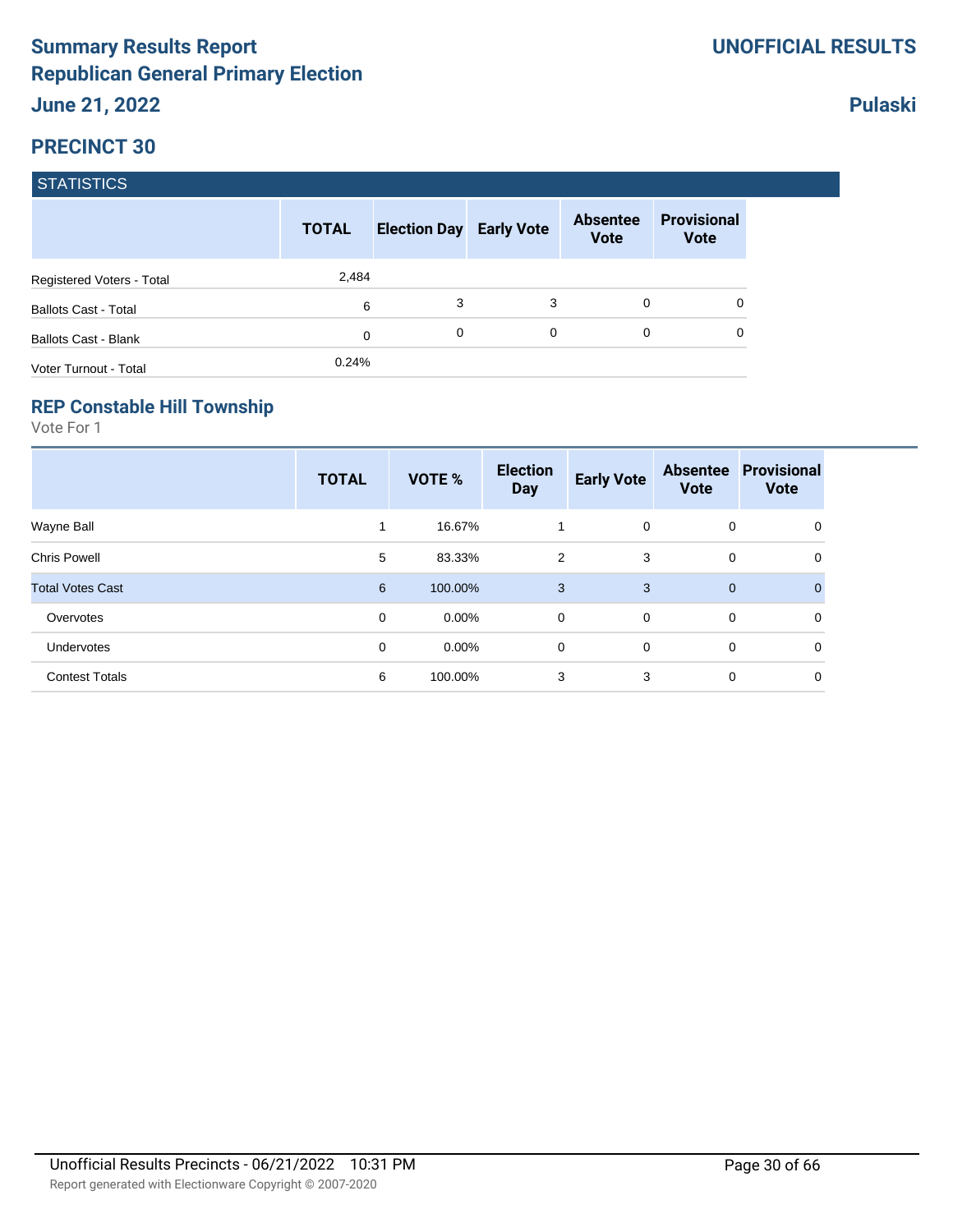# Summary Results Report

## Republican General Primary Election

**June 21, 2022**

**UNOFFICIAL RESULTS**

**Pulaski**

## PRECINCT 30

### STATISTICS

| | TOTAL | Election Day | Early Vote | Absentee Vote | Provisional Vote |
|---|---|---|---|---|---|
| Registered Voters - Total | 2,484 | | | | |
| Ballots Cast - Total | 6 | 3 | 3 | 0 | 0 |
| Ballots Cast - Blank | 0 | 0 | 0 | 0 | 0 |
| Voter Turnout - Total | 0.24% | | | | |

### REP Constable Hill Township

Vote For 1

| | TOTAL | VOTE % | Election Day | Early Vote | Absentee Vote | Provisional Vote |
|---|---|---|---|---|---|---|
| Wayne Ball | 1 | 16.67% | 1 | 0 | 0 | 0 |
| Chris Powell | 5 | 83.33% | 2 | 3 | 0 | 0 |
| Total Votes Cast | 6 | 100.00% | 3 | 3 | 0 | 0 |
| Overvotes | 0 | 0.00% | 0 | 0 | 0 | 0 |
| Undervotes | 0 | 0.00% | 0 | 0 | 0 | 0 |
| Contest Totals | 6 | 100.00% | 3 | 3 | 0 | 0 |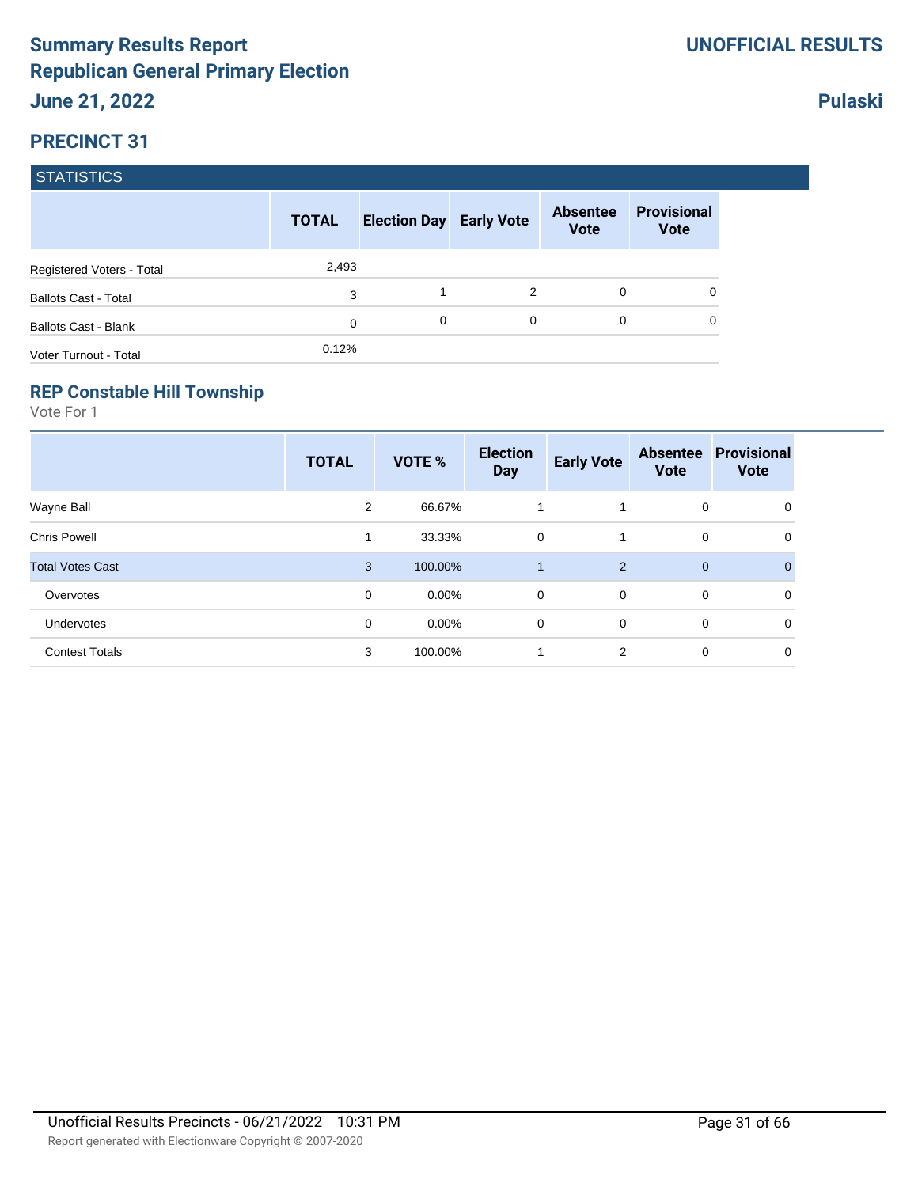# Summary Results Report
# Republican General Primary Election
## June 21, 2022

**UNOFFICIAL RESULTS**

**Pulaski**

## PRECINCT 31

### STATISTICS

| | TOTAL | Election Day | Early Vote | Absentee Vote | Provisional Vote |
|---|---|---|---|---|---|
| Registered Voters - Total | 2,493 | | | | |
| Ballots Cast - Total | 3 | 1 | 2 | 0 | 0 |
| Ballots Cast - Blank | 0 | 0 | 0 | 0 | 0 |
| Voter Turnout - Total | 0.12% | | | | |

### REP Constable Hill Township

Vote For 1

| | TOTAL | VOTE % | Election Day | Early Vote | Absentee Vote | Provisional Vote |
|---|---|---|---|---|---|---|
| Wayne Ball | 2 | 66.67% | 1 | 1 | 0 | 0 |
| Chris Powell | 1 | 33.33% | 0 | 1 | 0 | 0 |
| Total Votes Cast | 3 | 100.00% | 1 | 2 | 0 | 0 |
| Overvotes | 0 | 0.00% | 0 | 0 | 0 | 0 |
| Undervotes | 0 | 0.00% | 0 | 0 | 0 | 0 |
| Contest Totals | 3 | 100.00% | 1 | 2 | 0 | 0 |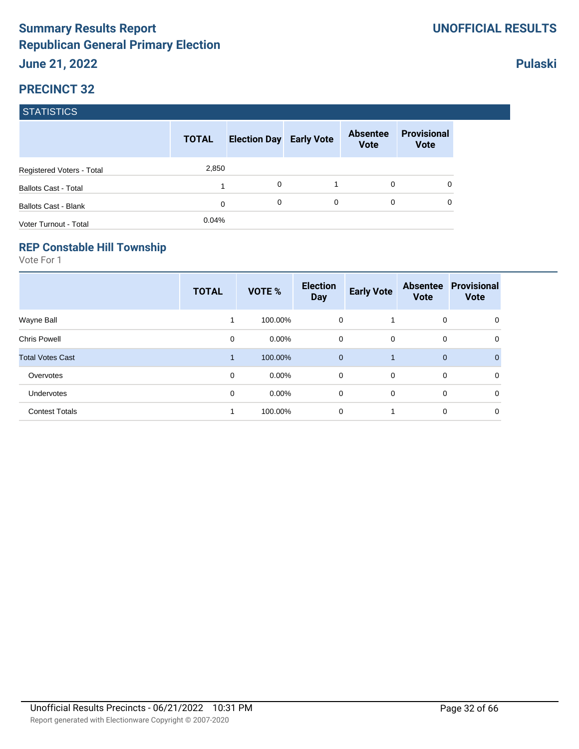# Summary Results Report
# Republican General Primary Election
## June 21, 2022

**UNOFFICIAL RESULTS**

**Pulaski**

## PRECINCT 32

### STATISTICS

| | TOTAL | Election Day | Early Vote | Absentee Vote | Provisional Vote |
|---|---|---|---|---|---|
| Registered Voters - Total | 2,850 | | | | |
| Ballots Cast - Total | 1 | 0 | 1 | 0 | 0 |
| Ballots Cast - Blank | 0 | 0 | 0 | 0 | 0 |
| Voter Turnout - Total | 0.04% | | | | |

### REP Constable Hill Township

Vote For 1

| | TOTAL | VOTE % | Election Day | Early Vote | Absentee Vote | Provisional Vote |
|---|---|---|---|---|---|---|
| Wayne Ball | 1 | 100.00% | 0 | 1 | 0 | 0 |
| Chris Powell | 0 | 0.00% | 0 | 0 | 0 | 0 |
| Total Votes Cast | 1 | 100.00% | 0 | 1 | 0 | 0 |
| Overvotes | 0 | 0.00% | 0 | 0 | 0 | 0 |
| Undervotes | 0 | 0.00% | 0 | 0 | 0 | 0 |
| Contest Totals | 1 | 100.00% | 0 | 1 | 0 | 0 |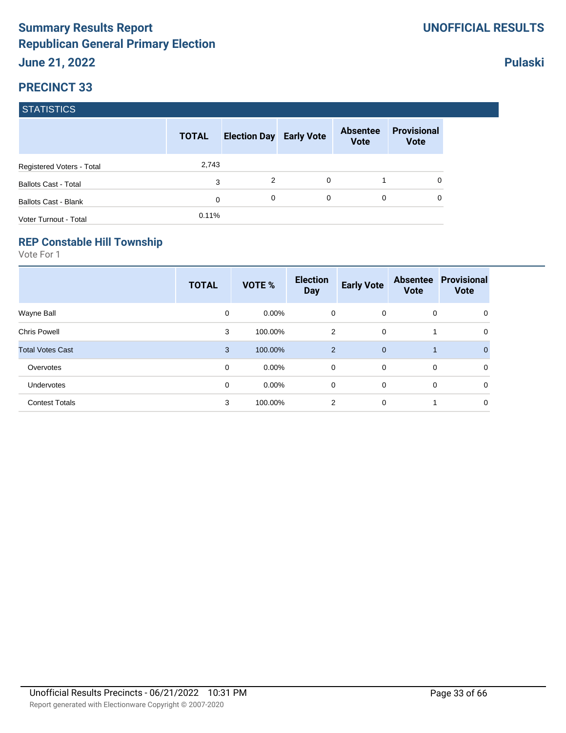# Summary Results Report
# Republican General Primary Election
## June 21, 2022

**UNOFFICIAL RESULTS**

**Pulaski**

## PRECINCT 33

### STATISTICS

| | TOTAL | Election Day | Early Vote | Absentee Vote | Provisional Vote |
|---|---|---|---|---|---|
| Registered Voters - Total | 2,743 | | | | |
| Ballots Cast - Total | 3 | 2 | 0 | 1 | 0 |
| Ballots Cast - Blank | 0 | 0 | 0 | 0 | 0 |
| Voter Turnout - Total | 0.11% | | | | |

### REP Constable Hill Township

Vote For 1

| | TOTAL | VOTE % | Election Day | Early Vote | Absentee Vote | Provisional Vote |
|---|---|---|---|---|---|---|
| Wayne Ball | 0 | 0.00% | 0 | 0 | 0 | 0 |
| Chris Powell | 3 | 100.00% | 2 | 0 | 1 | 0 |
| Total Votes Cast | 3 | 100.00% | 2 | 0 | 1 | 0 |
| Overvotes | 0 | 0.00% | 0 | 0 | 0 | 0 |
| Undervotes | 0 | 0.00% | 0 | 0 | 0 | 0 |
| Contest Totals | 3 | 100.00% | 2 | 0 | 1 | 0 |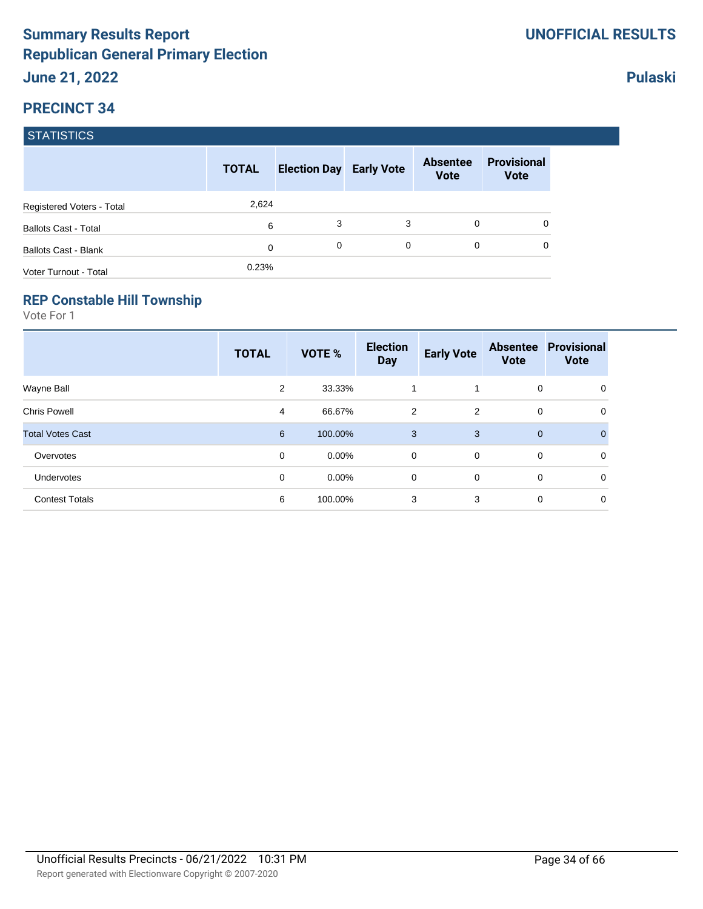# Summary Results Report
# Republican General Primary Election
## June 21, 2022

**UNOFFICIAL RESULTS**

**Pulaski**

## PRECINCT 34

### STATISTICS

| | TOTAL | Election Day | Early Vote | Absentee Vote | Provisional Vote |
|---|---|---|---|---|---|
| Registered Voters - Total | 2,624 | | | | |
| Ballots Cast - Total | 6 | 3 | 3 | 0 | 0 |
| Ballots Cast - Blank | 0 | 0 | 0 | 0 | 0 |
| Voter Turnout - Total | 0.23% | | | | |

### REP Constable Hill Township

Vote For 1

| | TOTAL | VOTE % | Election Day | Early Vote | Absentee Vote | Provisional Vote |
|---|---|---|---|---|---|---|
| Wayne Ball | 2 | 33.33% | 1 | 1 | 0 | 0 |
| Chris Powell | 4 | 66.67% | 2 | 2 | 0 | 0 |
| Total Votes Cast | 6 | 100.00% | 3 | 3 | 0 | 0 |
| Overvotes | 0 | 0.00% | 0 | 0 | 0 | 0 |
| Undervotes | 0 | 0.00% | 0 | 0 | 0 | 0 |
| Contest Totals | 6 | 100.00% | 3 | 3 | 0 | 0 |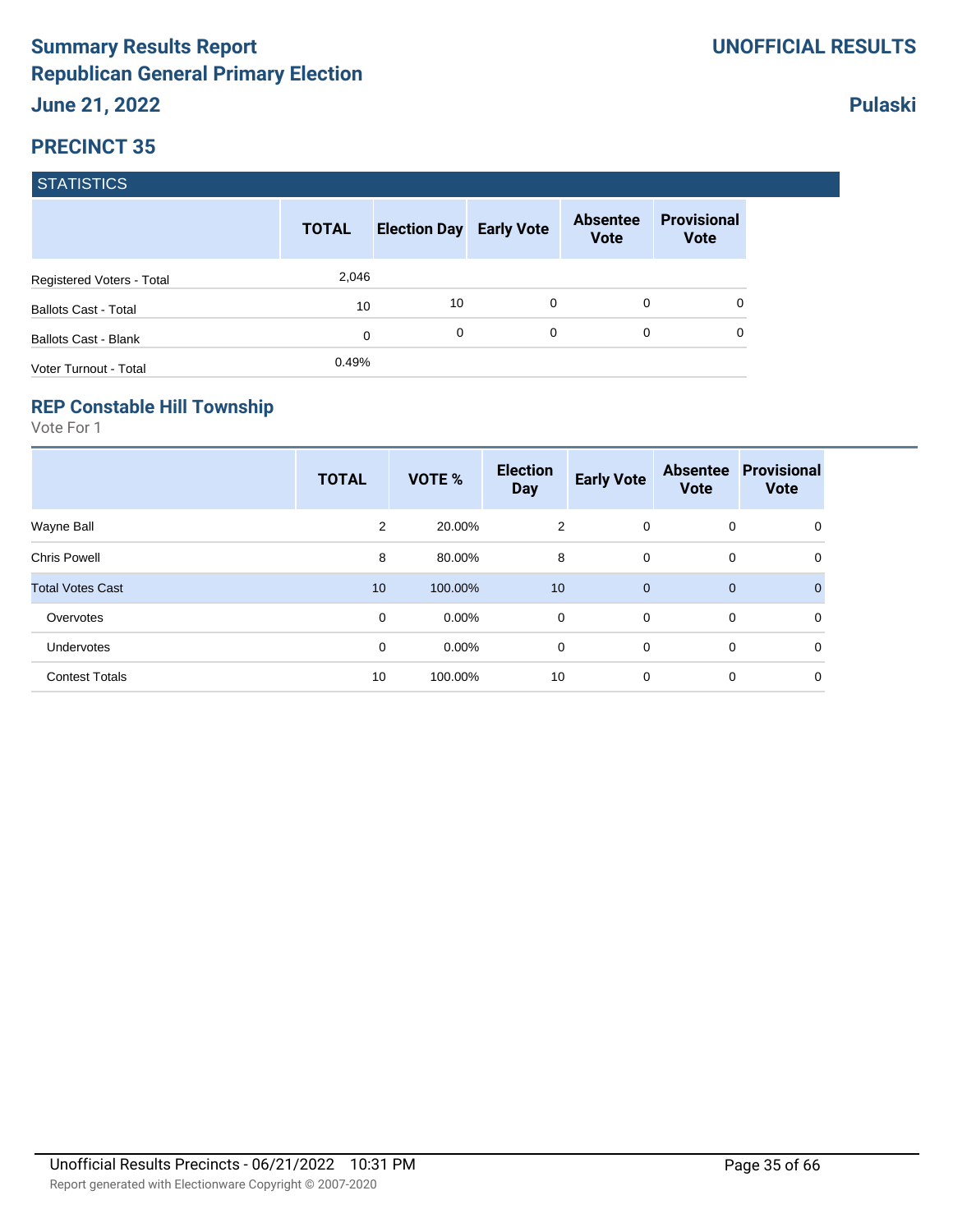# Summary Results Report
# Republican General Primary Election

**UNOFFICIAL RESULTS**

**June 21, 2022**

**Pulaski**

## PRECINCT 35

### STATISTICS

| | TOTAL | Election Day | Early Vote | Absentee Vote | Provisional Vote |
|---|---|---|---|---|---|
| Registered Voters - Total | 2,046 | | | | |
| Ballots Cast - Total | 10 | 10 | 0 | 0 | 0 |
| Ballots Cast - Blank | 0 | 0 | 0 | 0 | 0 |
| Voter Turnout - Total | 0.49% | | | | |

### REP Constable Hill Township

Vote For 1

| | TOTAL | VOTE % | Election Day | Early Vote | Absentee Vote | Provisional Vote |
|---|---|---|---|---|---|---|
| Wayne Ball | 2 | 20.00% | 2 | 0 | 0 | 0 |
| Chris Powell | 8 | 80.00% | 8 | 0 | 0 | 0 |
| Total Votes Cast | 10 | 100.00% | 10 | 0 | 0 | 0 |
| Overvotes | 0 | 0.00% | 0 | 0 | 0 | 0 |
| Undervotes | 0 | 0.00% | 0 | 0 | 0 | 0 |
| Contest Totals | 10 | 100.00% | 10 | 0 | 0 | 0 |

Unofficial Results Precincts - 06/21/2022 10:31 PM

Report generated with Electionware Copyright © 2007-2020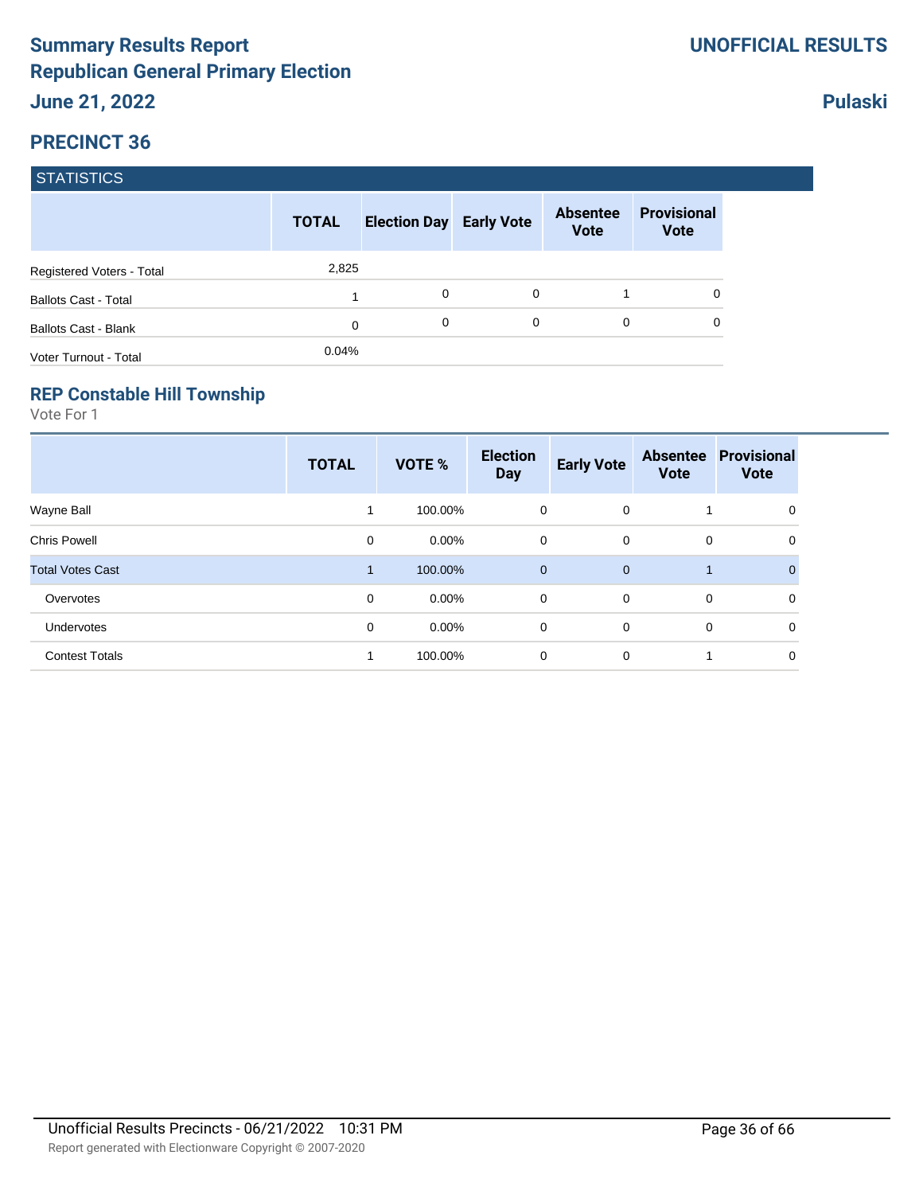# Summary Results Report
## Republican General Primary Election
### June 21, 2022

**UNOFFICIAL RESULTS**

**Pulaski**

## PRECINCT 36

### STATISTICS

| | TOTAL | Election Day | Early Vote | Absentee Vote | Provisional Vote |
|---|---|---|---|---|---|
| Registered Voters - Total | 2,825 | | | | |
| Ballots Cast - Total | 1 | 0 | 0 | 1 | 0 |
| Ballots Cast - Blank | 0 | 0 | 0 | 0 | 0 |
| Voter Turnout - Total | 0.04% | | | | |

### REP Constable Hill Township

Vote For 1

| | TOTAL | VOTE % | Election Day | Early Vote | Absentee Vote | Provisional Vote |
|---|---|---|---|---|---|---|
| Wayne Ball | 1 | 100.00% | 0 | 0 | 1 | 0 |
| Chris Powell | 0 | 0.00% | 0 | 0 | 0 | 0 |
| Total Votes Cast | 1 | 100.00% | 0 | 0 | 1 | 0 |
| Overvotes | 0 | 0.00% | 0 | 0 | 0 | 0 |
| Undervotes | 0 | 0.00% | 0 | 0 | 0 | 0 |
| Contest Totals | 1 | 100.00% | 0 | 0 | 1 | 0 |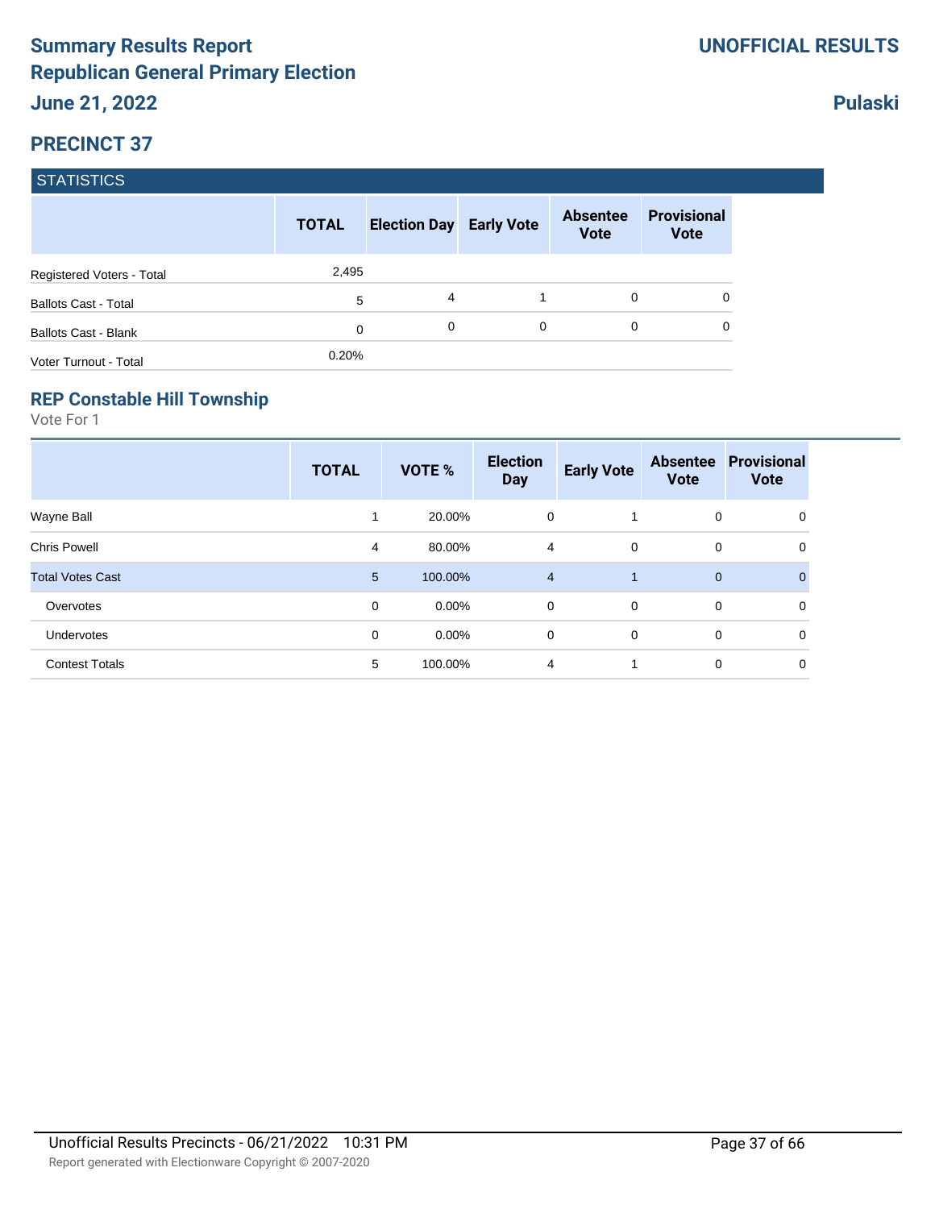# Summary Results Report
# Republican General Primary Election
## June 21, 2022

**UNOFFICIAL RESULTS**

**Pulaski**

## PRECINCT 37

### STATISTICS

| | TOTAL | Election Day | Early Vote | Absentee Vote | Provisional Vote |
|---|---|---|---|---|---|
| Registered Voters - Total | 2,495 | | | | |
| Ballots Cast - Total | 5 | 4 | 1 | 0 | 0 |
| Ballots Cast - Blank | 0 | 0 | 0 | 0 | 0 |
| Voter Turnout - Total | 0.20% | | | | |

### REP Constable Hill Township

Vote For 1

| | TOTAL | VOTE % | Election Day | Early Vote | Absentee Vote | Provisional Vote |
|---|---|---|---|---|---|---|
| Wayne Ball | 1 | 20.00% | 0 | 1 | 0 | 0 |
| Chris Powell | 4 | 80.00% | 4 | 0 | 0 | 0 |
| Total Votes Cast | 5 | 100.00% | 4 | 1 | 0 | 0 |
| Overvotes | 0 | 0.00% | 0 | 0 | 0 | 0 |
| Undervotes | 0 | 0.00% | 0 | 0 | 0 | 0 |
| Contest Totals | 5 | 100.00% | 4 | 1 | 0 | 0 |

Unofficial Results Precincts - 06/21/2022 10:31 PM

Report generated with Electionware Copyright © 2007-2020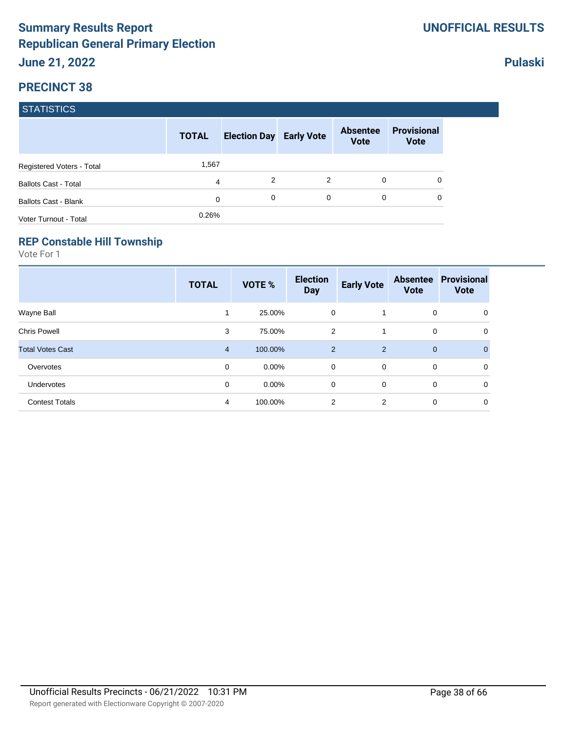# Summary Results Report
# Republican General Primary Election
## June 21, 2022

**UNOFFICIAL RESULTS**

**Pulaski**

## PRECINCT 38

### STATISTICS

| | TOTAL | Election Day | Early Vote | Absentee Vote | Provisional Vote |
|---|---|---|---|---|---|
| Registered Voters - Total | 1,567 | | | | |
| Ballots Cast - Total | 4 | 2 | 2 | 0 | 0 |
| Ballots Cast - Blank | 0 | 0 | 0 | 0 | 0 |
| Voter Turnout - Total | 0.26% | | | | |

### REP Constable Hill Township

Vote For 1

| | TOTAL | VOTE % | Election Day | Early Vote | Absentee Vote | Provisional Vote |
|---|---|---|---|---|---|---|
| Wayne Ball | 1 | 25.00% | 0 | 1 | 0 | 0 |
| Chris Powell | 3 | 75.00% | 2 | 1 | 0 | 0 |
| Total Votes Cast | 4 | 100.00% | 2 | 2 | 0 | 0 |
| Overvotes | 0 | 0.00% | 0 | 0 | 0 | 0 |
| Undervotes | 0 | 0.00% | 0 | 0 | 0 | 0 |
| Contest Totals | 4 | 100.00% | 2 | 2 | 0 | 0 |

Unofficial Results Precincts - 06/21/2022 10:31 PM

Report generated with Electionware Copyright © 2007-2020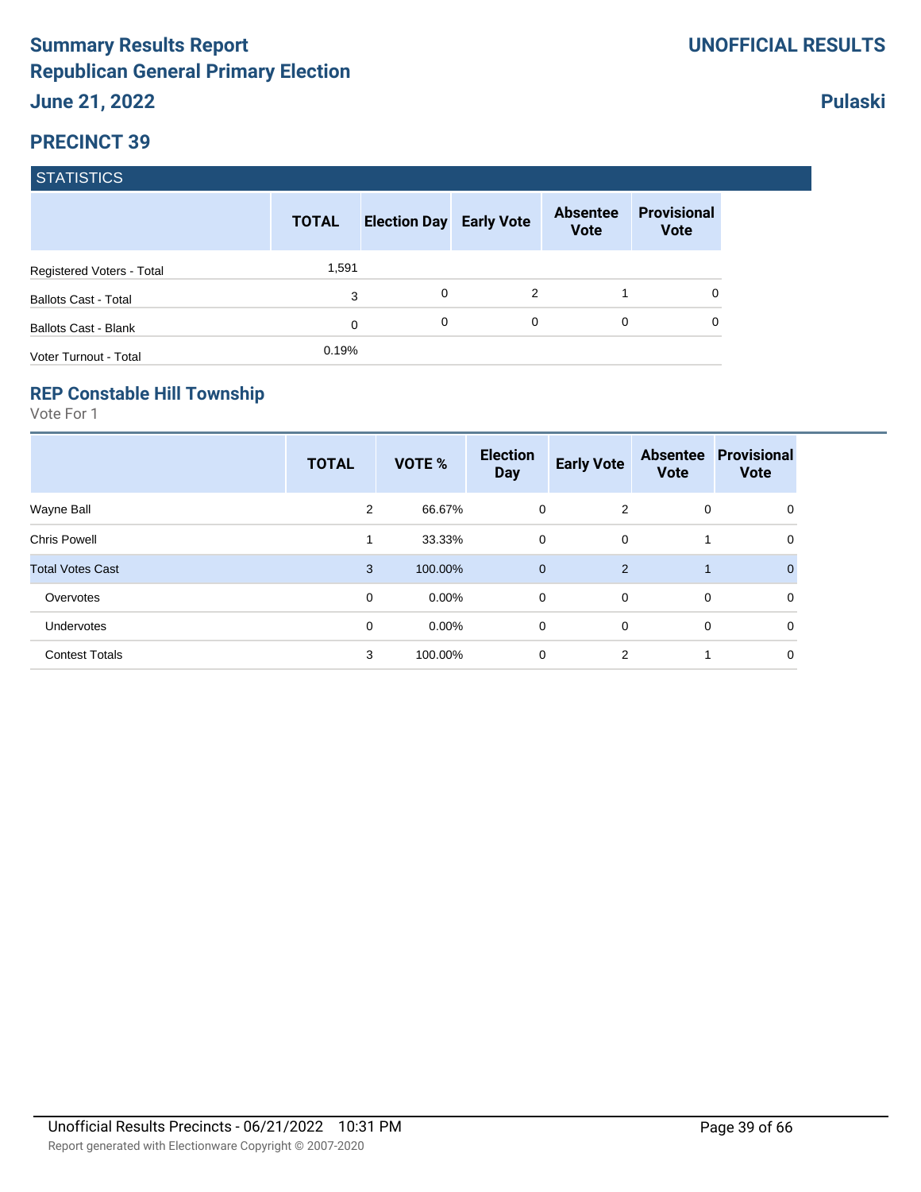# Summary Results Report
# Republican General Primary Election
## June 21, 2022

**UNOFFICIAL RESULTS**

**Pulaski**

## PRECINCT 39

### STATISTICS

| | TOTAL | Election Day | Early Vote | Absentee Vote | Provisional Vote |
|---|---|---|---|---|---|
| Registered Voters - Total | 1,591 | | | | |
| Ballots Cast - Total | 3 | 0 | 2 | 1 | 0 |
| Ballots Cast - Blank | 0 | 0 | 0 | 0 | 0 |
| Voter Turnout - Total | 0.19% | | | | |

### REP Constable Hill Township

Vote For 1

| | TOTAL | VOTE % | Election Day | Early Vote | Absentee Vote | Provisional Vote |
|---|---|---|---|---|---|---|
| Wayne Ball | 2 | 66.67% | 0 | 2 | 0 | 0 |
| Chris Powell | 1 | 33.33% | 0 | 0 | 1 | 0 |
| Total Votes Cast | 3 | 100.00% | 0 | 2 | 1 | 0 |
| Overvotes | 0 | 0.00% | 0 | 0 | 0 | 0 |
| Undervotes | 0 | 0.00% | 0 | 0 | 0 | 0 |
| Contest Totals | 3 | 100.00% | 0 | 2 | 1 | 0 |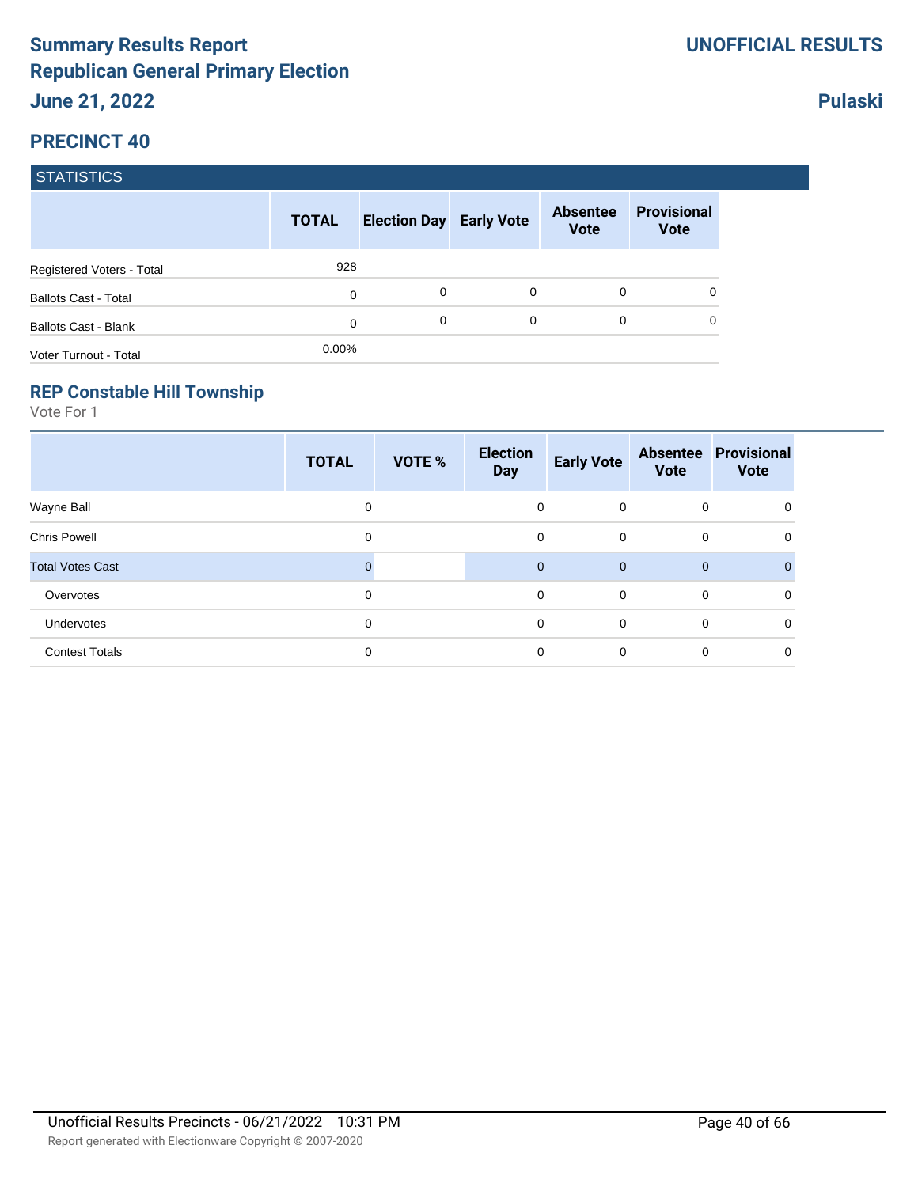# Summary Results Report
## Republican General Primary Election
## June 21, 2022

**UNOFFICIAL RESULTS**

**Pulaski**

## PRECINCT 40

| STATISTICS | TOTAL | Election Day | Early Vote | Absentee Vote | Provisional Vote |
|---|---|---|---|---|---|
| Registered Voters - Total | 928 | | | | |
| Ballots Cast - Total | 0 | 0 | 0 | 0 | 0 |
| Ballots Cast - Blank | 0 | 0 | 0 | 0 | 0 |
| Voter Turnout - Total | 0.00% | | | | |

### REP Constable Hill Township

Vote For 1

| | TOTAL | VOTE % | Election Day | Early Vote | Absentee Vote | Provisional Vote |
|---|---|---|---|---|---|---|
| Wayne Ball | 0 | | 0 | 0 | 0 | 0 |
| Chris Powell | 0 | | 0 | 0 | 0 | 0 |
| Total Votes Cast | 0 | | 0 | 0 | 0 | 0 |
| Overvotes | 0 | | 0 | 0 | 0 | 0 |
| Undervotes | 0 | | 0 | 0 | 0 | 0 |
| Contest Totals | 0 | | 0 | 0 | 0 | 0 |

Unofficial Results Precincts - 06/21/2022 10:31 PM

Report generated with Electionware Copyright © 2007-2020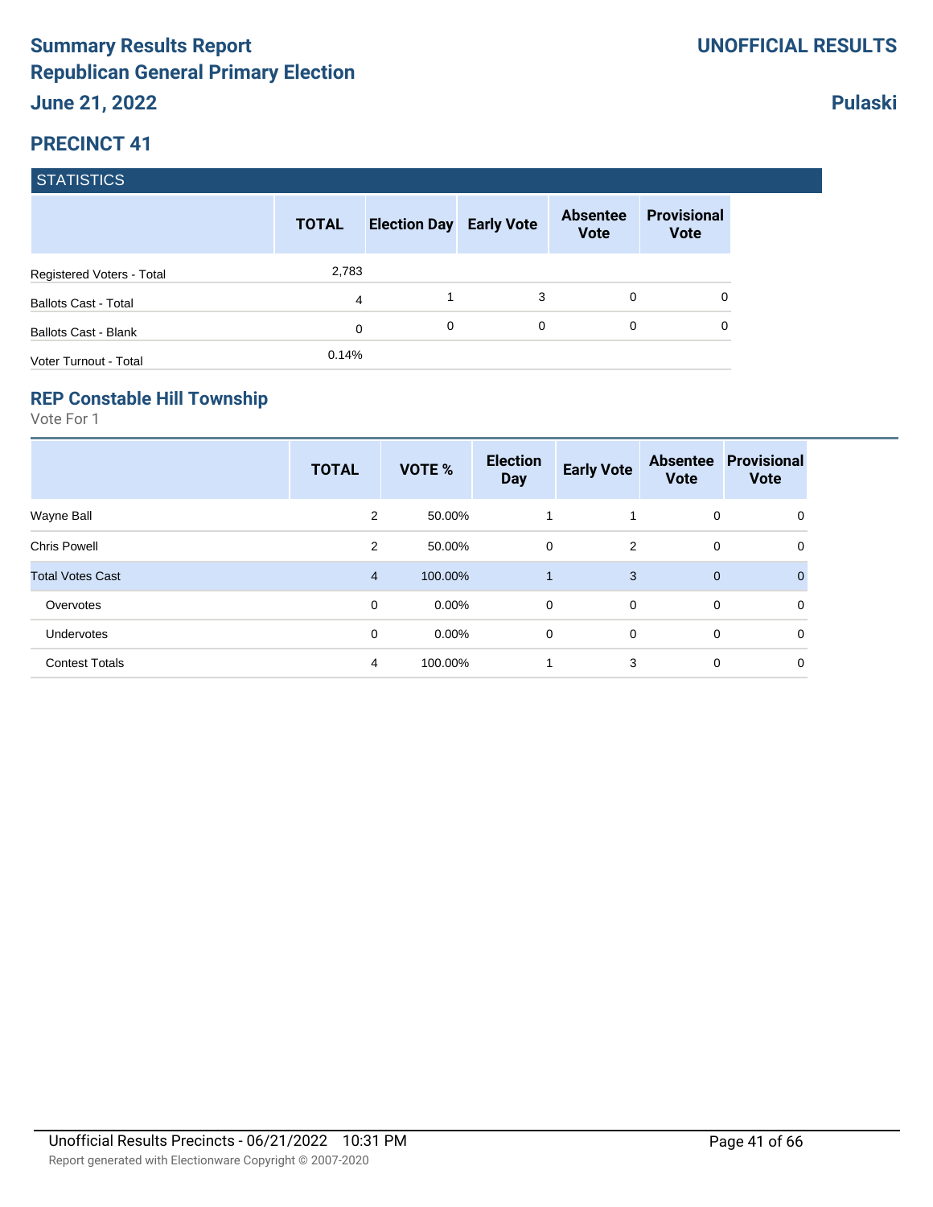# Summary Results Report
# Republican General Primary Election
## June 21, 2022

**UNOFFICIAL RESULTS**

**Pulaski**

## PRECINCT 41

### STATISTICS

| | TOTAL | Election Day | Early Vote | Absentee Vote | Provisional Vote |
|---|---|---|---|---|---|
| Registered Voters - Total | 2,783 | | | | |
| Ballots Cast - Total | 4 | 1 | 3 | 0 | 0 |
| Ballots Cast - Blank | 0 | 0 | 0 | 0 | 0 |
| Voter Turnout - Total | 0.14% | | | | |

### REP Constable Hill Township

Vote For 1

| | TOTAL | VOTE % | Election Day | Early Vote | Absentee Vote | Provisional Vote |
|---|---|---|---|---|---|---|
| Wayne Ball | 2 | 50.00% | 1 | 1 | 0 | 0 |
| Chris Powell | 2 | 50.00% | 0 | 2 | 0 | 0 |
| Total Votes Cast | 4 | 100.00% | 1 | 3 | 0 | 0 |
| Overvotes | 0 | 0.00% | 0 | 0 | 0 | 0 |
| Undervotes | 0 | 0.00% | 0 | 0 | 0 | 0 |
| Contest Totals | 4 | 100.00% | 1 | 3 | 0 | 0 |

Unofficial Results Precincts - 06/21/2022 10:31 PM

Report generated with Electionware Copyright © 2007-2020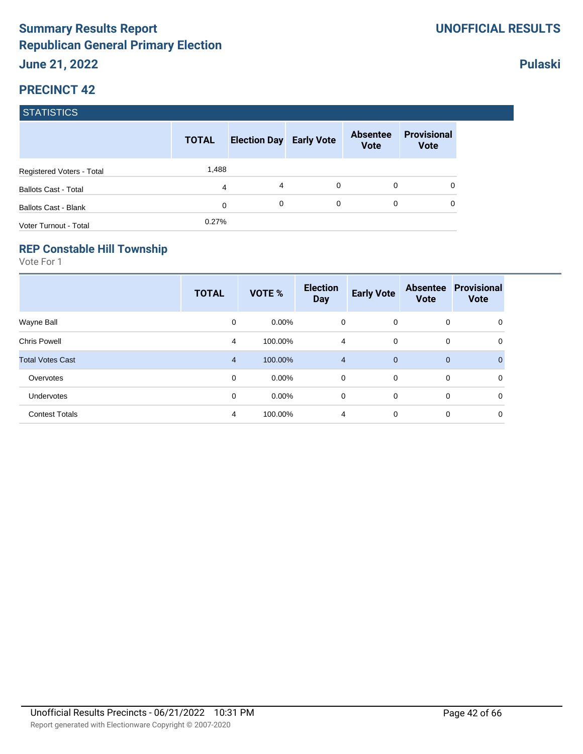# Summary Results Report
# Republican General Primary Election
## June 21, 2022

**UNOFFICIAL RESULTS**

**Pulaski**

## PRECINCT 42

### STATISTICS

| | TOTAL | Election Day | Early Vote | Absentee Vote | Provisional Vote |
|---|---|---|---|---|---|
| Registered Voters - Total | 1,488 | | | | |
| Ballots Cast - Total | 4 | 4 | 0 | 0 | 0 |
| Ballots Cast - Blank | 0 | 0 | 0 | 0 | 0 |
| Voter Turnout - Total | 0.27% | | | | |

### REP Constable Hill Township

Vote For 1

| | TOTAL | VOTE % | Election Day | Early Vote | Absentee Vote | Provisional Vote |
|---|---|---|---|---|---|---|
| Wayne Ball | 0 | 0.00% | 0 | 0 | 0 | 0 |
| Chris Powell | 4 | 100.00% | 4 | 0 | 0 | 0 |
| Total Votes Cast | 4 | 100.00% | 4 | 0 | 0 | 0 |
| Overvotes | 0 | 0.00% | 0 | 0 | 0 | 0 |
| Undervotes | 0 | 0.00% | 0 | 0 | 0 | 0 |
| Contest Totals | 4 | 100.00% | 4 | 0 | 0 | 0 |

Unofficial Results Precincts - 06/21/2022 10:31 PM

Report generated with Electionware Copyright © 2007-2020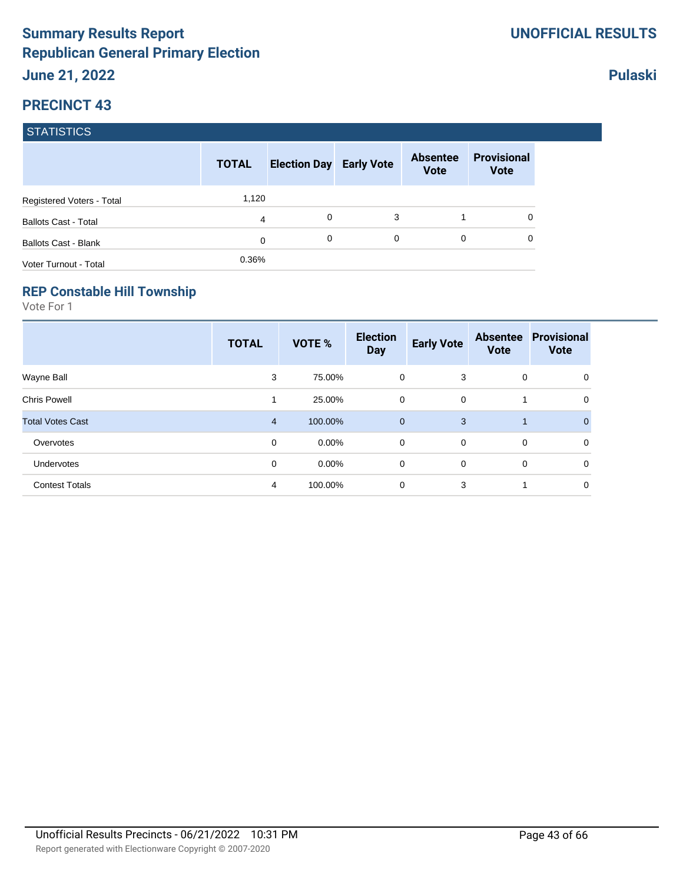# Summary Results Report
# Republican General Primary Election
## June 21, 2022

**UNOFFICIAL RESULTS**

**Pulaski**

## PRECINCT 43

### STATISTICS

| | TOTAL | Election Day | Early Vote | Absentee Vote | Provisional Vote |
|---|---|---|---|---|---|
| Registered Voters - Total | 1,120 | | | | |
| Ballots Cast - Total | 4 | 0 | 3 | 1 | 0 |
| Ballots Cast - Blank | 0 | 0 | 0 | 0 | 0 |
| Voter Turnout - Total | 0.36% | | | | |

### REP Constable Hill Township

Vote For 1

| | TOTAL | VOTE % | Election Day | Early Vote | Absentee Vote | Provisional Vote |
|---|---|---|---|---|---|---|
| Wayne Ball | 3 | 75.00% | 0 | 3 | 0 | 0 |
| Chris Powell | 1 | 25.00% | 0 | 0 | 1 | 0 |
| Total Votes Cast | 4 | 100.00% | 0 | 3 | 1 | 0 |
| Overvotes | 0 | 0.00% | 0 | 0 | 0 | 0 |
| Undervotes | 0 | 0.00% | 0 | 0 | 0 | 0 |
| Contest Totals | 4 | 100.00% | 0 | 3 | 1 | 0 |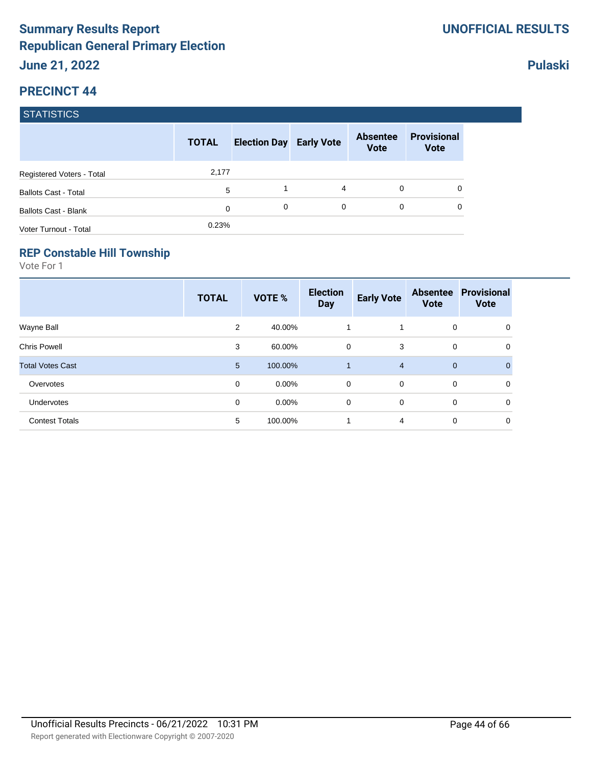# Summary Results Report
# Republican General Primary Election
## June 21, 2022

**UNOFFICIAL RESULTS**

**Pulaski**

## PRECINCT 44

### STATISTICS

| | TOTAL | Election Day | Early Vote | Absentee Vote | Provisional Vote |
|---|---|---|---|---|---|
| Registered Voters - Total | 2,177 | | | | |
| Ballots Cast - Total | 5 | 1 | 4 | 0 | 0 |
| Ballots Cast - Blank | 0 | 0 | 0 | 0 | 0 |
| Voter Turnout - Total | 0.23% | | | | |

### REP Constable Hill Township

Vote For 1

| | TOTAL | VOTE % | Election Day | Early Vote | Absentee Vote | Provisional Vote |
|---|---|---|---|---|---|---|
| Wayne Ball | 2 | 40.00% | 1 | 1 | 0 | 0 |
| Chris Powell | 3 | 60.00% | 0 | 3 | 0 | 0 |
| Total Votes Cast | 5 | 100.00% | 1 | 4 | 0 | 0 |
| Overvotes | 0 | 0.00% | 0 | 0 | 0 | 0 |
| Undervotes | 0 | 0.00% | 0 | 0 | 0 | 0 |
| Contest Totals | 5 | 100.00% | 1 | 4 | 0 | 0 |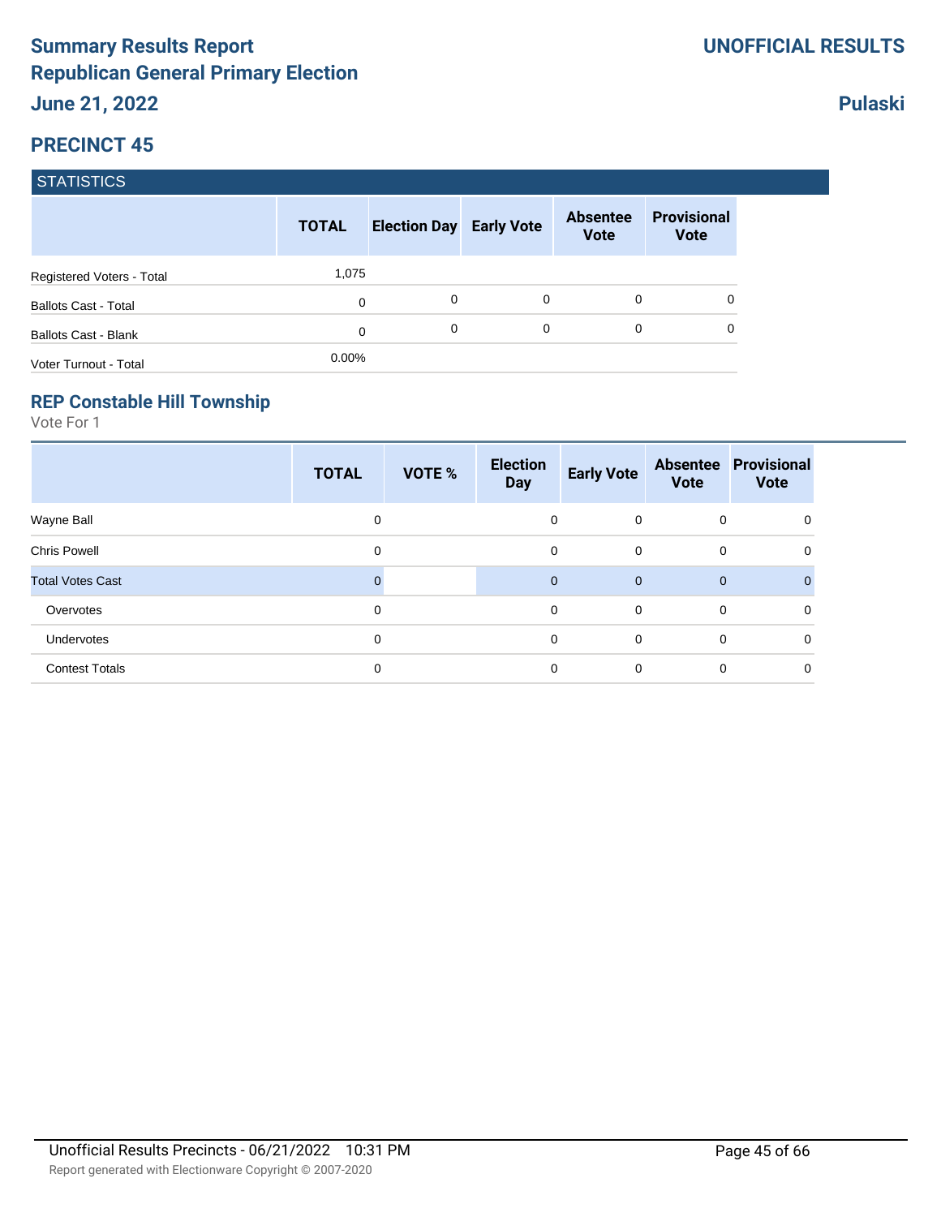# Summary Results Report
# Republican General Primary Election
## June 21, 2022

**UNOFFICIAL RESULTS**

**Pulaski**

## PRECINCT 45

| STATISTICS | TOTAL | Election Day | Early Vote | Absentee Vote | Provisional Vote |
|---|---|---|---|---|---|
| Registered Voters - Total | 1,075 | | | | |
| Ballots Cast - Total | 0 | 0 | 0 | 0 | 0 |
| Ballots Cast - Blank | 0 | 0 | 0 | 0 | 0 |
| Voter Turnout - Total | 0.00% | | | | |

### REP Constable Hill Township

Vote For 1

| | TOTAL | VOTE % | Election Day | Early Vote | Absentee Vote | Provisional Vote |
|---|---|---|---|---|---|---|
| Wayne Ball | 0 | | 0 | 0 | 0 | 0 |
| Chris Powell | 0 | | 0 | 0 | 0 | 0 |
| Total Votes Cast | 0 | | 0 | 0 | 0 | 0 |
| Overvotes | 0 | | 0 | 0 | 0 | 0 |
| Undervotes | 0 | | 0 | 0 | 0 | 0 |
| Contest Totals | 0 | | 0 | 0 | 0 | 0 |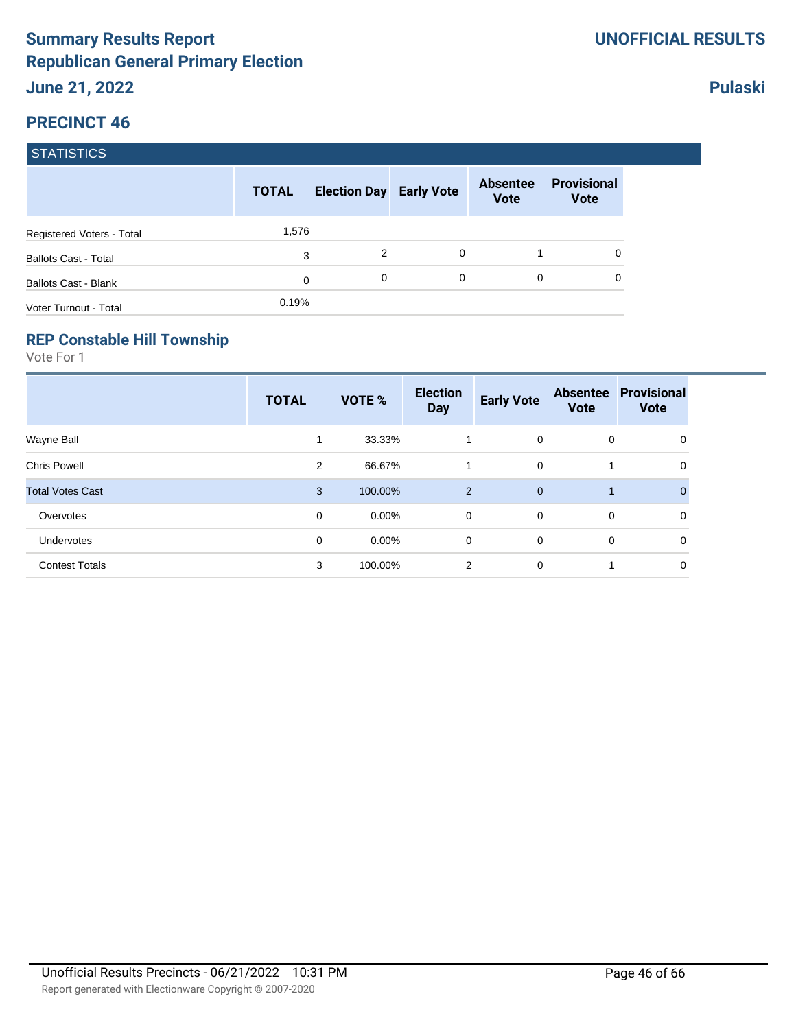# Summary Results Report
## Republican General Primary Election
**June 21, 2022**

**UNOFFICIAL RESULTS**

**Pulaski**

## PRECINCT 46

### STATISTICS

| | TOTAL | Election Day | Early Vote | Absentee Vote | Provisional Vote |
|---|---|---|---|---|---|
| Registered Voters - Total | 1,576 | | | | |
| Ballots Cast - Total | 3 | 2 | 0 | 1 | 0 |
| Ballots Cast - Blank | 0 | 0 | 0 | 0 | 0 |
| Voter Turnout - Total | 0.19% | | | | |

### REP Constable Hill Township

Vote For 1

| | TOTAL | VOTE % | Election Day | Early Vote | Absentee Vote | Provisional Vote |
|---|---|---|---|---|---|---|
| Wayne Ball | 1 | 33.33% | 1 | 0 | 0 | 0 |
| Chris Powell | 2 | 66.67% | 1 | 0 | 1 | 0 |
| Total Votes Cast | 3 | 100.00% | 2 | 0 | 1 | 0 |
| Overvotes | 0 | 0.00% | 0 | 0 | 0 | 0 |
| Undervotes | 0 | 0.00% | 0 | 0 | 0 | 0 |
| Contest Totals | 3 | 100.00% | 2 | 0 | 1 | 0 |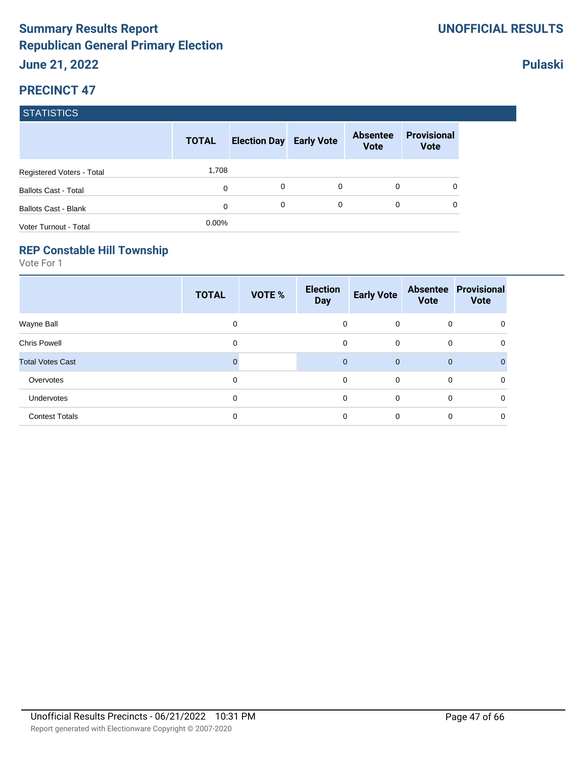# Summary Results Report
# Republican General Primary Election
## June 21, 2022

**UNOFFICIAL RESULTS**

**Pulaski**

## PRECINCT 47

### STATISTICS

| | TOTAL | Election Day | Early Vote | Absentee Vote | Provisional Vote |
|---|---|---|---|---|---|
| Registered Voters - Total | 1,708 | | | | |
| Ballots Cast - Total | 0 | 0 | 0 | 0 | 0 |
| Ballots Cast - Blank | 0 | 0 | 0 | 0 | 0 |
| Voter Turnout - Total | 0.00% | | | | |

### REP Constable Hill Township

Vote For 1

| | TOTAL | VOTE % | Election Day | Early Vote | Absentee Vote | Provisional Vote |
|---|---|---|---|---|---|---|
| Wayne Ball | 0 | | 0 | 0 | 0 | 0 |
| Chris Powell | 0 | | 0 | 0 | 0 | 0 |
| Total Votes Cast | 0 | | 0 | 0 | 0 | 0 |
| Overvotes | 0 | | 0 | 0 | 0 | 0 |
| Undervotes | 0 | | 0 | 0 | 0 | 0 |
| Contest Totals | 0 | | 0 | 0 | 0 | 0 |

Unofficial Results Precincts - 06/21/2022 10:31 PM

Report generated with Electionware Copyright © 2007-2020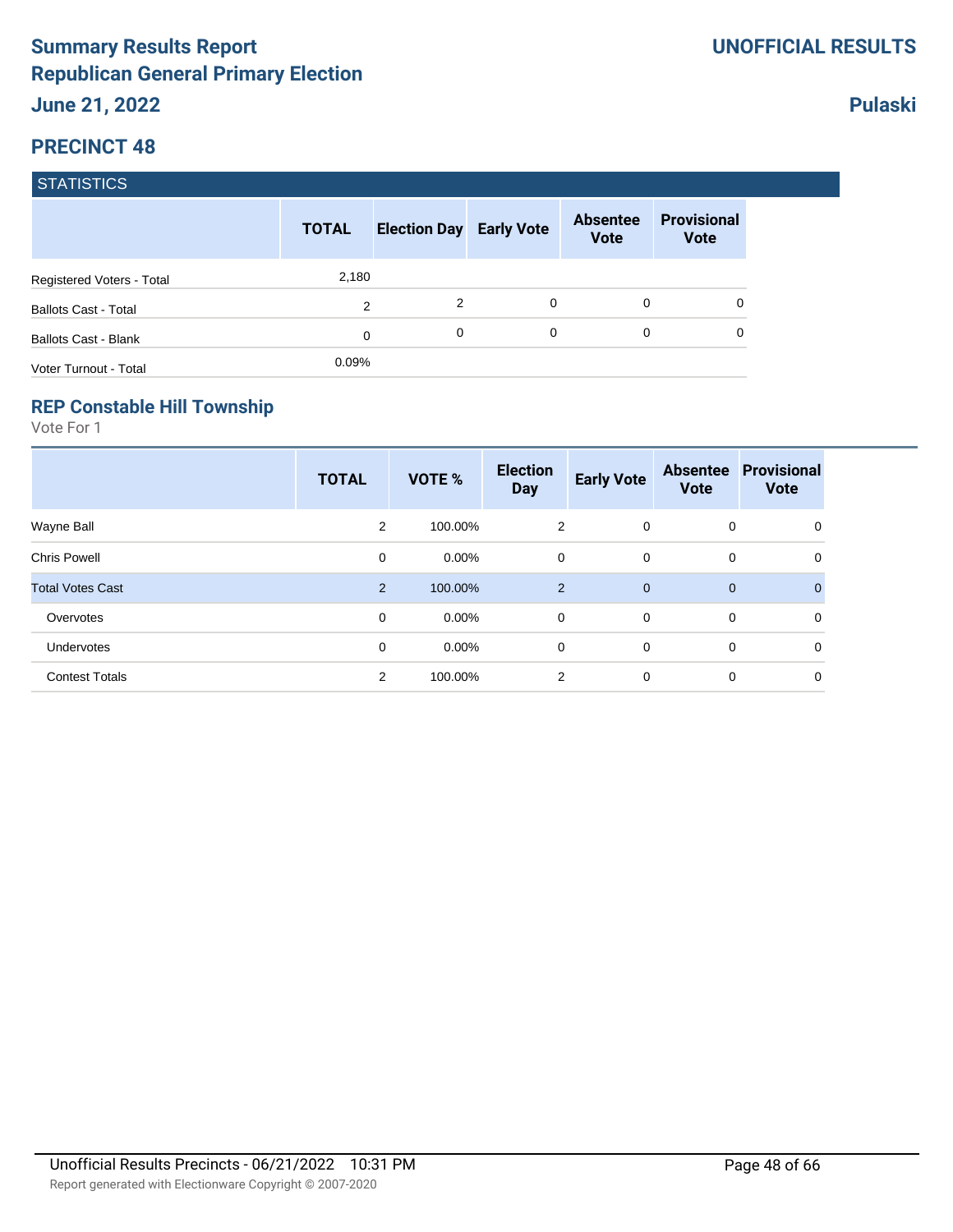# Summary Results Report
# Republican General Primary Election
## June 21, 2022

**UNOFFICIAL RESULTS**

**Pulaski**

## PRECINCT 48

### STATISTICS

| | TOTAL | Election Day | Early Vote | Absentee Vote | Provisional Vote |
|---|---|---|---|---|---|
| Registered Voters - Total | 2,180 | | | | |
| Ballots Cast - Total | 2 | 2 | 0 | 0 | 0 |
| Ballots Cast - Blank | 0 | 0 | 0 | 0 | 0 |
| Voter Turnout - Total | 0.09% | | | | |

### REP Constable Hill Township

Vote For 1

| | TOTAL | VOTE % | Election Day | Early Vote | Absentee Vote | Provisional Vote |
|---|---|---|---|---|---|---|
| Wayne Ball | 2 | 100.00% | 2 | 0 | 0 | 0 |
| Chris Powell | 0 | 0.00% | 0 | 0 | 0 | 0 |
| Total Votes Cast | 2 | 100.00% | 2 | 0 | 0 | 0 |
| Overvotes | 0 | 0.00% | 0 | 0 | 0 | 0 |
| Undervotes | 0 | 0.00% | 0 | 0 | 0 | 0 |
| Contest Totals | 2 | 100.00% | 2 | 0 | 0 | 0 |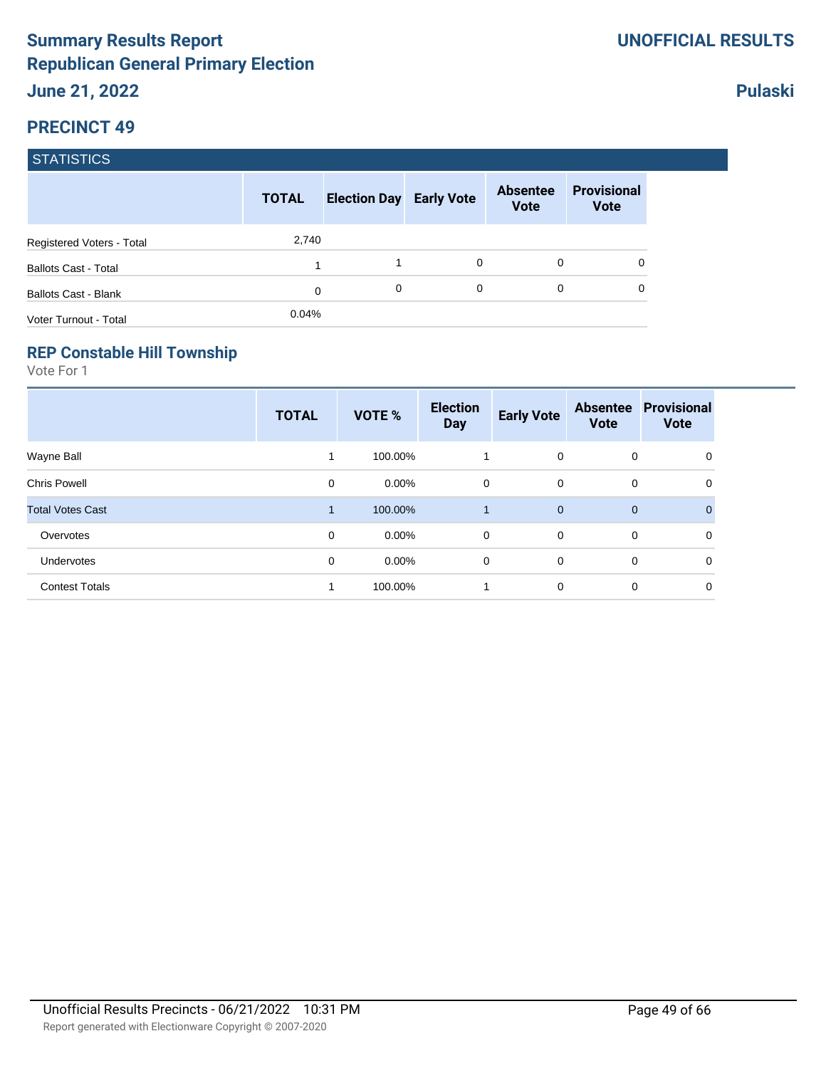# Summary Results Report
## Republican General Primary Election
### June 21, 2022

**UNOFFICIAL RESULTS**

**Pulaski**

## PRECINCT 49

### STATISTICS

| | TOTAL | Election Day | Early Vote | Absentee Vote | Provisional Vote |
|---|---|---|---|---|---|
| Registered Voters - Total | 2,740 | | | | |
| Ballots Cast - Total | 1 | 1 | 0 | 0 | 0 |
| Ballots Cast - Blank | 0 | 0 | 0 | 0 | 0 |
| Voter Turnout - Total | 0.04% | | | | |

### REP Constable Hill Township

Vote For 1

| | TOTAL | VOTE % | Election Day | Early Vote | Absentee Vote | Provisional Vote |
|---|---|---|---|---|---|---|
| Wayne Ball | 1 | 100.00% | 1 | 0 | 0 | 0 |
| Chris Powell | 0 | 0.00% | 0 | 0 | 0 | 0 |
| Total Votes Cast | 1 | 100.00% | 1 | 0 | 0 | 0 |
| Overvotes | 0 | 0.00% | 0 | 0 | 0 | 0 |
| Undervotes | 0 | 0.00% | 0 | 0 | 0 | 0 |
| Contest Totals | 1 | 100.00% | 1 | 0 | 0 | 0 |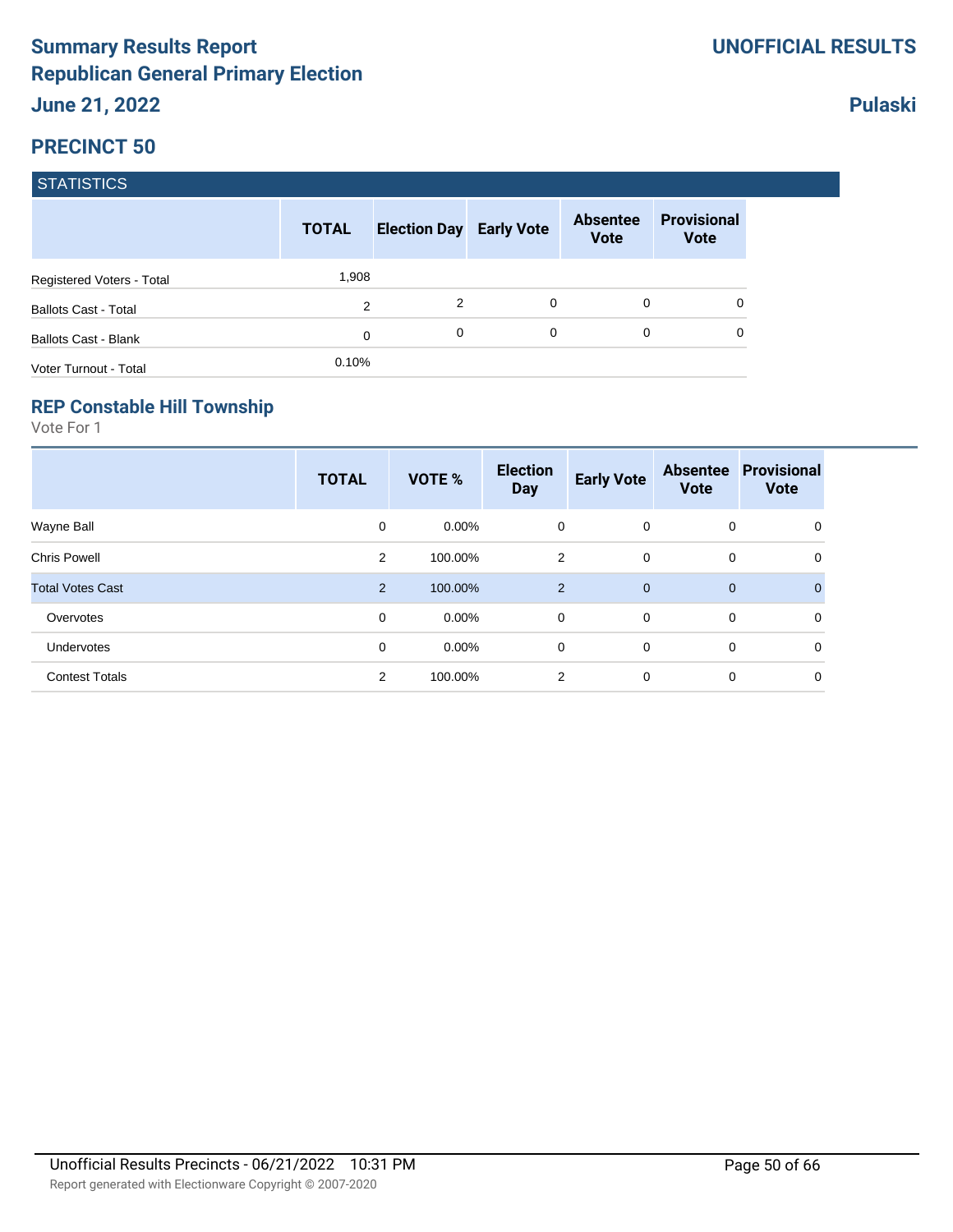# Summary Results Report
# Republican General Primary Election
## June 21, 2022

**UNOFFICIAL RESULTS**

**Pulaski**

## PRECINCT 50

### STATISTICS

| | TOTAL | Election Day | Early Vote | Absentee Vote | Provisional Vote |
|---|---|---|---|---|---|
| Registered Voters - Total | 1,908 | | | | |
| Ballots Cast - Total | 2 | 2 | 0 | 0 | 0 |
| Ballots Cast - Blank | 0 | 0 | 0 | 0 | 0 |
| Voter Turnout - Total | 0.10% | | | | |

### REP Constable Hill Township

Vote For 1

| | TOTAL | VOTE % | Election Day | Early Vote | Absentee Vote | Provisional Vote |
|---|---|---|---|---|---|---|
| Wayne Ball | 0 | 0.00% | 0 | 0 | 0 | 0 |
| Chris Powell | 2 | 100.00% | 2 | 0 | 0 | 0 |
| Total Votes Cast | 2 | 100.00% | 2 | 0 | 0 | 0 |
| Overvotes | 0 | 0.00% | 0 | 0 | 0 | 0 |
| Undervotes | 0 | 0.00% | 0 | 0 | 0 | 0 |
| Contest Totals | 2 | 100.00% | 2 | 0 | 0 | 0 |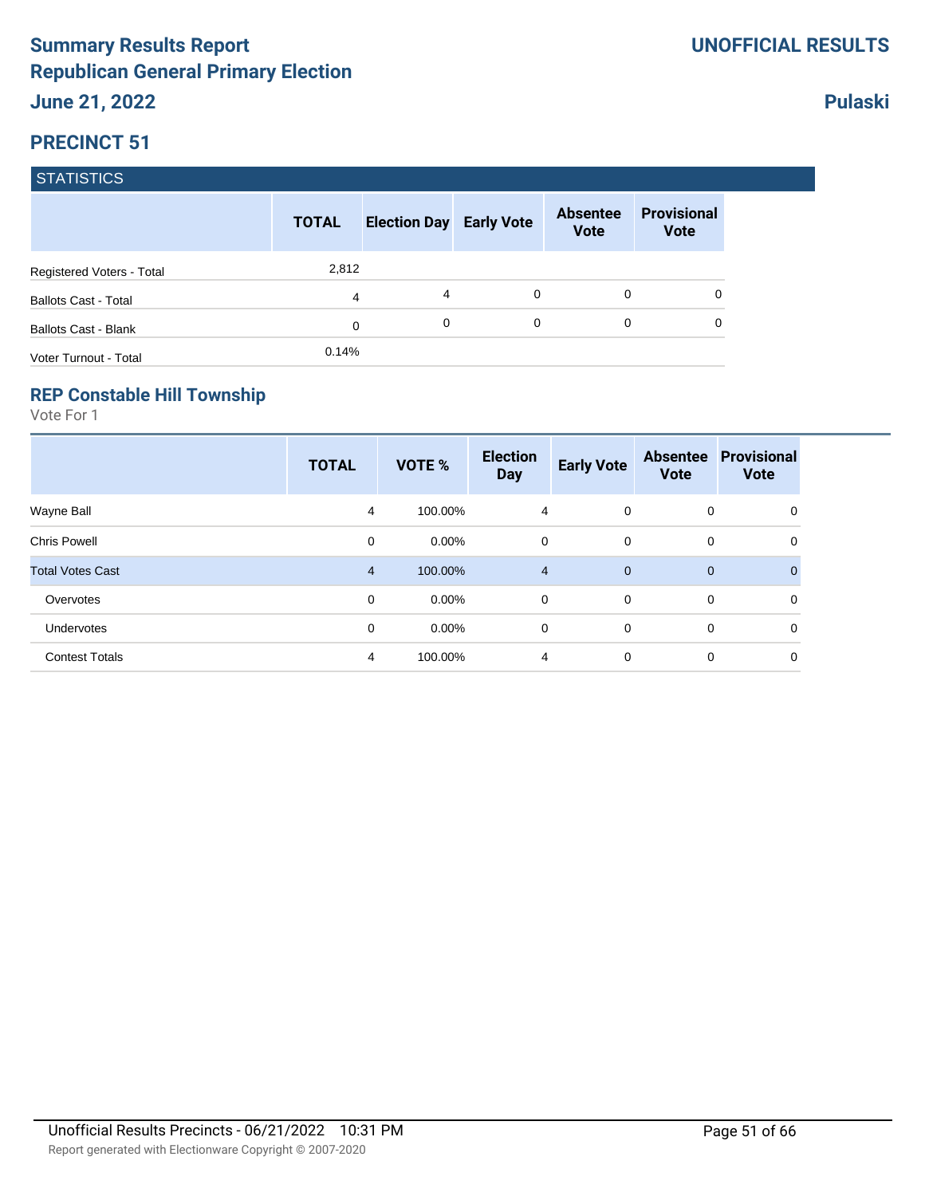# Summary Results Report
# Republican General Primary Election
## June 21, 2022

**UNOFFICIAL RESULTS**

**Pulaski**

## PRECINCT 51

### STATISTICS

| | TOTAL | Election Day | Early Vote | Absentee Vote | Provisional Vote |
|---|---|---|---|---|---|
| Registered Voters - Total | 2,812 | | | | |
| Ballots Cast - Total | 4 | 4 | 0 | 0 | 0 |
| Ballots Cast - Blank | 0 | 0 | 0 | 0 | 0 |
| Voter Turnout - Total | 0.14% | | | | |

### REP Constable Hill Township

Vote For 1

| | TOTAL | VOTE % | Election Day | Early Vote | Absentee Vote | Provisional Vote |
|---|---|---|---|---|---|---|
| Wayne Ball | 4 | 100.00% | 4 | 0 | 0 | 0 |
| Chris Powell | 0 | 0.00% | 0 | 0 | 0 | 0 |
| Total Votes Cast | 4 | 100.00% | 4 | 0 | 0 | 0 |
| Overvotes | 0 | 0.00% | 0 | 0 | 0 | 0 |
| Undervotes | 0 | 0.00% | 0 | 0 | 0 | 0 |
| Contest Totals | 4 | 100.00% | 4 | 0 | 0 | 0 |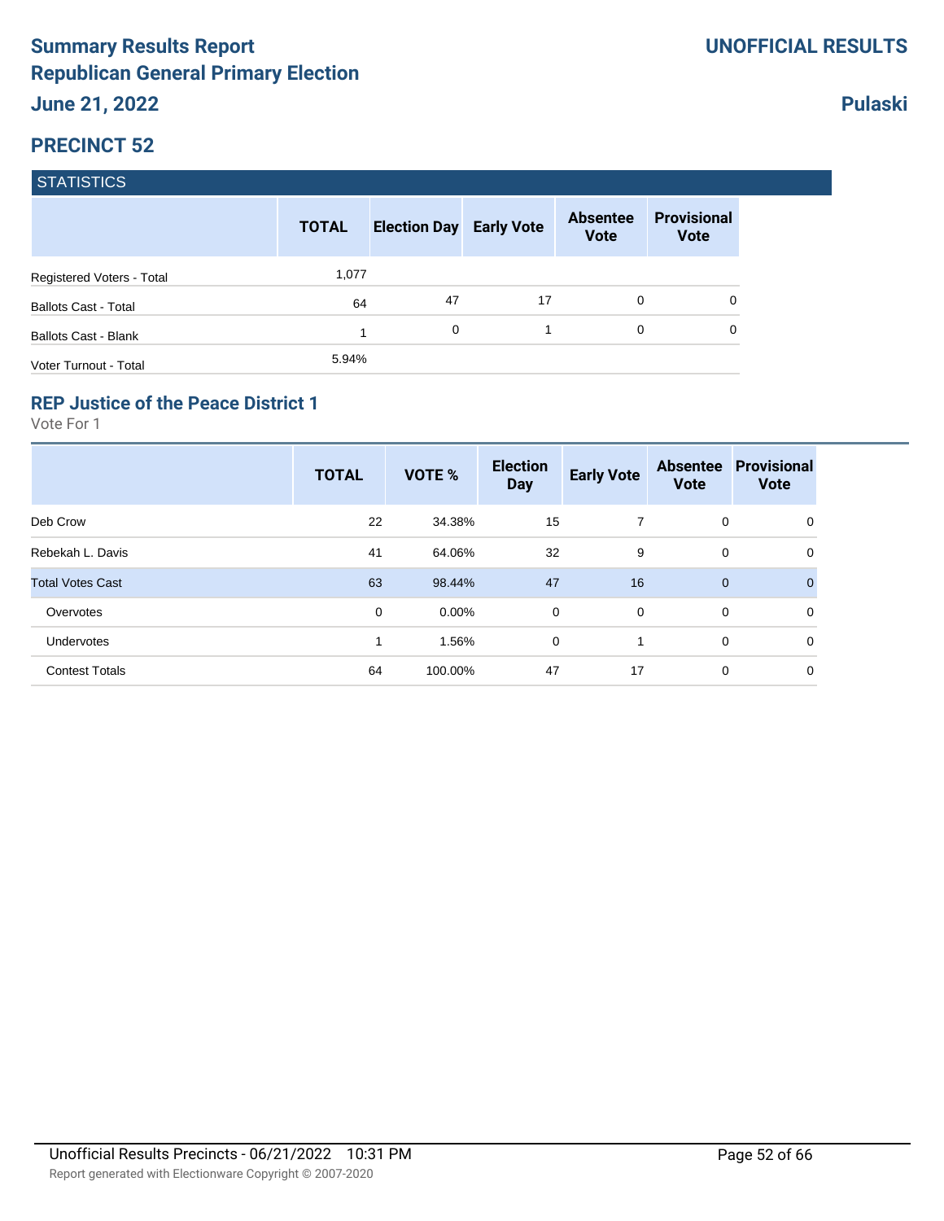# Summary Results Report
# Republican General Primary Election
# June 21, 2022

**UNOFFICIAL RESULTS**

**Pulaski**

## PRECINCT 52

### STATISTICS

| | TOTAL | Election Day | Early Vote | Absentee Vote | Provisional Vote |
|---|---|---|---|---|---|
| Registered Voters - Total | 1,077 | | | | |
| Ballots Cast - Total | 64 | 47 | 17 | 0 | 0 |
| Ballots Cast - Blank | 1 | 0 | 1 | 0 | 0 |
| Voter Turnout - Total | 5.94% | | | | |

### REP Justice of the Peace District 1

Vote For 1

| | TOTAL | VOTE % | Election Day | Early Vote | Absentee Vote | Provisional Vote |
|---|---|---|---|---|---|---|
| Deb Crow | 22 | 34.38% | 15 | 7 | 0 | 0 |
| Rebekah L. Davis | 41 | 64.06% | 32 | 9 | 0 | 0 |
| Total Votes Cast | 63 | 98.44% | 47 | 16 | 0 | 0 |
| Overvotes | 0 | 0.00% | 0 | 0 | 0 | 0 |
| Undervotes | 1 | 1.56% | 0 | 1 | 0 | 0 |
| Contest Totals | 64 | 100.00% | 47 | 17 | 0 | 0 |

Unofficial Results Precincts - 06/21/2022 10:31 PM

Report generated with Electionware Copyright © 2007-2020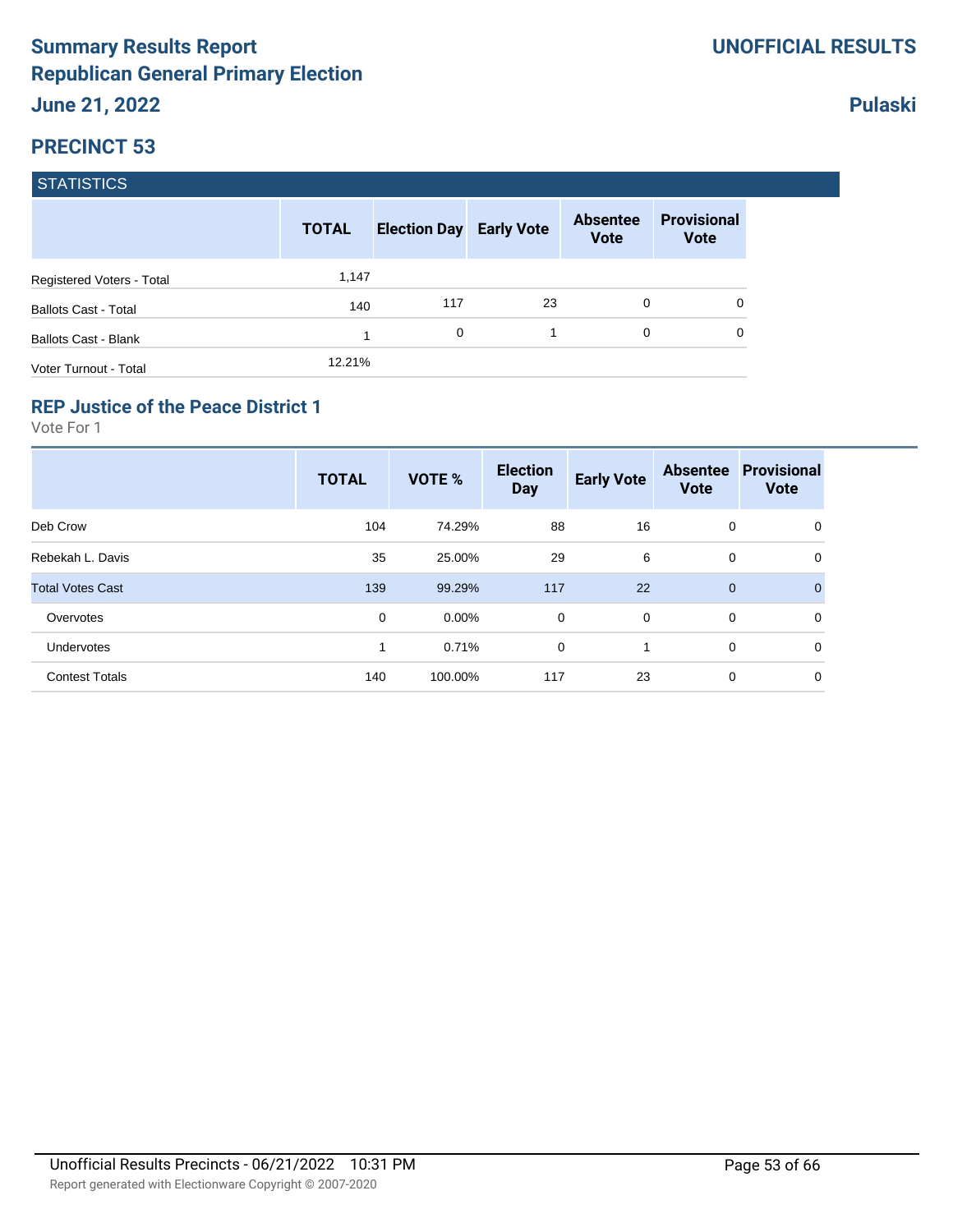# Summary Results Report
# Republican General Primary Election
## June 21, 2022

**UNOFFICIAL RESULTS**

**Pulaski**

## PRECINCT 53

### STATISTICS

| | TOTAL | Election Day | Early Vote | Absentee Vote | Provisional Vote |
|---|---|---|---|---|---|
| Registered Voters - Total | 1,147 | | | | |
| Ballots Cast - Total | 140 | 117 | 23 | 0 | 0 |
| Ballots Cast - Blank | 1 | 0 | 1 | 0 | 0 |
| Voter Turnout - Total | 12.21% | | | | |

### REP Justice of the Peace District 1

Vote For 1

| | TOTAL | VOTE % | Election Day | Early Vote | Absentee Vote | Provisional Vote |
|---|---|---|---|---|---|---|
| Deb Crow | 104 | 74.29% | 88 | 16 | 0 | 0 |
| Rebekah L. Davis | 35 | 25.00% | 29 | 6 | 0 | 0 |
| Total Votes Cast | 139 | 99.29% | 117 | 22 | 0 | 0 |
| Overvotes | 0 | 0.00% | 0 | 0 | 0 | 0 |
| Undervotes | 1 | 0.71% | 0 | 1 | 0 | 0 |
| Contest Totals | 140 | 100.00% | 117 | 23 | 0 | 0 |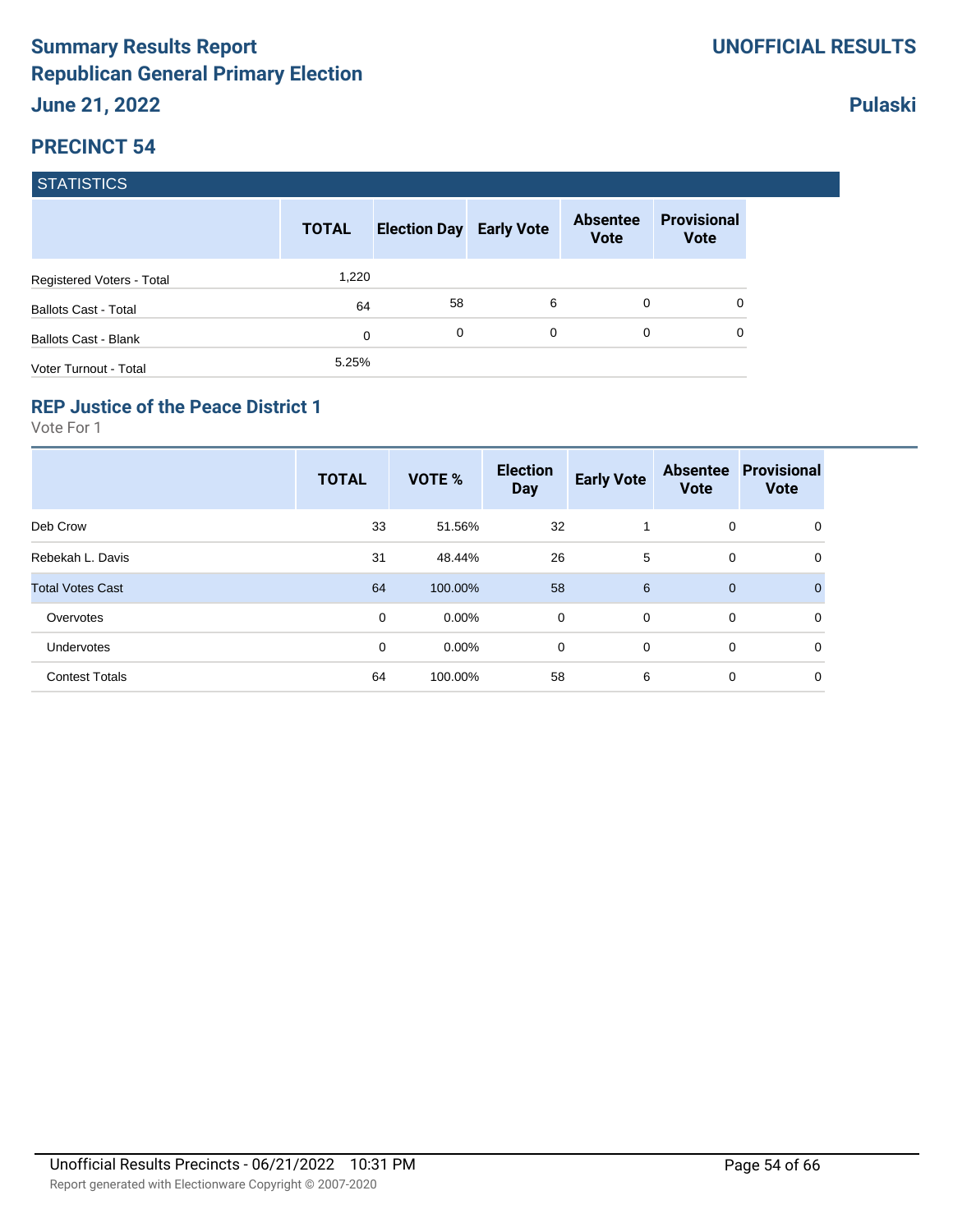# Summary Results Report
## Republican General Primary Election
## June 21, 2022

**UNOFFICIAL RESULTS**

**Pulaski**

## PRECINCT 54

### STATISTICS

| | TOTAL | Election Day | Early Vote | Absentee Vote | Provisional Vote |
|---|---|---|---|---|---|
| Registered Voters - Total | 1,220 | | | | |
| Ballots Cast - Total | 64 | 58 | 6 | 0 | 0 |
| Ballots Cast - Blank | 0 | 0 | 0 | 0 | 0 |
| Voter Turnout - Total | 5.25% | | | | |

### REP Justice of the Peace District 1

Vote For 1

| | TOTAL | VOTE % | Election Day | Early Vote | Absentee Vote | Provisional Vote |
|---|---|---|---|---|---|---|
| Deb Crow | 33 | 51.56% | 32 | 1 | 0 | 0 |
| Rebekah L. Davis | 31 | 48.44% | 26 | 5 | 0 | 0 |
| Total Votes Cast | 64 | 100.00% | 58 | 6 | 0 | 0 |
| Overvotes | 0 | 0.00% | 0 | 0 | 0 | 0 |
| Undervotes | 0 | 0.00% | 0 | 0 | 0 | 0 |
| Contest Totals | 64 | 100.00% | 58 | 6 | 0 | 0 |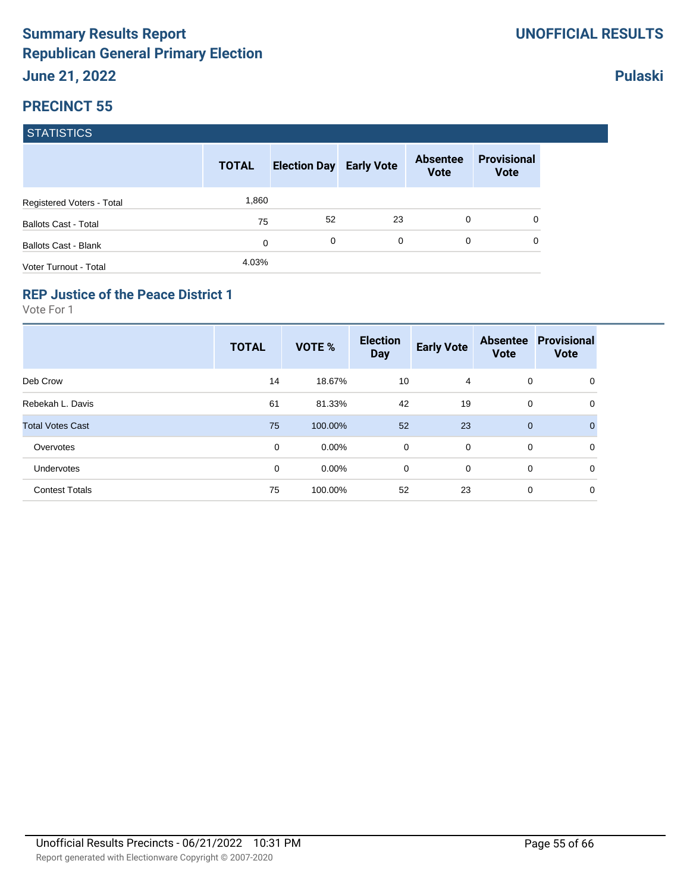# Summary Results Report
# Republican General Primary Election
## June 21, 2022

**UNOFFICIAL RESULTS**

**Pulaski**

## PRECINCT 55

### STATISTICS

| | TOTAL | Election Day | Early Vote | Absentee Vote | Provisional Vote |
|---|---|---|---|---|---|
| Registered Voters - Total | 1,860 | | | | |
| Ballots Cast - Total | 75 | 52 | 23 | 0 | 0 |
| Ballots Cast - Blank | 0 | 0 | 0 | 0 | 0 |
| Voter Turnout - Total | 4.03% | | | | |

### REP Justice of the Peace District 1

Vote For 1

| | TOTAL | VOTE % | Election Day | Early Vote | Absentee Vote | Provisional Vote |
|---|---|---|---|---|---|---|
| Deb Crow | 14 | 18.67% | 10 | 4 | 0 | 0 |
| Rebekah L. Davis | 61 | 81.33% | 42 | 19 | 0 | 0 |
| Total Votes Cast | 75 | 100.00% | 52 | 23 | 0 | 0 |
| Overvotes | 0 | 0.00% | 0 | 0 | 0 | 0 |
| Undervotes | 0 | 0.00% | 0 | 0 | 0 | 0 |
| Contest Totals | 75 | 100.00% | 52 | 23 | 0 | 0 |

Unofficial Results Precincts - 06/21/2022 10:31 PM

Report generated with Electionware Copyright © 2007-2020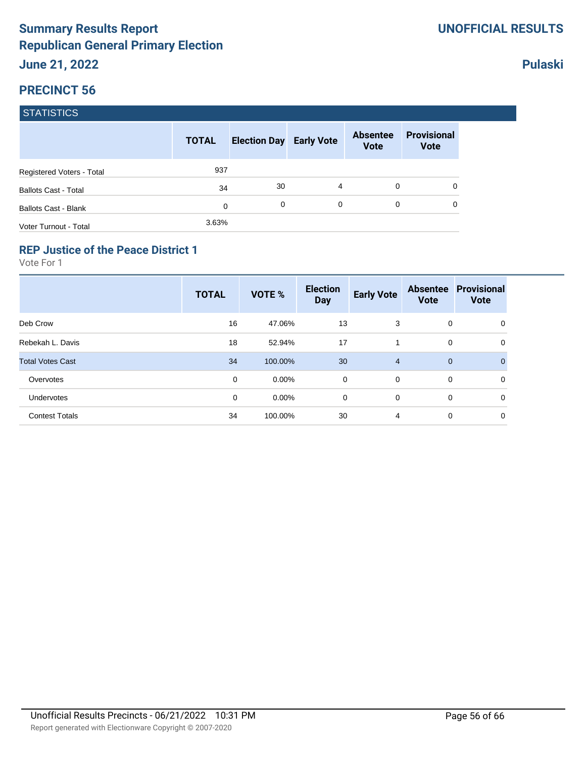# Summary Results Report
# Republican General Primary Election
## June 21, 2022

**UNOFFICIAL RESULTS**

**Pulaski**

## PRECINCT 56

### STATISTICS

| | TOTAL | Election Day | Early Vote | Absentee Vote | Provisional Vote |
|---|---|---|---|---|---|
| Registered Voters - Total | 937 | | | | |
| Ballots Cast - Total | 34 | 30 | 4 | 0 | 0 |
| Ballots Cast - Blank | 0 | 0 | 0 | 0 | 0 |
| Voter Turnout - Total | 3.63% | | | | |

### REP Justice of the Peace District 1

Vote For 1

| | TOTAL | VOTE % | Election Day | Early Vote | Absentee Vote | Provisional Vote |
|---|---|---|---|---|---|---|
| Deb Crow | 16 | 47.06% | 13 | 3 | 0 | 0 |
| Rebekah L. Davis | 18 | 52.94% | 17 | 1 | 0 | 0 |
| Total Votes Cast | 34 | 100.00% | 30 | 4 | 0 | 0 |
| Overvotes | 0 | 0.00% | 0 | 0 | 0 | 0 |
| Undervotes | 0 | 0.00% | 0 | 0 | 0 | 0 |
| Contest Totals | 34 | 100.00% | 30 | 4 | 0 | 0 |

Unofficial Results Precincts - 06/21/2022 10:31 PM

Report generated with Electionware Copyright © 2007-2020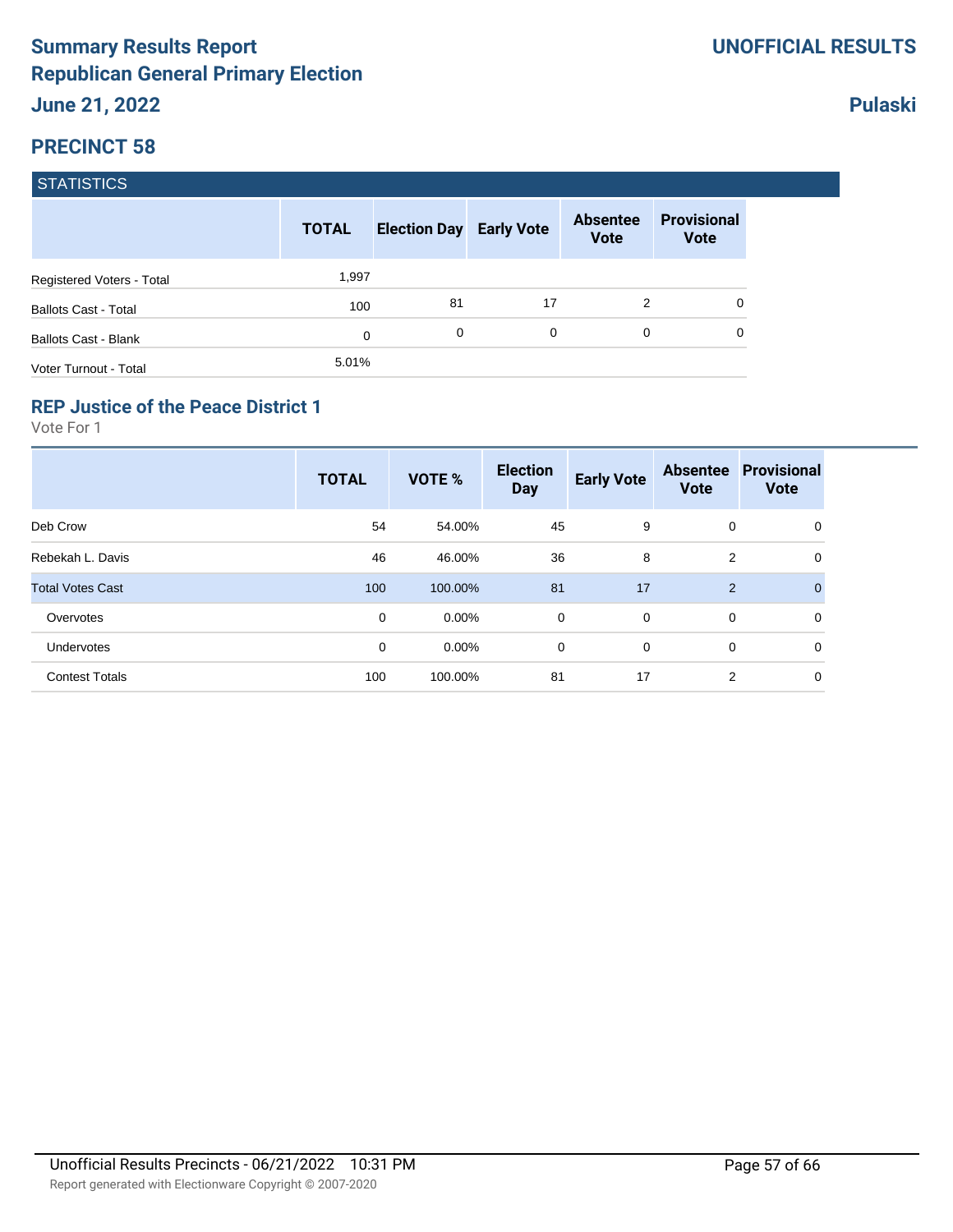# Summary Results Report
## Republican General Primary Election
**June 21, 2022**

**UNOFFICIAL RESULTS**

**Pulaski**

## PRECINCT 58

### STATISTICS

| | TOTAL | Election Day | Early Vote | Absentee Vote | Provisional Vote |
|---|---|---|---|---|---|
| Registered Voters - Total | 1,997 | | | | |
| Ballots Cast - Total | 100 | 81 | 17 | 2 | 0 |
| Ballots Cast - Blank | 0 | 0 | 0 | 0 | 0 |
| Voter Turnout - Total | 5.01% | | | | |

### REP Justice of the Peace District 1

Vote For 1

| | TOTAL | VOTE % | Election Day | Early Vote | Absentee Vote | Provisional Vote |
|---|---|---|---|---|---|---|
| Deb Crow | 54 | 54.00% | 45 | 9 | 0 | 0 |
| Rebekah L. Davis | 46 | 46.00% | 36 | 8 | 2 | 0 |
| Total Votes Cast | 100 | 100.00% | 81 | 17 | 2 | 0 |
| Overvotes | 0 | 0.00% | 0 | 0 | 0 | 0 |
| Undervotes | 0 | 0.00% | 0 | 0 | 0 | 0 |
| Contest Totals | 100 | 100.00% | 81 | 17 | 2 | 0 |

Unofficial Results Precincts - 06/21/2022 10:31 PM

Report generated with Electionware Copyright © 2007-2020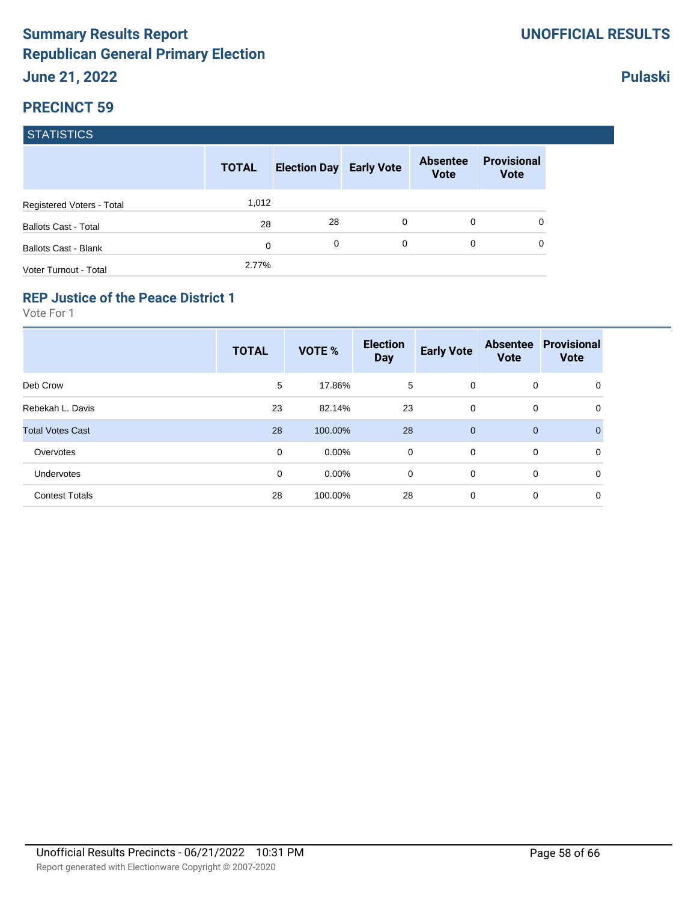# Summary Results Report
# Republican General Primary Election
## June 21, 2022

**UNOFFICIAL RESULTS**

**Pulaski**

## PRECINCT 59

### STATISTICS

| | TOTAL | Election Day | Early Vote | Absentee Vote | Provisional Vote |
|---|---|---|---|---|---|
| Registered Voters - Total | 1,012 | | | | |
| Ballots Cast - Total | 28 | 28 | 0 | 0 | 0 |
| Ballots Cast - Blank | 0 | 0 | 0 | 0 | 0 |
| Voter Turnout - Total | 2.77% | | | | |

### REP Justice of the Peace District 1

Vote For 1

| | TOTAL | VOTE % | Election Day | Early Vote | Absentee Vote | Provisional Vote |
|---|---|---|---|---|---|---|
| Deb Crow | 5 | 17.86% | 5 | 0 | 0 | 0 |
| Rebekah L. Davis | 23 | 82.14% | 23 | 0 | 0 | 0 |
| Total Votes Cast | 28 | 100.00% | 28 | 0 | 0 | 0 |
| Overvotes | 0 | 0.00% | 0 | 0 | 0 | 0 |
| Undervotes | 0 | 0.00% | 0 | 0 | 0 | 0 |
| Contest Totals | 28 | 100.00% | 28 | 0 | 0 | 0 |

Unofficial Results Precincts - 06/21/2022 10:31 PM

Report generated with Electionware Copyright © 2007-2020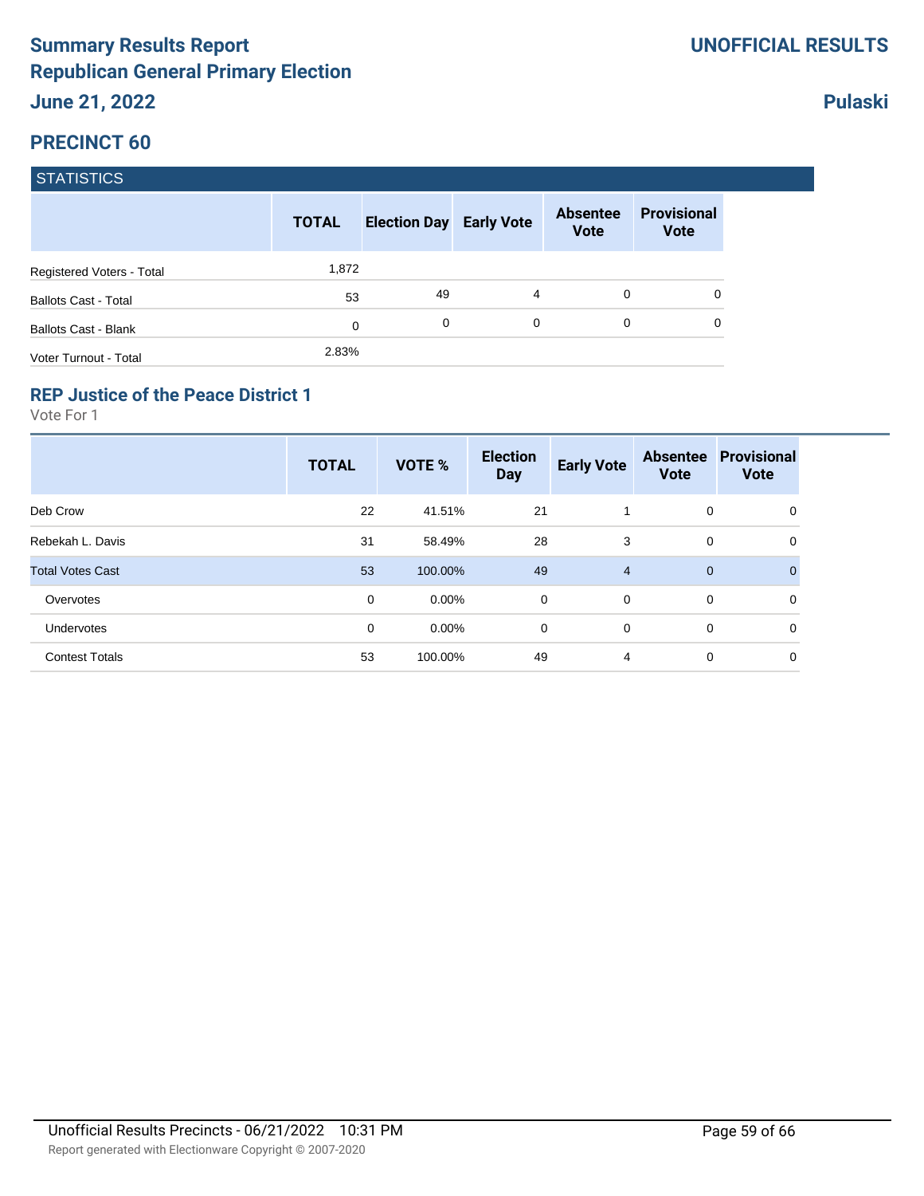# Summary Results Report
# Republican General Primary Election
## June 21, 2022

**UNOFFICIAL RESULTS**

**Pulaski**

## PRECINCT 60

### STATISTICS

| | TOTAL | Election Day | Early Vote | Absentee Vote | Provisional Vote |
|---|---|---|---|---|---|
| Registered Voters - Total | 1,872 | | | | |
| Ballots Cast - Total | 53 | 49 | 4 | 0 | 0 |
| Ballots Cast - Blank | 0 | 0 | 0 | 0 | 0 |
| Voter Turnout - Total | 2.83% | | | | |

### REP Justice of the Peace District 1

Vote For 1

| | TOTAL | VOTE % | Election Day | Early Vote | Absentee Vote | Provisional Vote |
|---|---|---|---|---|---|---|
| Deb Crow | 22 | 41.51% | 21 | 1 | 0 | 0 |
| Rebekah L. Davis | 31 | 58.49% | 28 | 3 | 0 | 0 |
| Total Votes Cast | 53 | 100.00% | 49 | 4 | 0 | 0 |
| Overvotes | 0 | 0.00% | 0 | 0 | 0 | 0 |
| Undervotes | 0 | 0.00% | 0 | 0 | 0 | 0 |
| Contest Totals | 53 | 100.00% | 49 | 4 | 0 | 0 |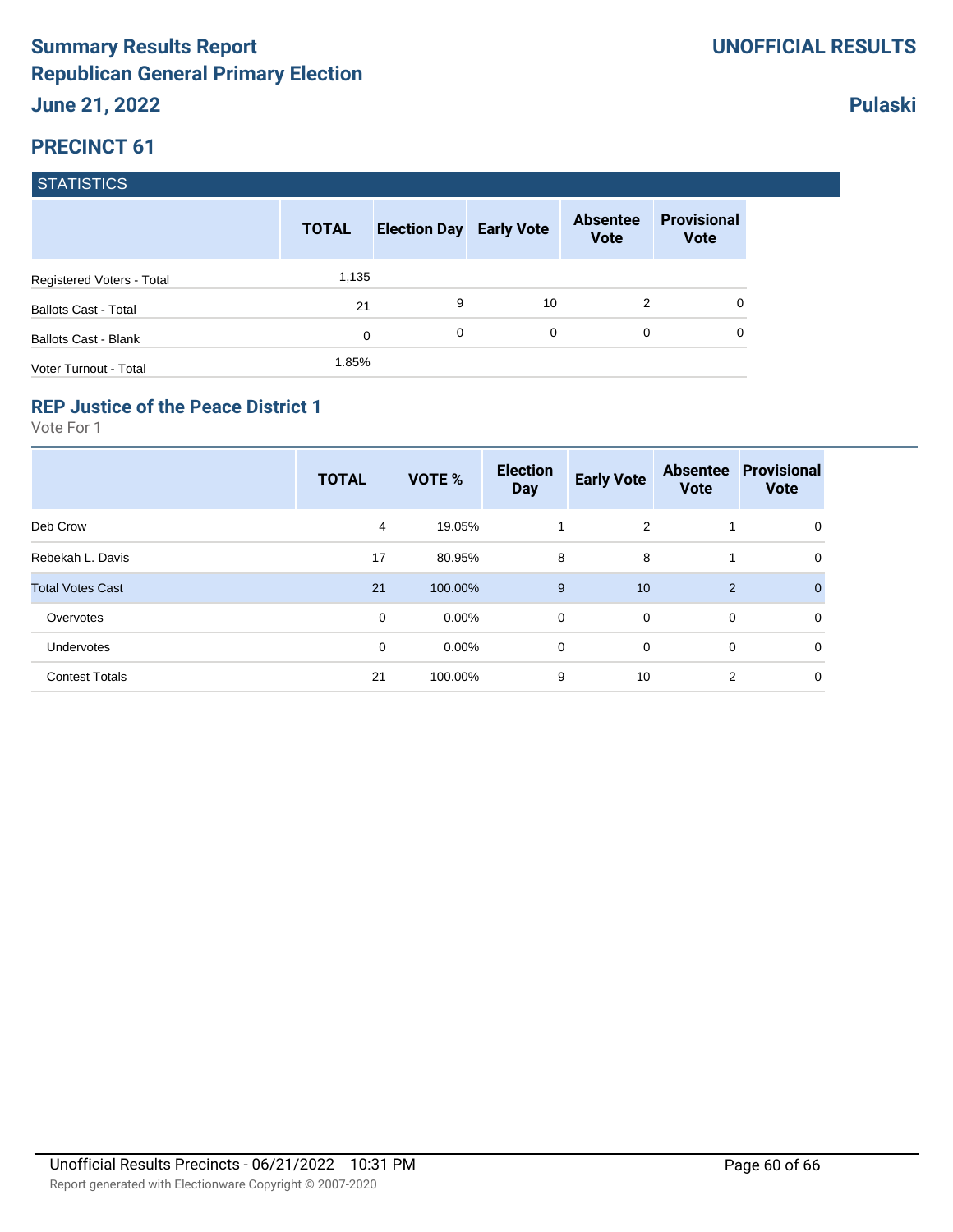# Summary Results Report
# Republican General Primary Election
## June 21, 2022

**UNOFFICIAL RESULTS**

**Pulaski**

## PRECINCT 61

### STATISTICS

| | TOTAL | Election Day | Early Vote | Absentee Vote | Provisional Vote |
|---|---|---|---|---|---|
| Registered Voters - Total | 1,135 | | | | |
| Ballots Cast - Total | 21 | 9 | 10 | 2 | 0 |
| Ballots Cast - Blank | 0 | 0 | 0 | 0 | 0 |
| Voter Turnout - Total | 1.85% | | | | |

### REP Justice of the Peace District 1

Vote For 1

| | TOTAL | VOTE % | Election Day | Early Vote | Absentee Vote | Provisional Vote |
|---|---|---|---|---|---|---|
| Deb Crow | 4 | 19.05% | 1 | 2 | 1 | 0 |
| Rebekah L. Davis | 17 | 80.95% | 8 | 8 | 1 | 0 |
| Total Votes Cast | 21 | 100.00% | 9 | 10 | 2 | 0 |
| Overvotes | 0 | 0.00% | 0 | 0 | 0 | 0 |
| Undervotes | 0 | 0.00% | 0 | 0 | 0 | 0 |
| Contest Totals | 21 | 100.00% | 9 | 10 | 2 | 0 |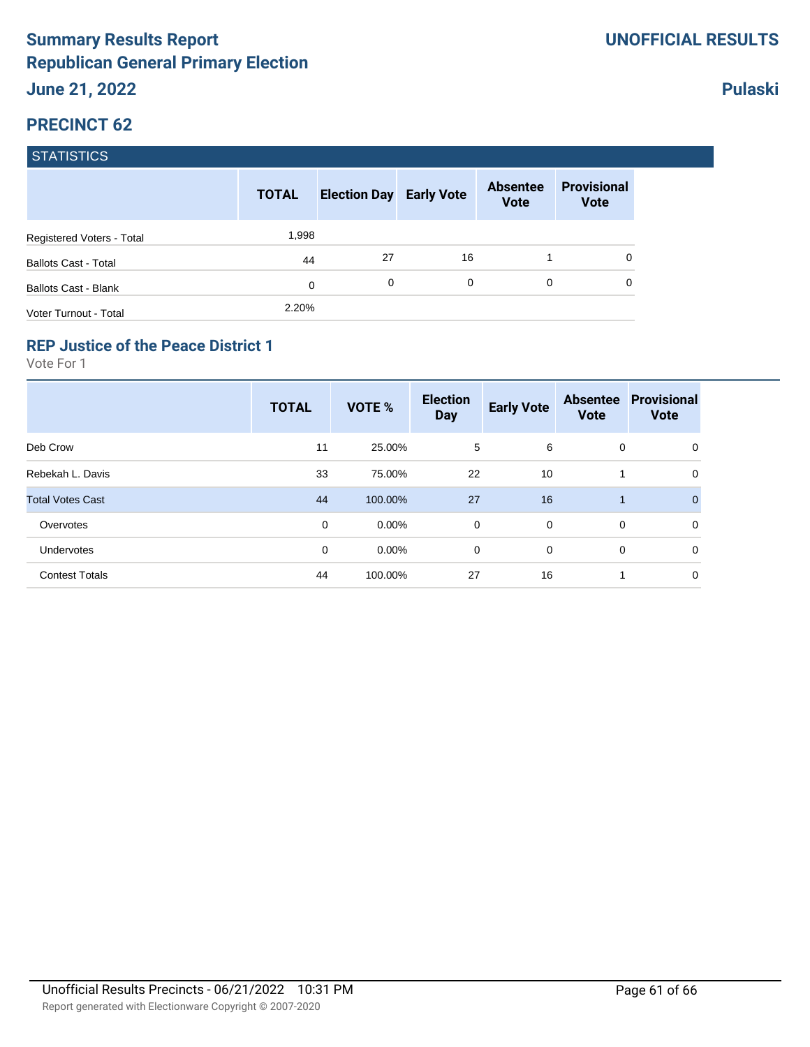# Summary Results Report
# Republican General Primary Election
## June 21, 2022

**UNOFFICIAL RESULTS**

**Pulaski**

## PRECINCT 62

STATISTICS

| | TOTAL | Election Day | Early Vote | Absentee Vote | Provisional Vote |
|---|---|---|---|---|---|
| Registered Voters - Total | 1,998 | | | | |
| Ballots Cast - Total | 44 | 27 | 16 | 1 | 0 |
| Ballots Cast - Blank | 0 | 0 | 0 | 0 | 0 |
| Voter Turnout - Total | 2.20% | | | | |

### REP Justice of the Peace District 1

Vote For 1

| | TOTAL | VOTE % | Election Day | Early Vote | Absentee Vote | Provisional Vote |
|---|---|---|---|---|---|---|
| Deb Crow | 11 | 25.00% | 5 | 6 | 0 | 0 |
| Rebekah L. Davis | 33 | 75.00% | 22 | 10 | 1 | 0 |
| Total Votes Cast | 44 | 100.00% | 27 | 16 | 1 | 0 |
| Overvotes | 0 | 0.00% | 0 | 0 | 0 | 0 |
| Undervotes | 0 | 0.00% | 0 | 0 | 0 | 0 |
| Contest Totals | 44 | 100.00% | 27 | 16 | 1 | 0 |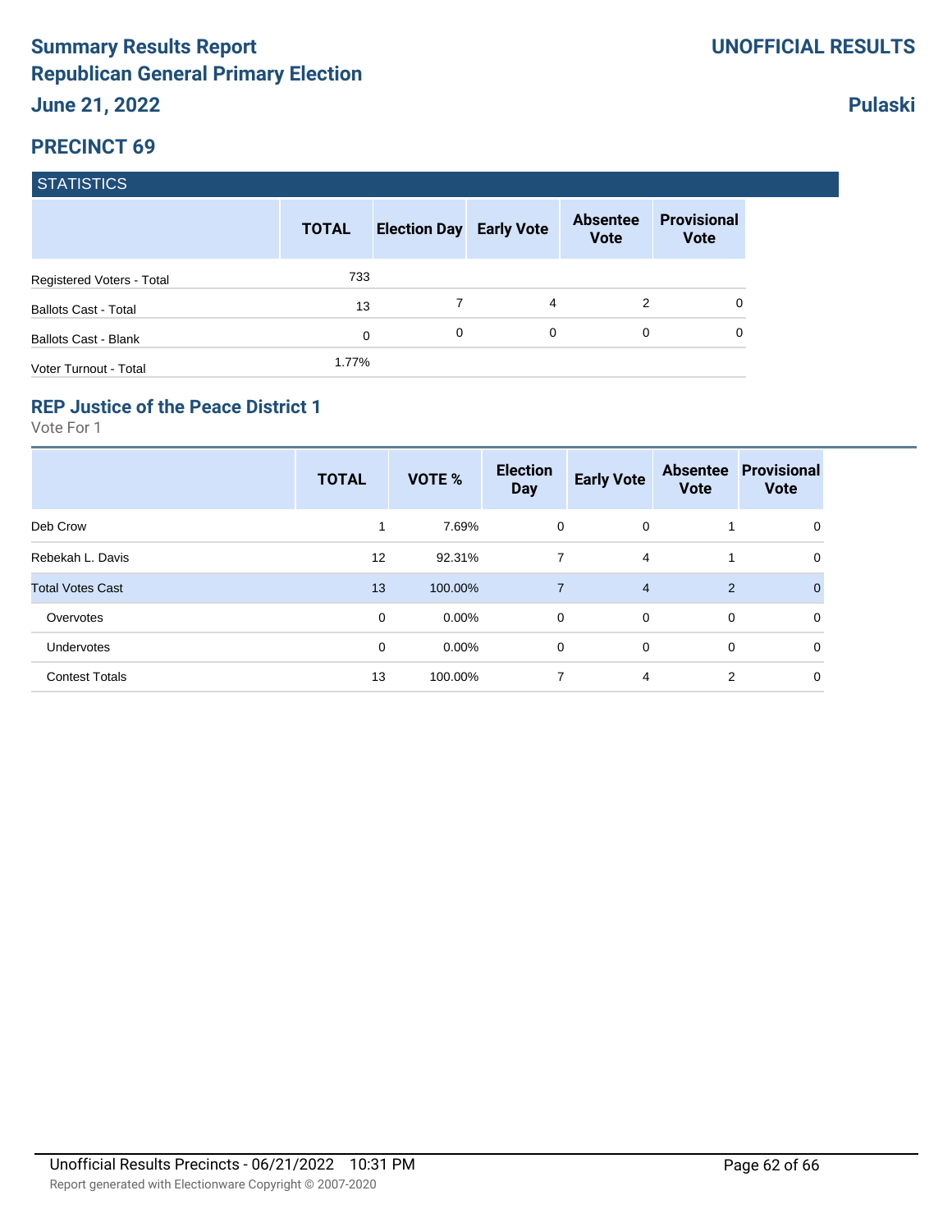# Summary Results Report
# Republican General Primary Election
## June 21, 2022

**UNOFFICIAL RESULTS**

**Pulaski**

## PRECINCT 69

### STATISTICS

| | TOTAL | Election Day | Early Vote | Absentee Vote | Provisional Vote |
|---|---|---|---|---|---|
| Registered Voters - Total | 733 | | | | |
| Ballots Cast - Total | 13 | 7 | 4 | 2 | 0 |
| Ballots Cast - Blank | 0 | 0 | 0 | 0 | 0 |
| Voter Turnout - Total | 1.77% | | | | |

### REP Justice of the Peace District 1

Vote For 1

| | TOTAL | VOTE % | Election Day | Early Vote | Absentee Vote | Provisional Vote |
|---|---|---|---|---|---|---|
| Deb Crow | 1 | 7.69% | 0 | 0 | 1 | 0 |
| Rebekah L. Davis | 12 | 92.31% | 7 | 4 | 1 | 0 |
| Total Votes Cast | 13 | 100.00% | 7 | 4 | 2 | 0 |
| Overvotes | 0 | 0.00% | 0 | 0 | 0 | 0 |
| Undervotes | 0 | 0.00% | 0 | 0 | 0 | 0 |
| Contest Totals | 13 | 100.00% | 7 | 4 | 2 | 0 |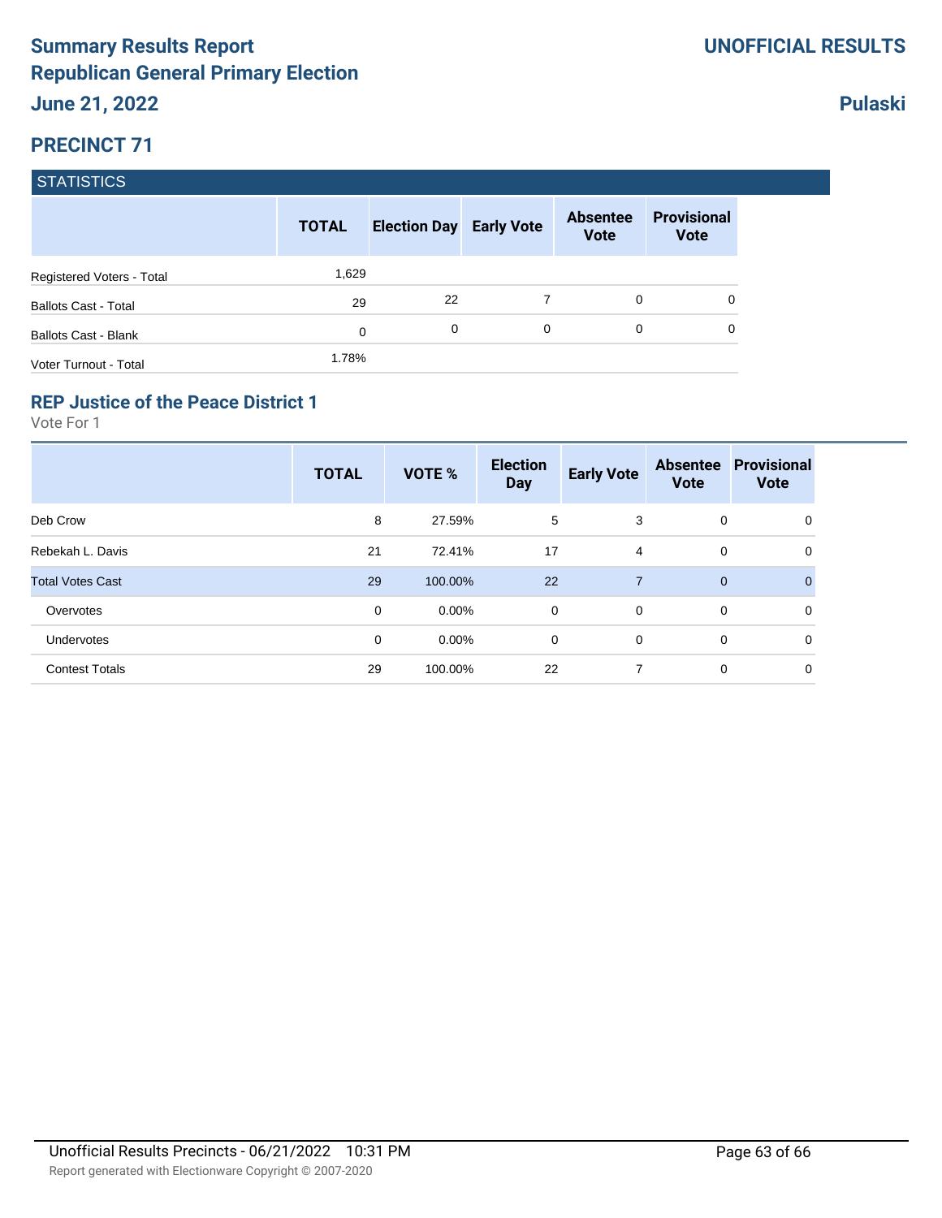# Summary Results Report
# Republican General Primary Election
## June 21, 2022

**UNOFFICIAL RESULTS**

**Pulaski**

## PRECINCT 71

### STATISTICS

| | TOTAL | Election Day | Early Vote | Absentee Vote | Provisional Vote |
|---|---|---|---|---|---|
| Registered Voters - Total | 1,629 | | | | |
| Ballots Cast - Total | 29 | 22 | 7 | 0 | 0 |
| Ballots Cast - Blank | 0 | 0 | 0 | 0 | 0 |
| Voter Turnout - Total | 1.78% | | | | |

### REP Justice of the Peace District 1

Vote For 1

| | TOTAL | VOTE % | Election Day | Early Vote | Absentee Vote | Provisional Vote |
|---|---|---|---|---|---|---|
| Deb Crow | 8 | 27.59% | 5 | 3 | 0 | 0 |
| Rebekah L. Davis | 21 | 72.41% | 17 | 4 | 0 | 0 |
| Total Votes Cast | 29 | 100.00% | 22 | 7 | 0 | 0 |
| Overvotes | 0 | 0.00% | 0 | 0 | 0 | 0 |
| Undervotes | 0 | 0.00% | 0 | 0 | 0 | 0 |
| Contest Totals | 29 | 100.00% | 22 | 7 | 0 | 0 |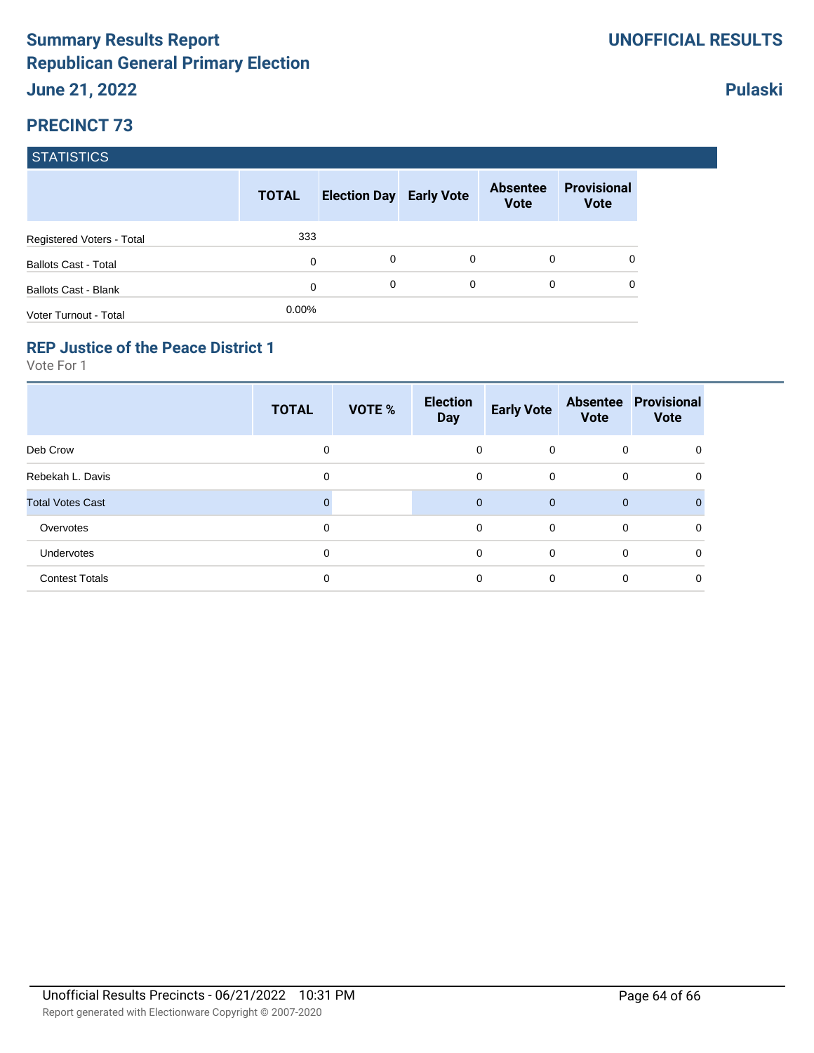# Summary Results Report
# Republican General Primary Election
## June 21, 2022

**UNOFFICIAL RESULTS**

**Pulaski**

## PRECINCT 73

### STATISTICS

| | TOTAL | Election Day | Early Vote | Absentee Vote | Provisional Vote |
|---|---|---|---|---|---|
| Registered Voters - Total | 333 | | | | |
| Ballots Cast - Total | 0 | 0 | 0 | 0 | 0 |
| Ballots Cast - Blank | 0 | 0 | 0 | 0 | 0 |
| Voter Turnout - Total | 0.00% | | | | |

### REP Justice of the Peace District 1

Vote For 1

| | TOTAL | VOTE % | Election Day | Early Vote | Absentee Vote | Provisional Vote |
|---|---|---|---|---|---|---|
| Deb Crow | 0 | | 0 | 0 | 0 | 0 |
| Rebekah L. Davis | 0 | | 0 | 0 | 0 | 0 |
| Total Votes Cast | 0 | | 0 | 0 | 0 | 0 |
| Overvotes | 0 | | 0 | 0 | 0 | 0 |
| Undervotes | 0 | | 0 | 0 | 0 | 0 |
| Contest Totals | 0 | | 0 | 0 | 0 | 0 |

Unofficial Results Precincts - 06/21/2022 10:31 PM

Report generated with Electionware Copyright © 2007-2020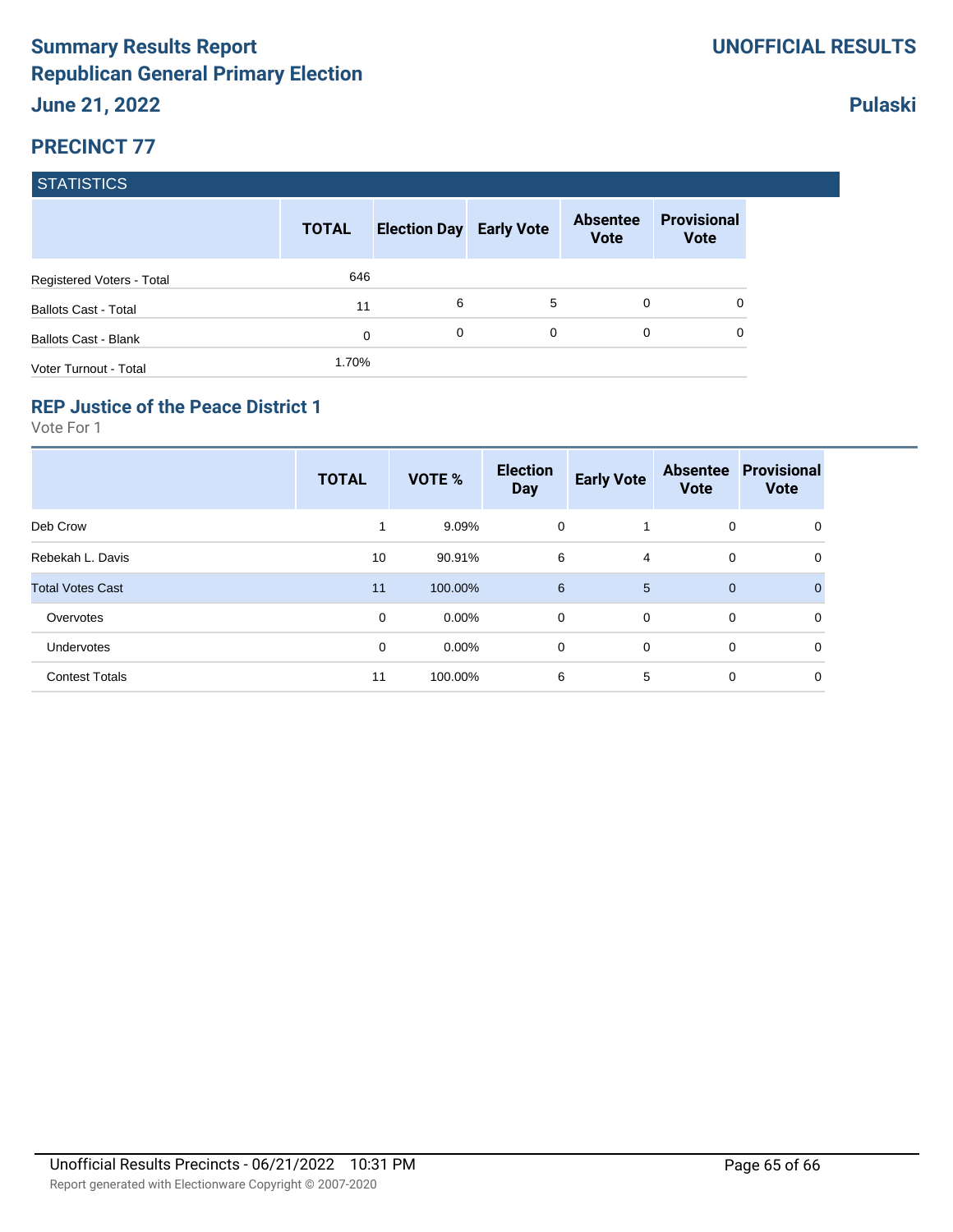# Summary Results Report
# Republican General Primary Election
## June 21, 2022

**UNOFFICIAL RESULTS**

**Pulaski**

## PRECINCT 77

**STATISTICS**

| | TOTAL | Election Day | Early Vote | Absentee Vote | Provisional Vote |
|---|---|---|---|---|---|
| Registered Voters - Total | 646 | | | | |
| Ballots Cast - Total | 11 | 6 | 5 | 0 | 0 |
| Ballots Cast - Blank | 0 | 0 | 0 | 0 | 0 |
| Voter Turnout - Total | 1.70% | | | | |

### REP Justice of the Peace District 1

Vote For 1

| | TOTAL | VOTE % | Election Day | Early Vote | Absentee Vote | Provisional Vote |
|---|---|---|---|---|---|---|
| Deb Crow | 1 | 9.09% | 0 | 1 | 0 | 0 |
| Rebekah L. Davis | 10 | 90.91% | 6 | 4 | 0 | 0 |
| Total Votes Cast | 11 | 100.00% | 6 | 5 | 0 | 0 |
| Overvotes | 0 | 0.00% | 0 | 0 | 0 | 0 |
| Undervotes | 0 | 0.00% | 0 | 0 | 0 | 0 |
| Contest Totals | 11 | 100.00% | 6 | 5 | 0 | 0 |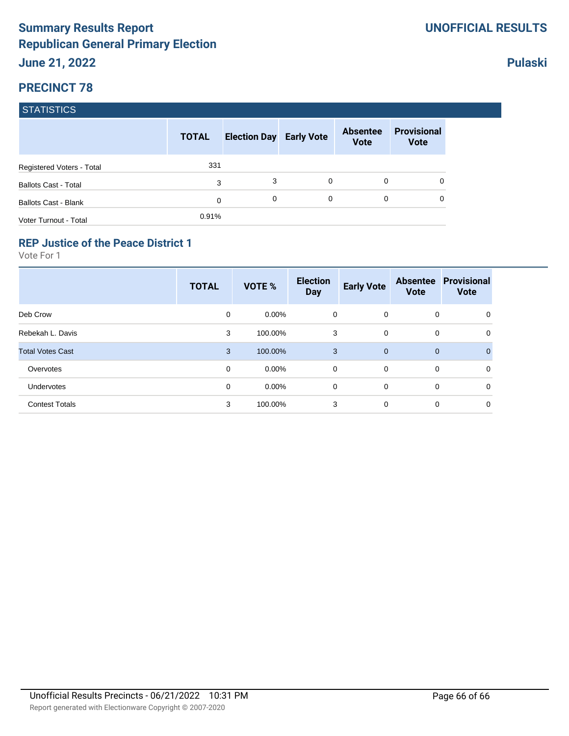# Summary Results Report
# Republican General Primary Election

**June 21, 2022**

**UNOFFICIAL RESULTS**

**Pulaski**

## PRECINCT 78

### STATISTICS

| | TOTAL | Election Day | Early Vote | Absentee Vote | Provisional Vote |
|---|---|---|---|---|---|
| Registered Voters - Total | 331 | | | | |
| Ballots Cast - Total | 3 | 3 | 0 | 0 | 0 |
| Ballots Cast - Blank | 0 | 0 | 0 | 0 | 0 |
| Voter Turnout - Total | 0.91% | | | | |

### REP Justice of the Peace District 1

Vote For 1

| | TOTAL | VOTE % | Election Day | Early Vote | Absentee Vote | Provisional Vote |
|---|---|---|---|---|---|---|
| Deb Crow | 0 | 0.00% | 0 | 0 | 0 | 0 |
| Rebekah L. Davis | 3 | 100.00% | 3 | 0 | 0 | 0 |
| Total Votes Cast | 3 | 100.00% | 3 | 0 | 0 | 0 |
| Overvotes | 0 | 0.00% | 0 | 0 | 0 | 0 |
| Undervotes | 0 | 0.00% | 0 | 0 | 0 | 0 |
| Contest Totals | 3 | 100.00% | 3 | 0 | 0 | 0 |